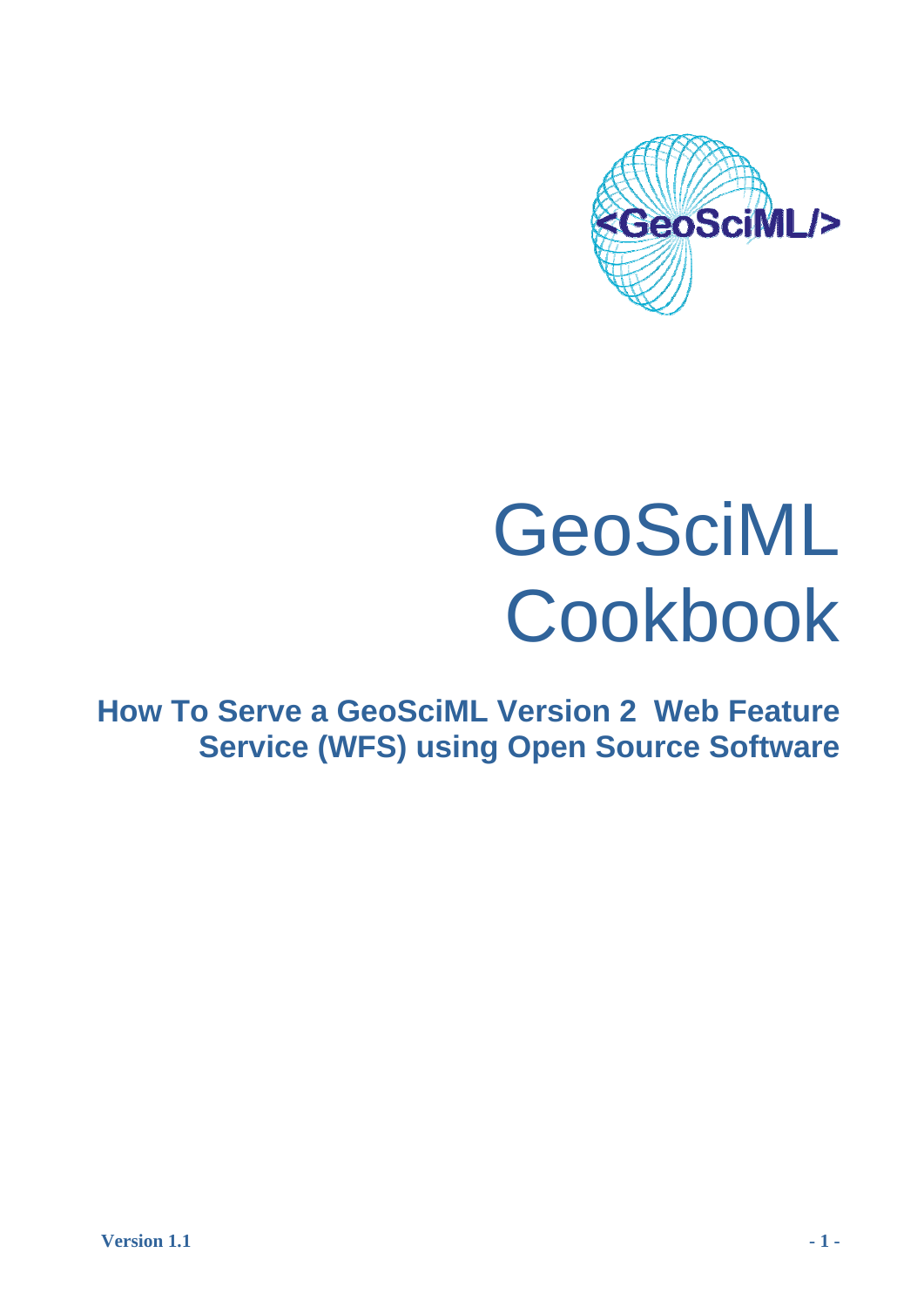# GeoSciML Cookbook

## How To Serve a GeoSciML Version 2 Web Feature Service (WFS) using Open Source Software

**Version 1.1**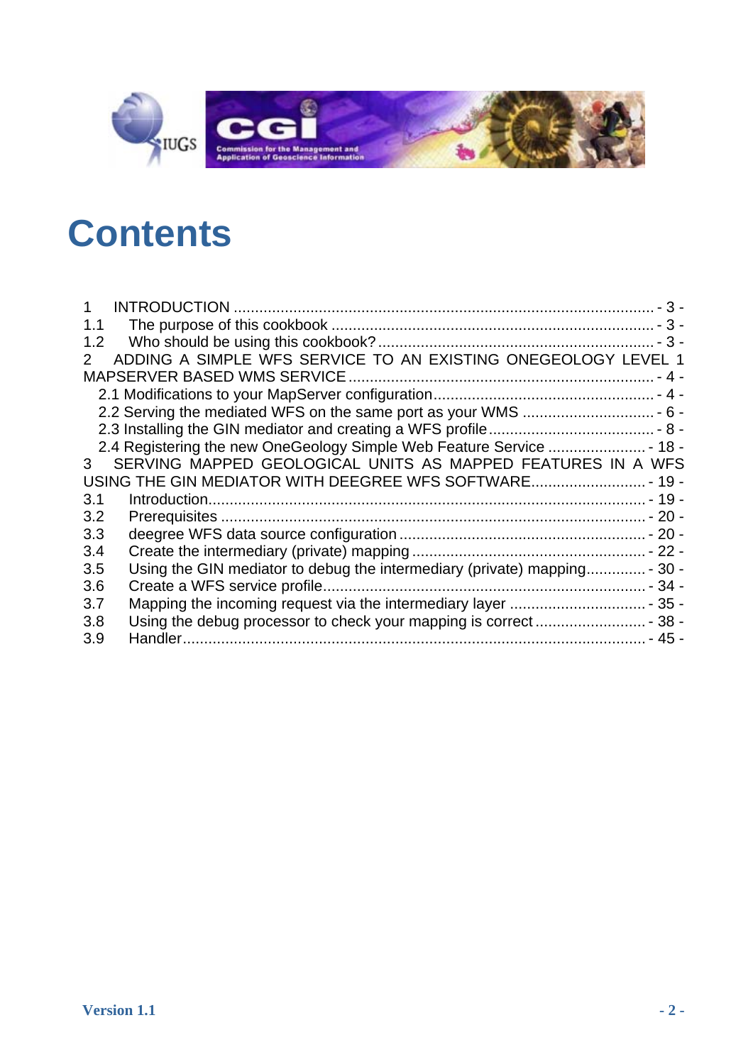# Contents

1 INTRODUCTION ................................................................................................... - 3 -
1.1 The purpose of this cookbook ........................................................................... - 3 -
1.2 Who should be using this cookbook? ................................................................. - 3 -
2 ADDING A SIMPLE WFS SERVICE TO AN EXISTING ONEGEOLOGY LEVEL 1 MAPSERVER BASED WMS SERVICE ........................................................................ - 4 -
2.1 Modifications to your MapServer configuration.................................................... - 4 -
2.2 Serving the mediated WFS on the same port as your WMS ............................... - 6 -
2.3 Installing the GIN mediator and creating a WFS profile....................................... - 8 -
2.4 Registering the new OneGeology Simple Web Feature Service ....................... - 18 -
3 SERVING MAPPED GEOLOGICAL UNITS AS MAPPED FEATURES IN A WFS USING THE GIN MEDIATOR WITH DEEGREE WFS SOFTWARE........................... - 19 -
3.1 Introduction...................................................................................................... - 19 -
3.2 Prerequisites ................................................................................................... - 20 -
3.3 deegree WFS data source configuration .......................................................... - 20 -
3.4 Create the intermediary (private) mapping ....................................................... - 22 -
3.5 Using the GIN mediator to debug the intermediary (private) mapping.............. - 30 -
3.6 Create a WFS service profile............................................................................ - 34 -
3.7 Mapping the incoming request via the intermediary layer ................................ - 35 -
3.8 Using the debug processor to check your mapping is correct .......................... - 38 -
3.9 Handler............................................................................................................. - 45 -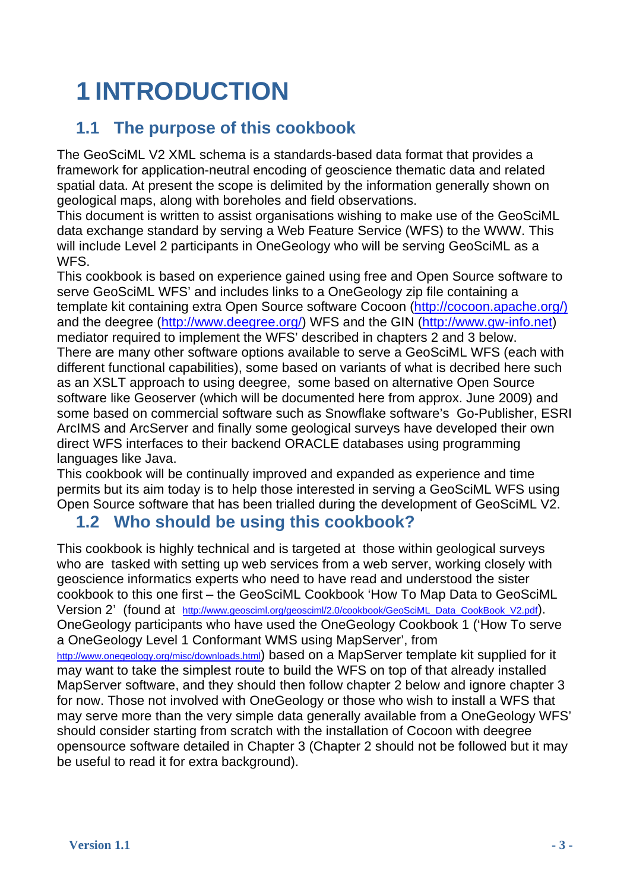# 1 INTRODUCTION

## 1.1 The purpose of this cookbook

The GeoSciML V2 XML schema is a standards-based data format that provides a framework for application-neutral encoding of geoscience thematic data and related spatial data. At present the scope is delimited by the information generally shown on geological maps, along with boreholes and field observations.

This document is written to assist organisations wishing to make use of the GeoSciML data exchange standard by serving a Web Feature Service (WFS) to the WWW. This will include Level 2 participants in OneGeology who will be serving GeoSciML as a WFS.

This cookbook is based on experience gained using free and Open Source software to serve GeoSciML WFS' and includes links to a OneGeology zip file containing a template kit containing extra Open Source software Cocoon (http://cocoon.apache.org/) and the deegree (http://www.deegree.org/) WFS and the GIN (http://www.gw-info.net) mediator required to implement the WFS' described in chapters 2 and 3 below.

There are many other software options available to serve a GeoSciML WFS (each with different functional capabilities), some based on variants of what is decribed here such as an XSLT approach to using deegree, some based on alternative Open Source software like Geoserver (which will be documented here from approx. June 2009) and some based on commercial software such as Snowflake software's Go-Publisher, ESRI ArcIMS and ArcServer and finally some geological surveys have developed their own direct WFS interfaces to their backend ORACLE databases using programming languages like Java.

This cookbook will be continually improved and expanded as experience and time permits but its aim today is to help those interested in serving a GeoSciML WFS using Open Source software that has been trialled during the development of GeoSciML V2.

## 1.2 Who should be using this cookbook?

This cookbook is highly technical and is targeted at those within geological surveys who are tasked with setting up web services from a web server, working closely with geoscience informatics experts who need to have read and understood the sister cookbook to this one first – the GeoSciML Cookbook 'How To Map Data to GeoSciML Version 2' (found at http://www.geosciml.org/geosciml/2.0/cookbook/GeoSciML_Data_CookBook_V2.pdf). OneGeology participants who have used the OneGeology Cookbook 1 ('How To serve a OneGeology Level 1 Conformant WMS using MapServer', from http://www.onegeology.org/misc/downloads.html) based on a MapServer template kit supplied for it may want to take the simplest route to build the WFS on top of that already installed MapServer software, and they should then follow chapter 2 below and ignore chapter 3 for now. Those not involved with OneGeology or those who wish to install a WFS that may serve more than the very simple data generally available from a OneGeology WFS' should consider starting from scratch with the installation of Cocoon with deegree opensource software detailed in Chapter 3 (Chapter 2 should not be followed but it may be useful to read it for extra background).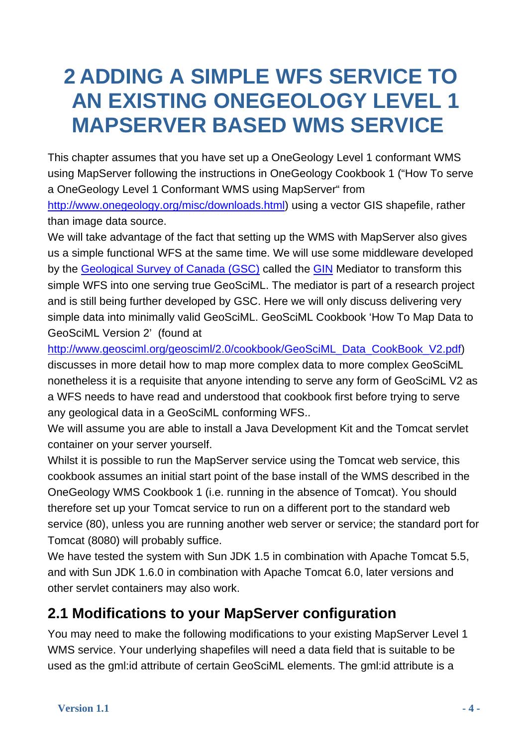# 2 ADDING A SIMPLE WFS SERVICE TO AN EXISTING ONEGEOLOGY LEVEL 1 MAPSERVER BASED WMS SERVICE

This chapter assumes that you have set up a OneGeology Level 1 conformant WMS using MapServer following the instructions in OneGeology Cookbook 1 ("How To serve a OneGeology Level 1 Conformant WMS using MapServer" from http://www.onegeology.org/misc/downloads.html) using a vector GIS shapefile, rather than image data source.

We will take advantage of the fact that setting up the WMS with MapServer also gives us a simple functional WFS at the same time. We will use some middleware developed by the Geological Survey of Canada (GSC) called the GIN Mediator to transform this simple WFS into one serving true GeoSciML. The mediator is part of a research project and is still being further developed by GSC. Here we will only discuss delivering very simple data into minimally valid GeoSciML. GeoSciML Cookbook 'How To Map Data to GeoSciML Version 2' (found at http://www.geosciml.org/geosciml/2.0/cookbook/GeoSciML_Data_CookBook_V2.pdf) discusses in more detail how to map more complex data to more complex GeoSciML nonetheless it is a requisite that anyone intending to serve any form of GeoSciML V2 as a WFS needs to have read and understood that cookbook first before trying to serve any geological data in a GeoSciML conforming WFS..

We will assume you are able to install a Java Development Kit and the Tomcat servlet container on your server yourself.

Whilst it is possible to run the MapServer service using the Tomcat web service, this cookbook assumes an initial start point of the base install of the WMS described in the OneGeology WMS Cookbook 1 (i.e. running in the absence of Tomcat). You should therefore set up your Tomcat service to run on a different port to the standard web service (80), unless you are running another web server or service; the standard port for Tomcat (8080) will probably suffice.

We have tested the system with Sun JDK 1.5 in combination with Apache Tomcat 5.5, and with Sun JDK 1.6.0 in combination with Apache Tomcat 6.0, later versions and other servlet containers may also work.

## 2.1 Modifications to your MapServer configuration

You may need to make the following modifications to your existing MapServer Level 1 WMS service. Your underlying shapefiles will need a data field that is suitable to be used as the gml:id attribute of certain GeoSciML elements. The gml:id attribute is a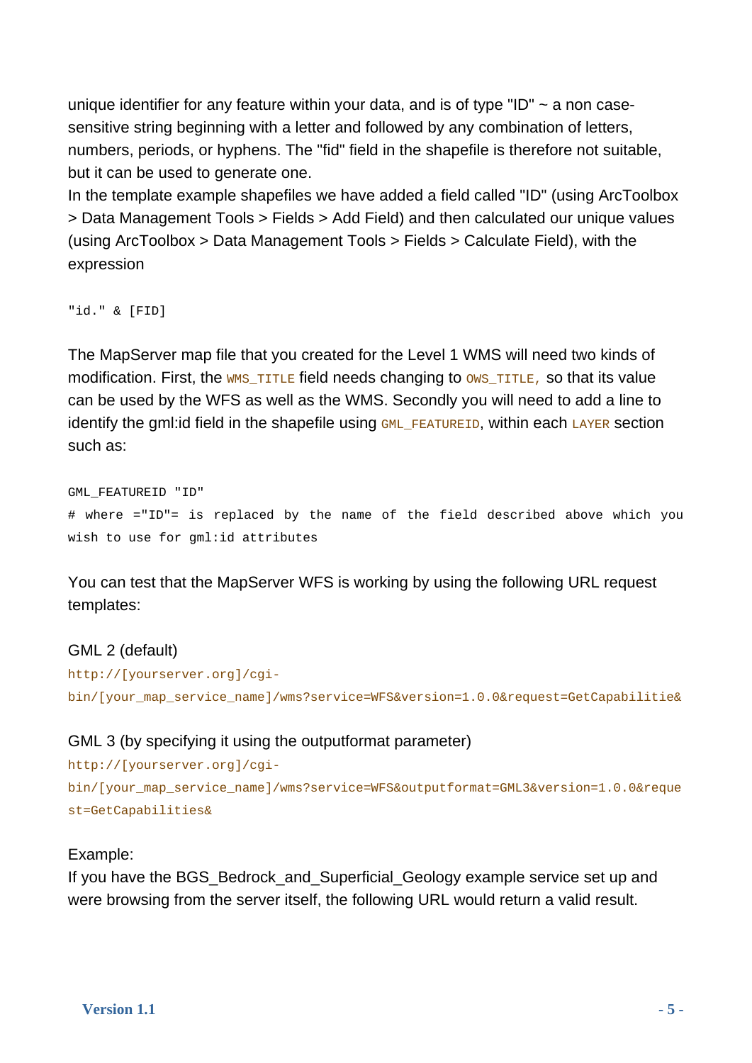unique identifier for any feature within your data, and is of type "ID" ~ a non case-sensitive string beginning with a letter and followed by any combination of letters, numbers, periods, or hyphens. The "fid" field in the shapefile is therefore not suitable, but it can be used to generate one.

In the template example shapefiles we have added a field called "ID" (using ArcToolbox > Data Management Tools > Fields > Add Field) and then calculated our unique values (using ArcToolbox > Data Management Tools > Fields > Calculate Field), with the expression

```
"id." & [FID]
```

The MapServer map file that you created for the Level 1 WMS will need two kinds of modification. First, the `WMS_TITLE` field needs changing to `OWS_TITLE,` so that its value can be used by the WFS as well as the WMS. Secondly you will need to add a line to identify the gml:id field in the shapefile using `GML_FEATUREID`, within each `LAYER` section such as:

```
GML_FEATUREID "ID"
# where ="ID"= is replaced by the name of the field described above which you wish to use for gml:id attributes
```

You can test that the MapServer WFS is working by using the following URL request templates:

GML 2 (default)

`http://[yourserver.org]/cgi-bin/[your_map_service_name]/wms?service=WFS&version=1.0.0&request=GetCapabilitie&`

GML 3 (by specifying it using the outputformat parameter)

`http://[yourserver.org]/cgi-bin/[your_map_service_name]/wms?service=WFS&outputformat=GML3&version=1.0.0&request=GetCapabilities&`

Example:

If you have the BGS_Bedrock_and_Superficial_Geology example service set up and were browsing from the server itself, the following URL would return a valid result.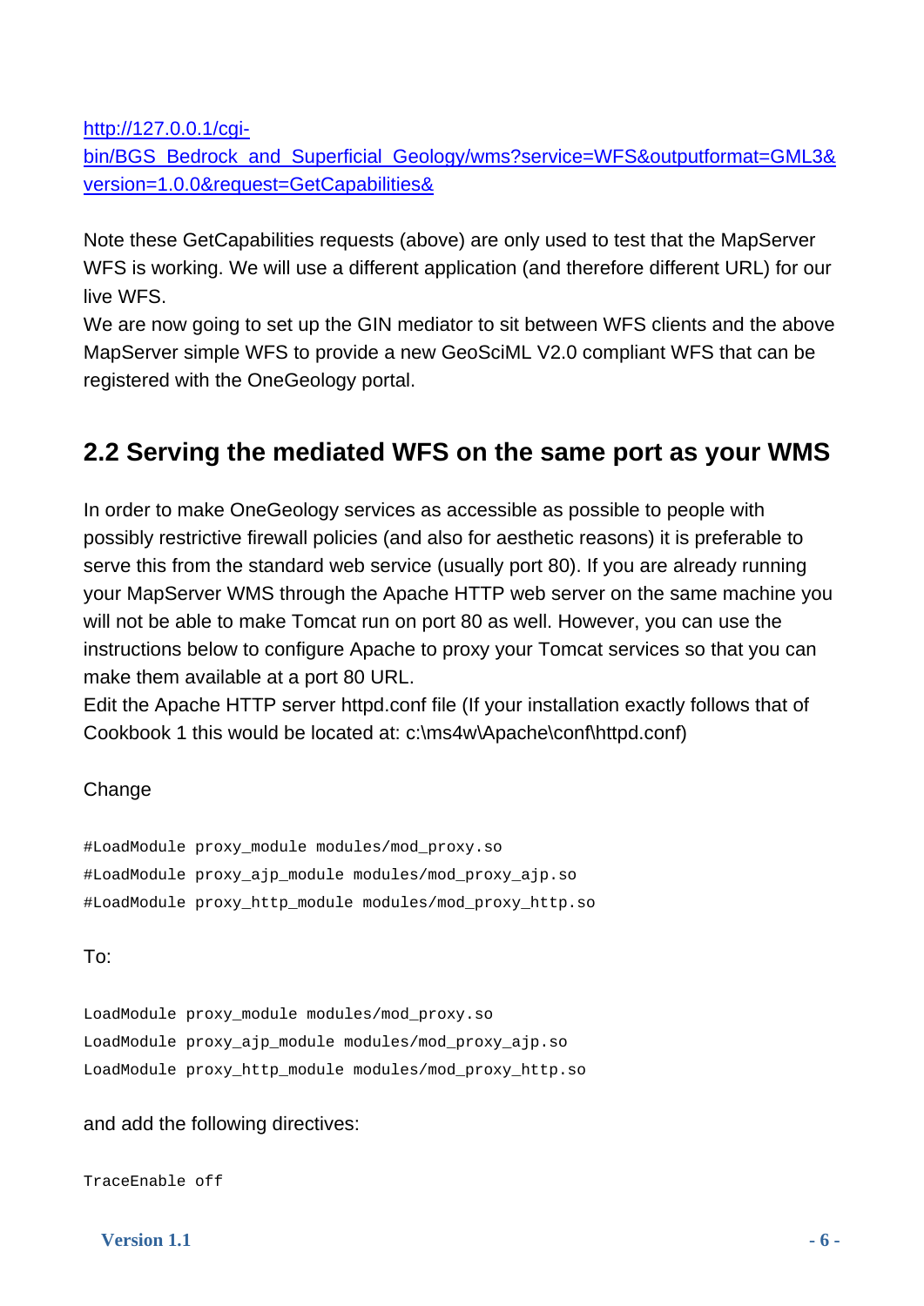[http://127.0.0.1/cgi-bin/BGS_Bedrock_and_Superficial_Geology/wms?service=WFS&outputformat=GML3&version=1.0.0&request=GetCapabilities&](http://127.0.0.1/cgi-bin/BGS_Bedrock_and_Superficial_Geology/wms?service=WFS&outputformat=GML3&version=1.0.0&request=GetCapabilities&)

Note these GetCapabilities requests (above) are only used to test that the MapServer WFS is working. We will use a different application (and therefore different URL) for our live WFS.

We are now going to set up the GIN mediator to sit between WFS clients and the above MapServer simple WFS to provide a new GeoSciML V2.0 compliant WFS that can be registered with the OneGeology portal.

## 2.2 Serving the mediated WFS on the same port as your WMS

In order to make OneGeology services as accessible as possible to people with possibly restrictive firewall policies (and also for aesthetic reasons) it is preferable to serve this from the standard web service (usually port 80). If you are already running your MapServer WMS through the Apache HTTP web server on the same machine you will not be able to make Tomcat run on port 80 as well. However, you can use the instructions below to configure Apache to proxy your Tomcat services so that you can make them available at a port 80 URL.

Edit the Apache HTTP server httpd.conf file (If your installation exactly follows that of Cookbook 1 this would be located at: c:\ms4w\Apache\conf\httpd.conf)

Change

```
#LoadModule proxy_module modules/mod_proxy.so
#LoadModule proxy_ajp_module modules/mod_proxy_ajp.so
#LoadModule proxy_http_module modules/mod_proxy_http.so
```

To:

```
LoadModule proxy_module modules/mod_proxy.so
LoadModule proxy_ajp_module modules/mod_proxy_ajp.so
LoadModule proxy_http_module modules/mod_proxy_http.so
```

and add the following directives:

```
TraceEnable off
```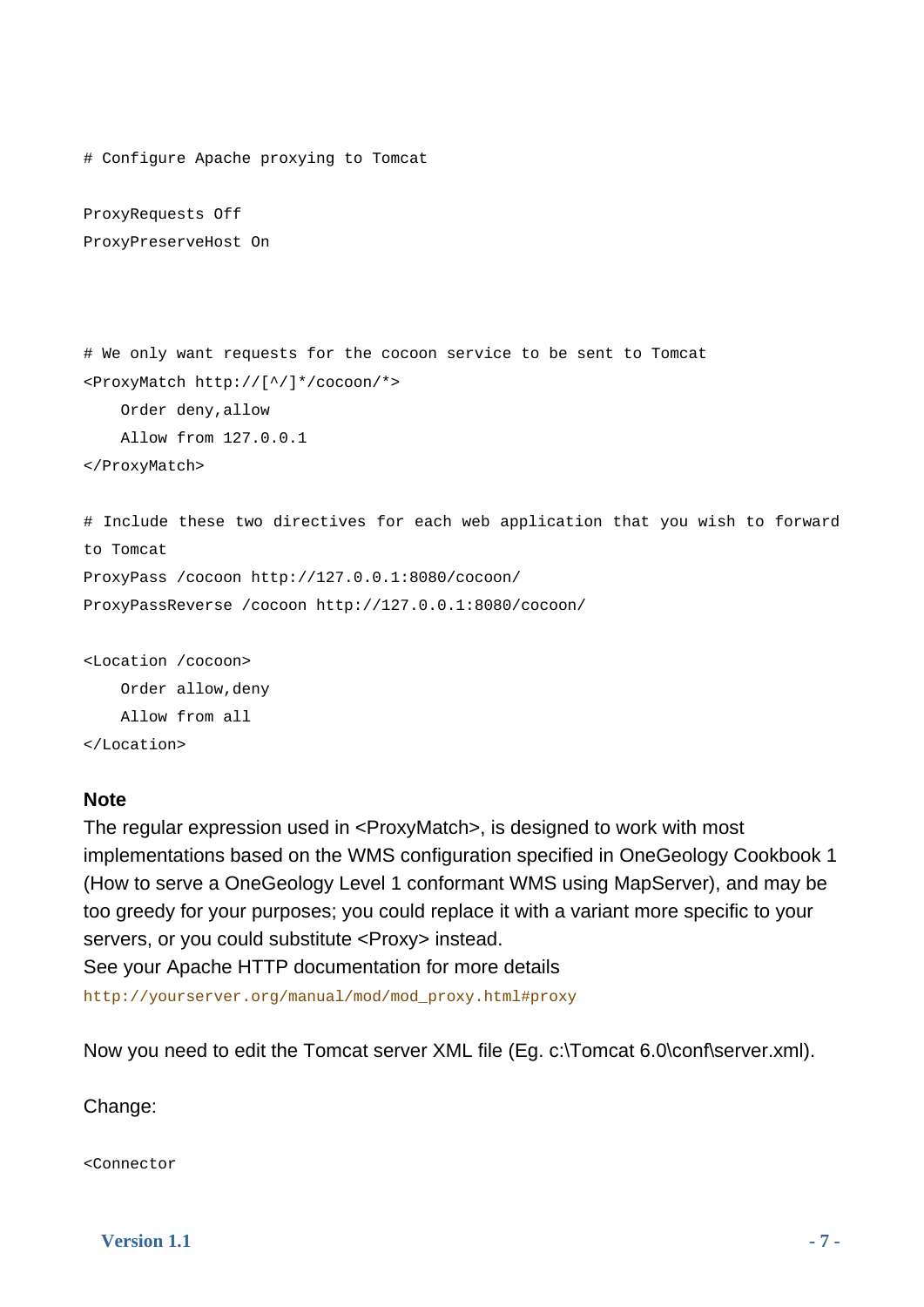```
# Configure Apache proxying to Tomcat

ProxyRequests Off
ProxyPreserveHost On



# We only want requests for the cocoon service to be sent to Tomcat
<ProxyMatch http://[^/]*/cocoon/*>
    Order deny,allow
    Allow from 127.0.0.1
</ProxyMatch>

# Include these two directives for each web application that you wish to forward
to Tomcat
ProxyPass /cocoon http://127.0.0.1:8080/cocoon/
ProxyPassReverse /cocoon http://127.0.0.1:8080/cocoon/

<Location /cocoon>
    Order allow,deny
    Allow from all
</Location>
```

**Note**

The regular expression used in <ProxyMatch>, is designed to work with most implementations based on the WMS configuration specified in OneGeology Cookbook 1 (How to serve a OneGeology Level 1 conformant WMS using MapServer), and may be too greedy for your purposes; you could replace it with a variant more specific to your servers, or you could substitute <Proxy> instead.

See your Apache HTTP documentation for more details

`http://yourserver.org/manual/mod/mod_proxy.html#proxy`

Now you need to edit the Tomcat server XML file (Eg. c:\Tomcat 6.0\conf\server.xml).

Change:

```
<Connector
```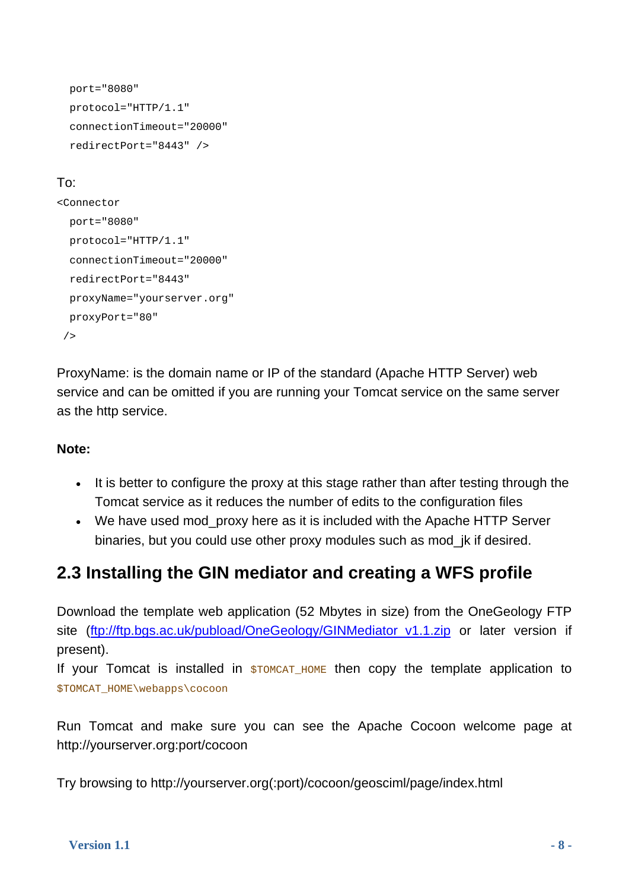```
  port="8080"
  protocol="HTTP/1.1"
  connectionTimeout="20000"
  redirectPort="8443" />
```

To:

```
<Connector
  port="8080"
  protocol="HTTP/1.1"
  connectionTimeout="20000"
  redirectPort="8443"
  proxyName="yourserver.org"
  proxyPort="80"
 />
```

ProxyName: is the domain name or IP of the standard (Apache HTTP Server) web service and can be omitted if you are running your Tomcat service on the same server as the http service.

**Note:**

- It is better to configure the proxy at this stage rather than after testing through the Tomcat service as it reduces the number of edits to the configuration files
- We have used mod_proxy here as it is included with the Apache HTTP Server binaries, but you could use other proxy modules such as mod_jk if desired.

## 2.3 Installing the GIN mediator and creating a WFS profile

Download the template web application (52 Mbytes in size) from the OneGeology FTP site ([ftp://ftp.bgs.ac.uk/pubload/OneGeology/GINMediator_v1.1.zip](ftp://ftp.bgs.ac.uk/pubload/OneGeology/GINMediator_v1.1.zip) or later version if present).
If your Tomcat is installed in `$TOMCAT_HOME` then copy the template application to `$TOMCAT_HOME\webapps\cocoon`

Run Tomcat and make sure you can see the Apache Cocoon welcome page at http://yourserver.org:port/cocoon

Try browsing to http://yourserver.org(:port)/cocoon/geosciml/page/index.html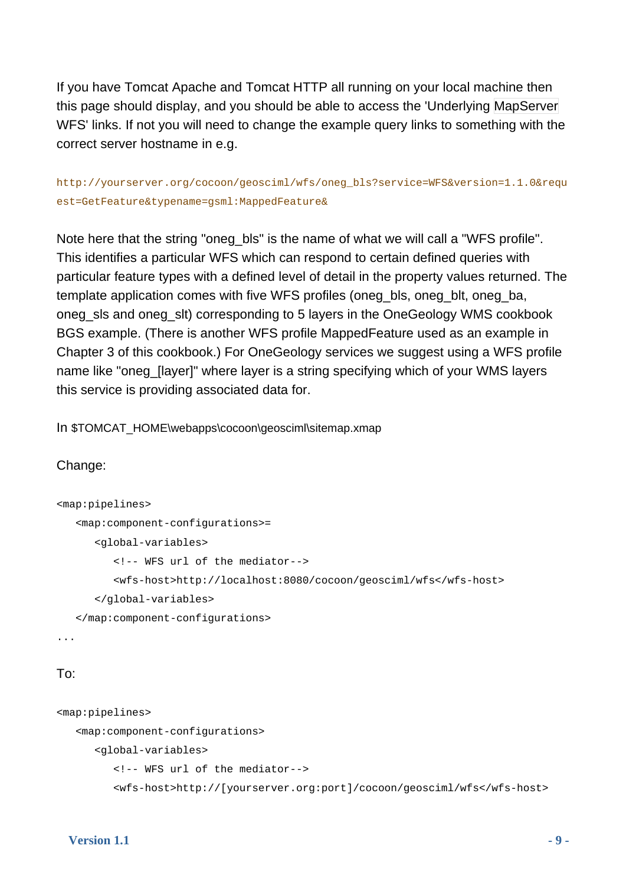If you have Tomcat Apache and Tomcat HTTP all running on your local machine then this page should display, and you should be able to access the 'Underlying MapServer WFS' links. If not you will need to change the example query links to something with the correct server hostname in e.g.

```
http://yourserver.org/cocoon/geosciml/wfs/oneg_bls?service=WFS&version=1.1.0&request=GetFeature&typename=gsml:MappedFeature&
```

Note here that the string "oneg_bls" is the name of what we will call a "WFS profile". This identifies a particular WFS which can respond to certain defined queries with particular feature types with a defined level of detail in the property values returned. The template application comes with five WFS profiles (oneg_bls, oneg_blt, oneg_ba, oneg_sls and oneg_slt) corresponding to 5 layers in the OneGeology WMS cookbook BGS example. (There is another WFS profile MappedFeature used as an example in Chapter 3 of this cookbook.) For OneGeology services we suggest using a WFS profile name like "oneg_[layer]" where layer is a string specifying which of your WMS layers this service is providing associated data for.

In $TOMCAT_HOME\webapps\cocoon\geosciml\sitemap.xmap

Change:

```
<map:pipelines>
   <map:component-configurations>=
      <global-variables>
         <!-- WFS url of the mediator-->
         <wfs-host>http://localhost:8080/cocoon/geosciml/wfs</wfs-host>
      </global-variables>
   </map:component-configurations>
...
```

To:

```
<map:pipelines>
   <map:component-configurations>
      <global-variables>
         <!-- WFS url of the mediator-->
         <wfs-host>http://[yourserver.org:port]/cocoon/geosciml/wfs</wfs-host>
```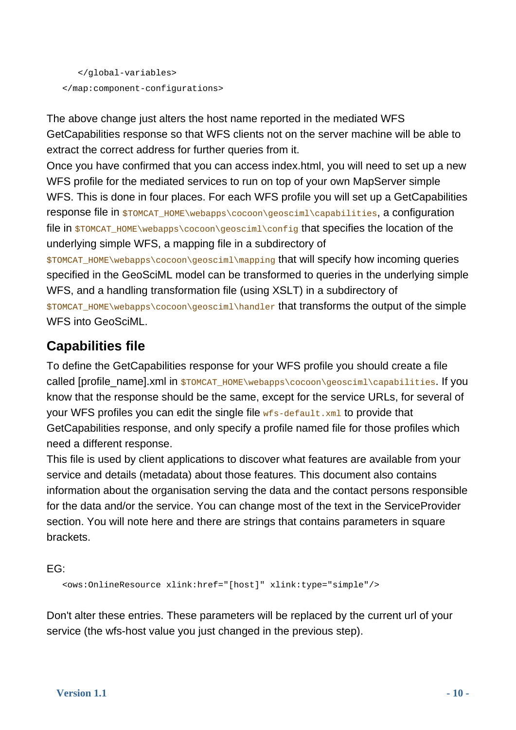```
    </global-variables>
</map:component-configurations>
```

The above change just alters the host name reported in the mediated WFS GetCapabilities response so that WFS clients not on the server machine will be able to extract the correct address for further queries from it.

Once you have confirmed that you can access index.html, you will need to set up a new WFS profile for the mediated services to run on top of your own MapServer simple WFS. This is done in four places. For each WFS profile you will set up a GetCapabilities response file in `$TOMCAT_HOME\webapps\cocoon\geosciml\capabilities`, a configuration file in `$TOMCAT_HOME\webapps\cocoon\geosciml\config` that specifies the location of the underlying simple WFS, a mapping file in a subdirectory of `$TOMCAT_HOME\webapps\cocoon\geosciml\mapping` that will specify how incoming queries specified in the GeoSciML model can be transformed to queries in the underlying simple WFS, and a handling transformation file (using XSLT) in a subdirectory of `$TOMCAT_HOME\webapps\cocoon\geosciml\handler` that transforms the output of the simple WFS into GeoSciML.

## Capabilities file

To define the GetCapabilities response for your WFS profile you should create a file called [profile_name].xml in `$TOMCAT_HOME\webapps\cocoon\geosciml\capabilities`. If you know that the response should be the same, except for the service URLs, for several of your WFS profiles you can edit the single file `wfs-default.xml` to provide that GetCapabilities response, and only specify a profile named file for those profiles which need a different response.

This file is used by client applications to discover what features are available from your service and details (metadata) about those features. This document also contains information about the organisation serving the data and the contact persons responsible for the data and/or the service. You can change most of the text in the ServiceProvider section. You will note here and there are strings that contains parameters in square brackets.

EG:

```
<ows:OnlineResource xlink:href="[host]" xlink:type="simple"/>
```

Don't alter these entries. These parameters will be replaced by the current url of your service (the wfs-host value you just changed in the previous step).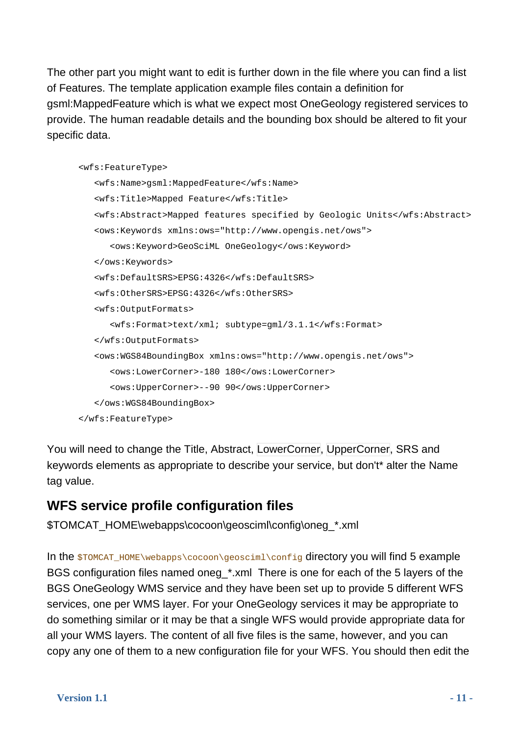The other part you might want to edit is further down in the file where you can find a list of Features. The template application example files contain a definition for gsml:MappedFeature which is what we expect most OneGeology registered services to provide. The human readable details and the bounding box should be altered to fit your specific data.

```
<wfs:FeatureType>
   <wfs:Name>gsml:MappedFeature</wfs:Name>
   <wfs:Title>Mapped Feature</wfs:Title>
   <wfs:Abstract>Mapped features specified by Geologic Units</wfs:Abstract>
   <ows:Keywords xmlns:ows="http://www.opengis.net/ows">
      <ows:Keyword>GeoSciML OneGeology</ows:Keyword>
   </ows:Keywords>
   <wfs:DefaultSRS>EPSG:4326</wfs:DefaultSRS>
   <wfs:OtherSRS>EPSG:4326</wfs:OtherSRS>
   <wfs:OutputFormats>
      <wfs:Format>text/xml; subtype=gml/3.1.1</wfs:Format>
   </wfs:OutputFormats>
   <ows:WGS84BoundingBox xmlns:ows="http://www.opengis.net/ows">
      <ows:LowerCorner>-180 180</ows:LowerCorner>
      <ows:UpperCorner>--90 90</ows:UpperCorner>
   </ows:WGS84BoundingBox>
</wfs:FeatureType>
```

You will need to change the Title, Abstract, LowerCorner, UpperCorner, SRS and keywords elements as appropriate to describe your service, but don't* alter the Name tag value.

## WFS service profile configuration files

$TOMCAT_HOME\webapps\cocoon\geosciml\config\oneg_*.xml

In the `$TOMCAT_HOME\webapps\cocoon\geosciml\config` directory you will find 5 example BGS configuration files named oneg_*.xml There is one for each of the 5 layers of the BGS OneGeology WMS service and they have been set up to provide 5 different WFS services, one per WMS layer. For your OneGeology services it may be appropriate to do something similar or it may be that a single WFS would provide appropriate data for all your WMS layers. The content of all five files is the same, however, and you can copy any one of them to a new configuration file for your WFS. You should then edit the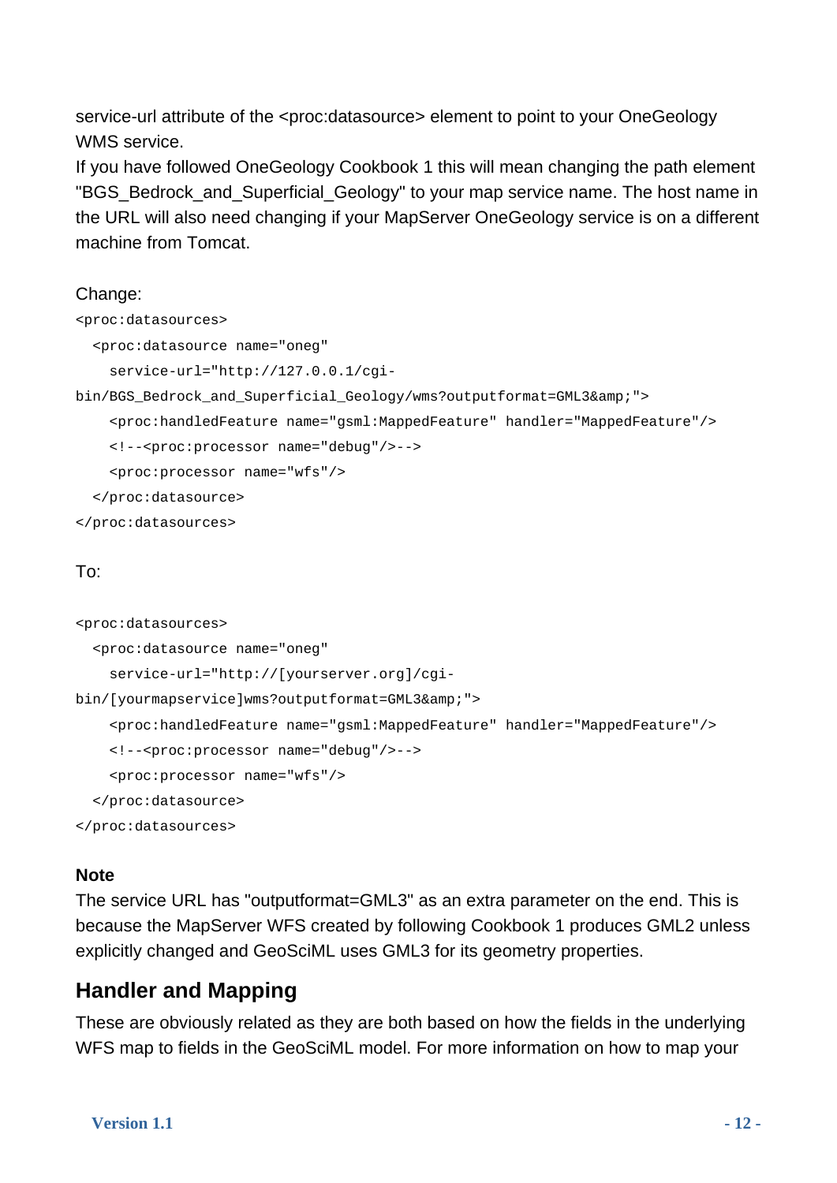service-url attribute of the <proc:datasource> element to point to your OneGeology WMS service.
If you have followed OneGeology Cookbook 1 this will mean changing the path element "BGS_Bedrock_and_Superficial_Geology" to your map service name. The host name in the URL will also need changing if your MapServer OneGeology service is on a different machine from Tomcat.

Change:

```
<proc:datasources>
  <proc:datasource name="oneg"
    service-url="http://127.0.0.1/cgi-
bin/BGS_Bedrock_and_Superficial_Geology/wms?outputformat=GML3&amp;">
    <proc:handledFeature name="gsml:MappedFeature" handler="MappedFeature"/>
    <!--<proc:processor name="debug"/>-->
    <proc:processor name="wfs"/>
  </proc:datasource>
</proc:datasources>
```

To:

```
<proc:datasources>
  <proc:datasource name="oneg"
    service-url="http://[yourserver.org]/cgi-
bin/[yourmapservice]wms?outputformat=GML3&amp;">
    <proc:handledFeature name="gsml:MappedFeature" handler="MappedFeature"/>
    <!--<proc:processor name="debug"/>-->
    <proc:processor name="wfs"/>
  </proc:datasource>
</proc:datasources>
```

**Note**
The service URL has "outputformat=GML3" as an extra parameter on the end. This is because the MapServer WFS created by following Cookbook 1 produces GML2 unless explicitly changed and GeoSciML uses GML3 for its geometry properties.

## Handler and Mapping

These are obviously related as they are both based on how the fields in the underlying WFS map to fields in the GeoSciML model. For more information on how to map your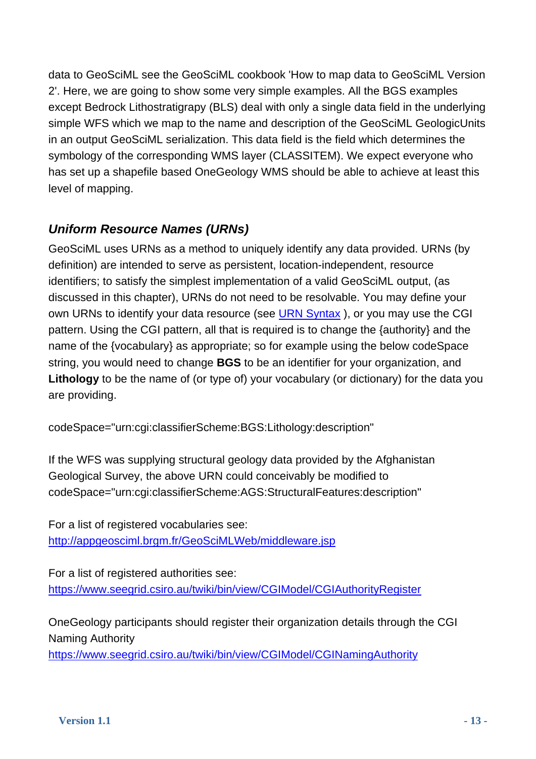data to GeoSciML see the GeoSciML cookbook 'How to map data to GeoSciML Version 2'. Here, we are going to show some very simple examples. All the BGS examples except Bedrock Lithostratigrapy (BLS) deal with only a single data field in the underlying simple WFS which we map to the name and description of the GeoSciML GeologicUnits in an output GeoSciML serialization. This data field is the field which determines the symbology of the corresponding WMS layer (CLASSITEM). We expect everyone who has set up a shapefile based OneGeology WMS should be able to achieve at least this level of mapping.

### *Uniform Resource Names (URNs)*

GeoSciML uses URNs as a method to uniquely identify any data provided. URNs (by definition) are intended to serve as persistent, location-independent, resource identifiers; to satisfy the simplest implementation of a valid GeoSciML output, (as discussed in this chapter), URNs do not need to be resolvable. You may define your own URNs to identify your data resource (see [URN Syntax](URN Syntax) ), or you may use the CGI pattern. Using the CGI pattern, all that is required is to change the {authority} and the name of the {vocabulary} as appropriate; so for example using the below codeSpace string, you would need to change **BGS** to be an identifier for your organization, and **Lithology** to be the name of (or type of) your vocabulary (or dictionary) for the data you are providing.

codeSpace="urn:cgi:classifierScheme:BGS:Lithology:description"

If the WFS was supplying structural geology data provided by the Afghanistan Geological Survey, the above URN could conceivably be modified to codeSpace="urn:cgi:classifierScheme:AGS:StructuralFeatures:description"

For a list of registered vocabularies see:
[http://appgeosciml.brgm.fr/GeoSciMLWeb/middleware.jsp](http://appgeosciml.brgm.fr/GeoSciMLWeb/middleware.jsp)

For a list of registered authorities see:
[https://www.seegrid.csiro.au/twiki/bin/view/CGIModel/CGIAuthorityRegister](https://www.seegrid.csiro.au/twiki/bin/view/CGIModel/CGIAuthorityRegister)

OneGeology participants should register their organization details through the CGI Naming Authority
[https://www.seegrid.csiro.au/twiki/bin/view/CGIModel/CGINamingAuthority](https://www.seegrid.csiro.au/twiki/bin/view/CGIModel/CGINamingAuthority)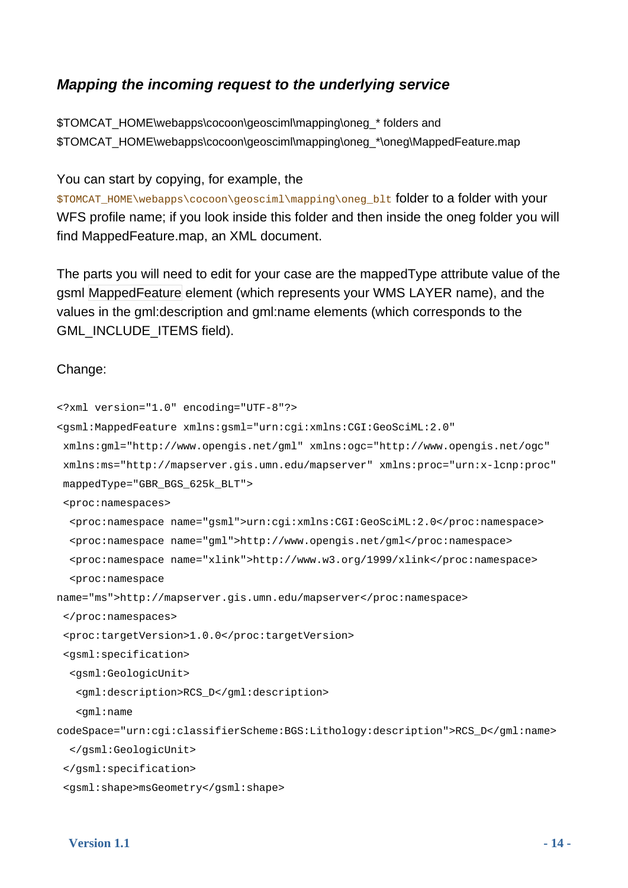### *Mapping the incoming request to the underlying service*

$TOMCAT_HOME\webapps\cocoon\geosciml\mapping\oneg_* folders and $TOMCAT_HOME\webapps\cocoon\geosciml\mapping\oneg_*\oneg\MappedFeature.map

You can start by copying, for example, the `$TOMCAT_HOME\webapps\cocoon\geosciml\mapping\oneg_blt` folder to a folder with your WFS profile name; if you look inside this folder and then inside the oneg folder you will find MappedFeature.map, an XML document.

The parts you will need to edit for your case are the mappedType attribute value of the gsml MappedFeature element (which represents your WMS LAYER name), and the values in the gml:description and gml:name elements (which corresponds to the GML_INCLUDE_ITEMS field).

Change:

```
<?xml version="1.0" encoding="UTF-8"?>
<gsml:MappedFeature xmlns:gsml="urn:cgi:xmlns:CGI:GeoSciML:2.0"
 xmlns:gml="http://www.opengis.net/gml" xmlns:ogc="http://www.opengis.net/ogc"
 xmlns:ms="http://mapserver.gis.umn.edu/mapserver" xmlns:proc="urn:x-lcnp:proc"
 mappedType="GBR_BGS_625k_BLT">
 <proc:namespaces>
  <proc:namespace name="gsml">urn:cgi:xmlns:CGI:GeoSciML:2.0</proc:namespace>
  <proc:namespace name="gml">http://www.opengis.net/gml</proc:namespace>
  <proc:namespace name="xlink">http://www.w3.org/1999/xlink</proc:namespace>
  <proc:namespace
name="ms">http://mapserver.gis.umn.edu/mapserver</proc:namespace>
 </proc:namespaces>
 <proc:targetVersion>1.0.0</proc:targetVersion>
 <gsml:specification>
  <gsml:GeologicUnit>
   <gml:description>RCS_D</gml:description>
   <gml:name
codeSpace="urn:cgi:classifierScheme:BGS:Lithology:description">RCS_D</gml:name>
  </gsml:GeologicUnit>
 </gsml:specification>
 <gsml:shape>msGeometry</gsml:shape>
```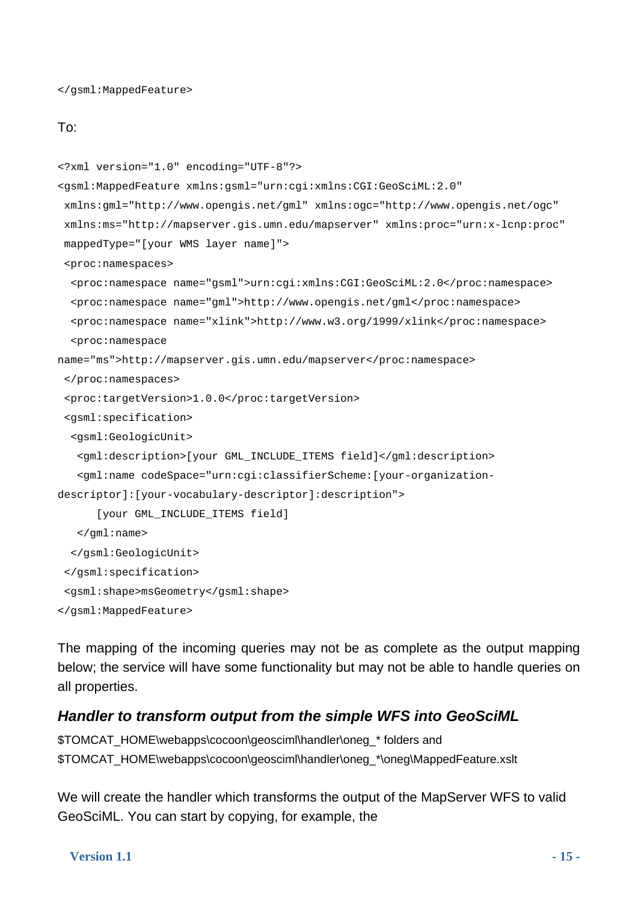```
</gsml:MappedFeature>
```

To:

```
<?xml version="1.0" encoding="UTF-8"?>
<gsml:MappedFeature xmlns:gsml="urn:cgi:xmlns:CGI:GeoSciML:2.0"
 xmlns:gml="http://www.opengis.net/gml" xmlns:ogc="http://www.opengis.net/ogc"
 xmlns:ms="http://mapserver.gis.umn.edu/mapserver" xmlns:proc="urn:x-lcnp:proc"
 mappedType="[your WMS layer name]">
 <proc:namespaces>
  <proc:namespace name="gsml">urn:cgi:xmlns:CGI:GeoSciML:2.0</proc:namespace>
  <proc:namespace name="gml">http://www.opengis.net/gml</proc:namespace>
  <proc:namespace name="xlink">http://www.w3.org/1999/xlink</proc:namespace>
  <proc:namespace
name="ms">http://mapserver.gis.umn.edu/mapserver</proc:namespace>
 </proc:namespaces>
 <proc:targetVersion>1.0.0</proc:targetVersion>
 <gsml:specification>
  <gsml:GeologicUnit>
   <gml:description>[your GML_INCLUDE_ITEMS field]</gml:description>
   <gml:name codeSpace="urn:cgi:classifierScheme:[your-organization-
descriptor]:[your-vocabulary-descriptor]:description">
      [your GML_INCLUDE_ITEMS field]
   </gml:name>
  </gsml:GeologicUnit>
 </gsml:specification>
 <gsml:shape>msGeometry</gsml:shape>
</gsml:MappedFeature>
```

The mapping of the incoming queries may not be as complete as the output mapping below; the service will have some functionality but may not be able to handle queries on all properties.

### *Handler to transform output from the simple WFS into GeoSciML*

$TOMCAT_HOME\webapps\cocoon\geosciml\handler\oneg_* folders and
$TOMCAT_HOME\webapps\cocoon\geosciml\handler\oneg_*\oneg\MappedFeature.xslt

We will create the handler which transforms the output of the MapServer WFS to valid GeoSciML. You can start by copying, for example, the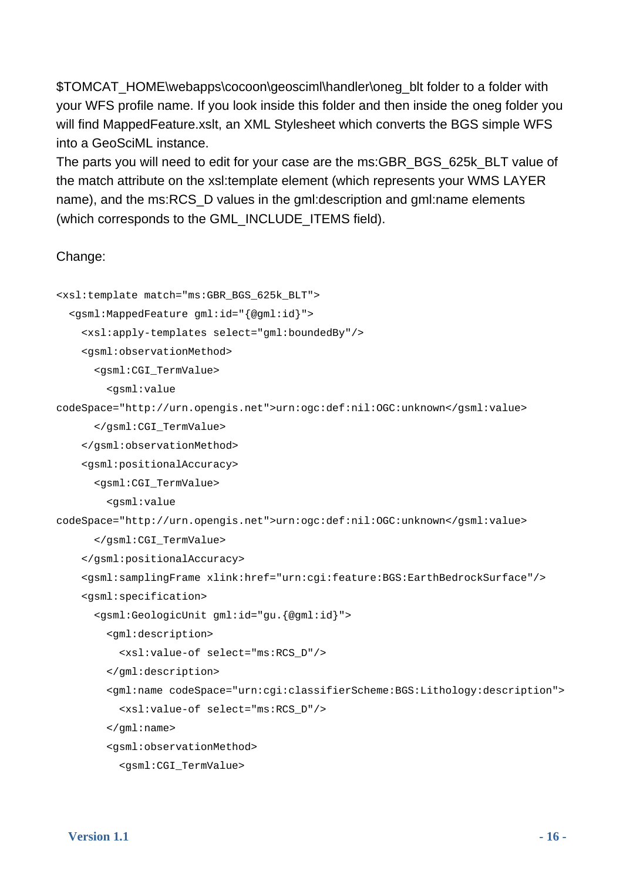$TOMCAT_HOME\webapps\cocoon\geosciml\handler\oneg_blt folder to a folder with your WFS profile name. If you look inside this folder and then inside the oneg folder you will find MappedFeature.xslt, an XML Stylesheet which converts the BGS simple WFS into a GeoSciML instance.

The parts you will need to edit for your case are the ms:GBR_BGS_625k_BLT value of the match attribute on the xsl:template element (which represents your WMS LAYER name), and the ms:RCS_D values in the gml:description and gml:name elements (which corresponds to the GML_INCLUDE_ITEMS field).

Change:

```
<xsl:template match="ms:GBR_BGS_625k_BLT">
  <gsml:MappedFeature gml:id="{@gml:id}">
    <xsl:apply-templates select="gml:boundedBy"/>
    <gsml:observationMethod>
      <gsml:CGI_TermValue>
        <gsml:value
codeSpace="http://urn.opengis.net">urn:ogc:def:nil:OGC:unknown</gsml:value>
      </gsml:CGI_TermValue>
    </gsml:observationMethod>
    <gsml:positionalAccuracy>
      <gsml:CGI_TermValue>
        <gsml:value
codeSpace="http://urn.opengis.net">urn:ogc:def:nil:OGC:unknown</gsml:value>
      </gsml:CGI_TermValue>
    </gsml:positionalAccuracy>
    <gsml:samplingFrame xlink:href="urn:cgi:feature:BGS:EarthBedrockSurface"/>
    <gsml:specification>
      <gsml:GeologicUnit gml:id="gu.{@gml:id}">
        <gml:description>
          <xsl:value-of select="ms:RCS_D"/>
        </gml:description>
        <gml:name codeSpace="urn:cgi:classifierScheme:BGS:Lithology:description">
          <xsl:value-of select="ms:RCS_D"/>
        </gml:name>
        <gsml:observationMethod>
          <gsml:CGI_TermValue>
```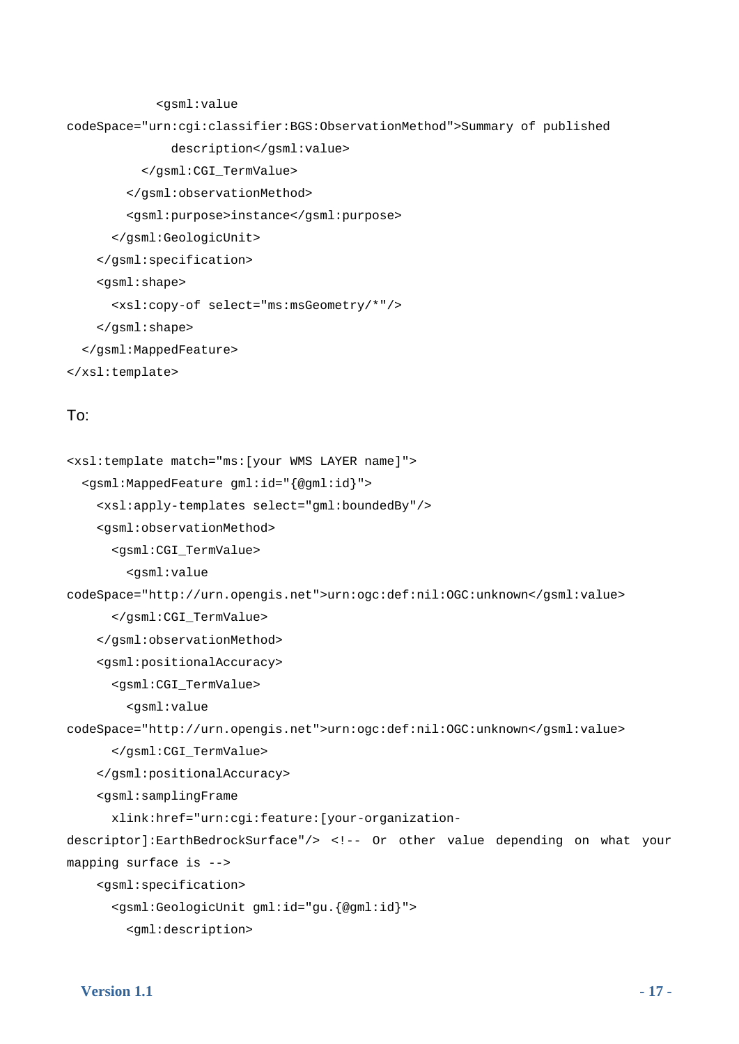```
            <gsml:value
codeSpace="urn:cgi:classifier:BGS:ObservationMethod">Summary of published
              description</gsml:value>
          </gsml:CGI_TermValue>
        </gsml:observationMethod>
        <gsml:purpose>instance</gsml:purpose>
      </gsml:GeologicUnit>
    </gsml:specification>
    <gsml:shape>
      <xsl:copy-of select="ms:msGeometry/*"/>
    </gsml:shape>
  </gsml:MappedFeature>
</xsl:template>
```

To:

```
<xsl:template match="ms:[your WMS LAYER name]">
  <gsml:MappedFeature gml:id="{@gml:id}">
    <xsl:apply-templates select="gml:boundedBy"/>
    <gsml:observationMethod>
      <gsml:CGI_TermValue>
        <gsml:value
codeSpace="http://urn.opengis.net">urn:ogc:def:nil:OGC:unknown</gsml:value>
      </gsml:CGI_TermValue>
    </gsml:observationMethod>
    <gsml:positionalAccuracy>
      <gsml:CGI_TermValue>
        <gsml:value
codeSpace="http://urn.opengis.net">urn:ogc:def:nil:OGC:unknown</gsml:value>
      </gsml:CGI_TermValue>
    </gsml:positionalAccuracy>
    <gsml:samplingFrame
      xlink:href="urn:cgi:feature:[your-organization-
descriptor]:EarthBedrockSurface"/> <!-- Or other value depending on what your
mapping surface is -->
    <gsml:specification>
      <gsml:GeologicUnit gml:id="gu.{@gml:id}">
        <gml:description>
```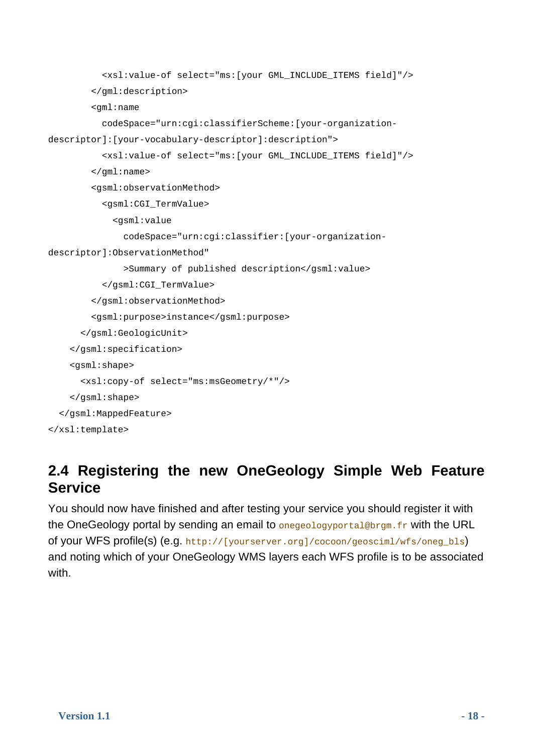```
          <xsl:value-of select="ms:[your GML_INCLUDE_ITEMS field]"/>
        </gml:description>
        <gml:name
          codeSpace="urn:cgi:classifierScheme:[your-organization-
descriptor]:[your-vocabulary-descriptor]:description">
          <xsl:value-of select="ms:[your GML_INCLUDE_ITEMS field]"/>
        </gml:name>
        <gsml:observationMethod>
          <gsml:CGI_TermValue>
            <gsml:value
              codeSpace="urn:cgi:classifier:[your-organization-
descriptor]:ObservationMethod"
              >Summary of published description</gsml:value>
          </gsml:CGI_TermValue>
        </gsml:observationMethod>
        <gsml:purpose>instance</gsml:purpose>
      </gsml:GeologicUnit>
    </gsml:specification>
    <gsml:shape>
      <xsl:copy-of select="ms:msGeometry/*"/>
    </gsml:shape>
  </gsml:MappedFeature>
</xsl:template>
```

## 2.4 Registering the new OneGeology Simple Web Feature Service

You should now have finished and after testing your service you should register it with the OneGeology portal by sending an email to `onegeologyportal@brgm.fr` with the URL of your WFS profile(s) (e.g. `http://[yourserver.org]/cocoon/geosciml/wfs/oneg_bls`) and noting which of your OneGeology WMS layers each WFS profile is to be associated with.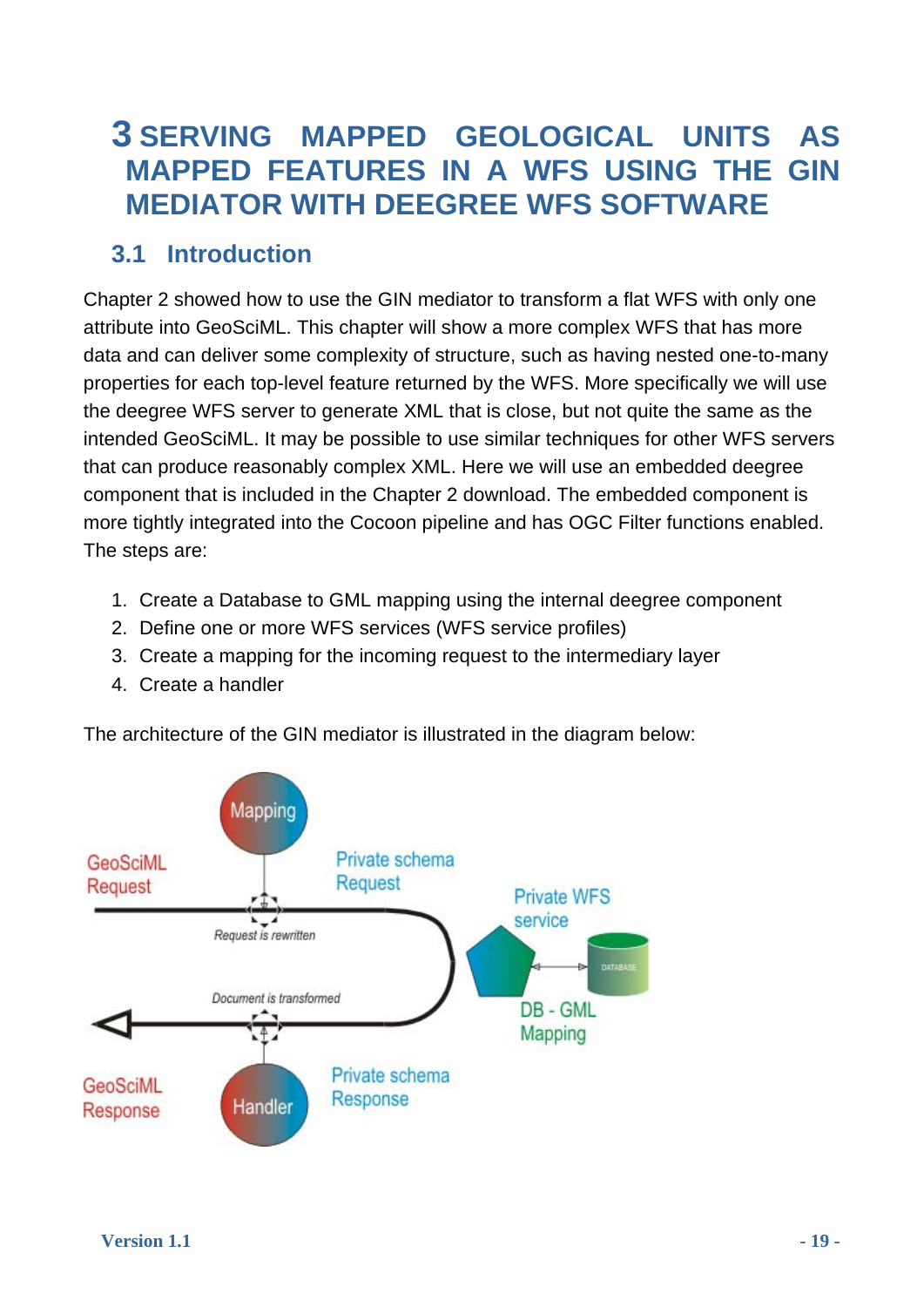# 3 SERVING MAPPED GEOLOGICAL UNITS AS MAPPED FEATURES IN A WFS USING THE GIN MEDIATOR WITH DEEGREE WFS SOFTWARE

## 3.1 Introduction

Chapter 2 showed how to use the GIN mediator to transform a flat WFS with only one attribute into GeoSciML. This chapter will show a more complex WFS that has more data and can deliver some complexity of structure, such as having nested one-to-many properties for each top-level feature returned by the WFS. More specifically we will use the deegree WFS server to generate XML that is close, but not quite the same as the intended GeoSciML. It may be possible to use similar techniques for other WFS servers that can produce reasonably complex XML. Here we will use an embedded deegree component that is included in the Chapter 2 download. The embedded component is more tightly integrated into the Cocoon pipeline and has OGC Filter functions enabled. The steps are:

1. Create a Database to GML mapping using the internal deegree component
2. Define one or more WFS services (WFS service profiles)
3. Create a mapping for the incoming request to the intermediary layer
4. Create a handler

The architecture of the GIN mediator is illustrated in the diagram below: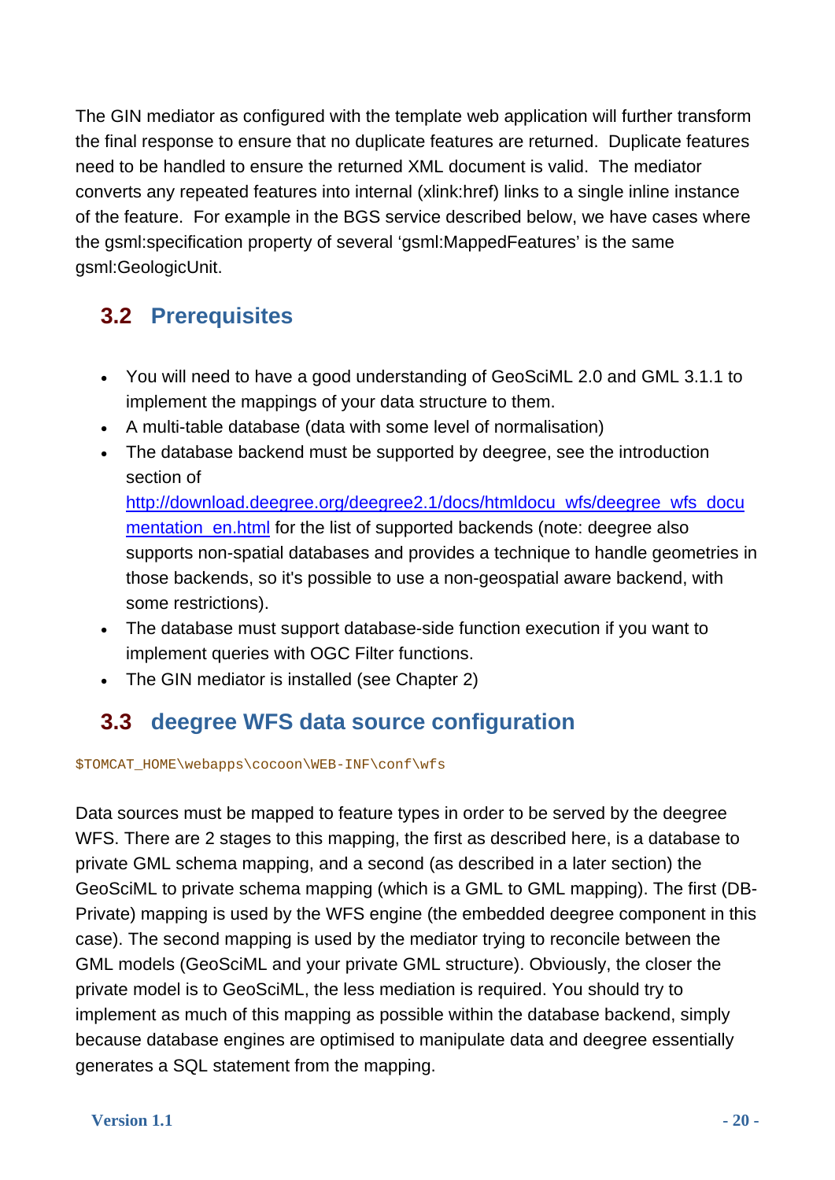The GIN mediator as configured with the template web application will further transform the final response to ensure that no duplicate features are returned. Duplicate features need to be handled to ensure the returned XML document is valid. The mediator converts any repeated features into internal (xlink:href) links to a single inline instance of the feature. For example in the BGS service described below, we have cases where the gsml:specification property of several 'gsml:MappedFeatures' is the same gsml:GeologicUnit.

## 3.2 Prerequisites

- You will need to have a good understanding of GeoSciML 2.0 and GML 3.1.1 to implement the mappings of your data structure to them.
- A multi-table database (data with some level of normalisation)
- The database backend must be supported by deegree, see the introduction section of [http://download.deegree.org/deegree2.1/docs/htmldocu_wfs/deegree_wfs_documentation_en.html](http://download.deegree.org/deegree2.1/docs/htmldocu_wfs/deegree_wfs_documentation_en.html) for the list of supported backends (note: deegree also supports non-spatial databases and provides a technique to handle geometries in those backends, so it's possible to use a non-geospatial aware backend, with some restrictions).
- The database must support database-side function execution if you want to implement queries with OGC Filter functions.
- The GIN mediator is installed (see Chapter 2)

## 3.3 deegree WFS data source configuration

```
$TOMCAT_HOME\webapps\cocoon\WEB-INF\conf\wfs
```

Data sources must be mapped to feature types in order to be served by the deegree WFS. There are 2 stages to this mapping, the first as described here, is a database to private GML schema mapping, and a second (as described in a later section) the GeoSciML to private schema mapping (which is a GML to GML mapping). The first (DB-Private) mapping is used by the WFS engine (the embedded deegree component in this case). The second mapping is used by the mediator trying to reconcile between the GML models (GeoSciML and your private GML structure). Obviously, the closer the private model is to GeoSciML, the less mediation is required. You should try to implement as much of this mapping as possible within the database backend, simply because database engines are optimised to manipulate data and deegree essentially generates a SQL statement from the mapping.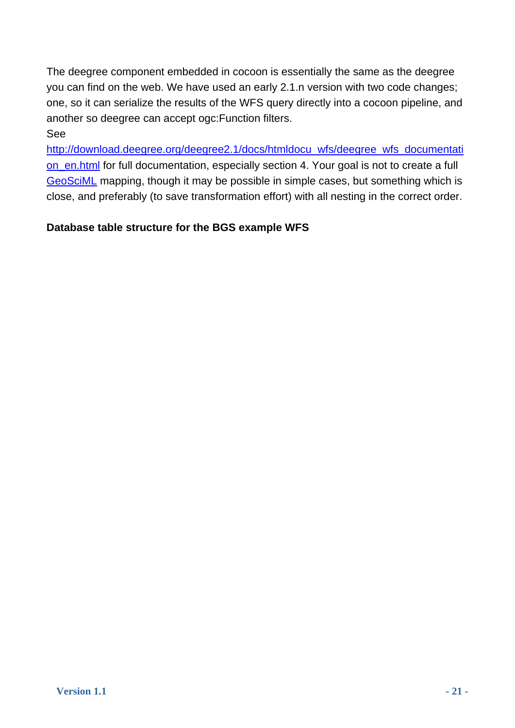The deegree component embedded in cocoon is essentially the same as the deegree you can find on the web. We have used an early 2.1.n version with two code changes; one, so it can serialize the results of the WFS query directly into a cocoon pipeline, and another so deegree can accept ogc:Function filters.

See [http://download.deegree.org/deegree2.1/docs/htmldocu_wfs/deegree_wfs_documentation_en.html](http://download.deegree.org/deegree2.1/docs/htmldocu_wfs/deegree_wfs_documentation_en.html) for full documentation, especially section 4. Your goal is not to create a full GeoSciML mapping, though it may be possible in simple cases, but something which is close, and preferably (to save transformation effort) with all nesting in the correct order.

**Database table structure for the BGS example WFS**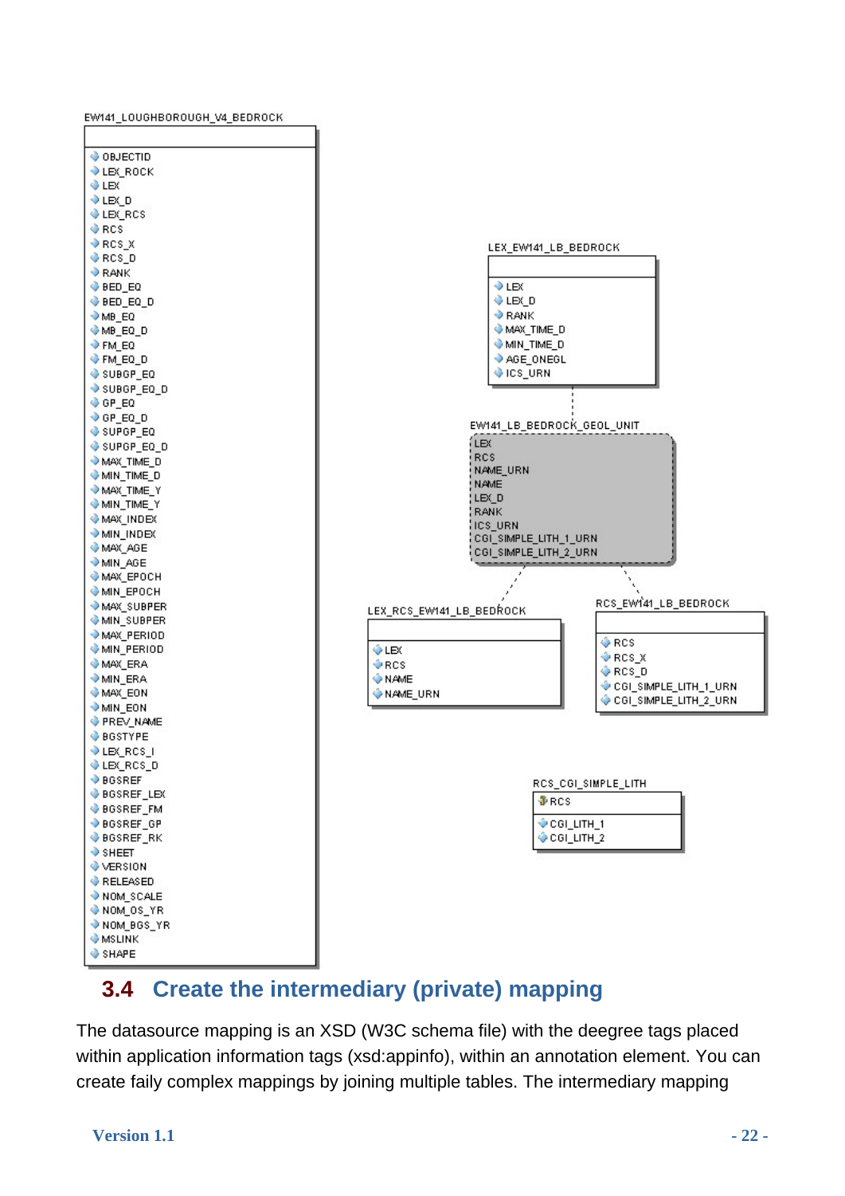EW141_LOUGHBOROUGH_V4_BEDROCK

- OBJECTID
- LEX_ROCK
- LEX
- LEX_D
- LEX_RCS
- RCS
- RCS_X
- RCS_D
- RANK
- BED_EQ
- BED_EQ_D
- MB_EQ
- MB_EQ_D
- FM_EQ
- FM_EQ_D
- SUBGP_EQ
- SUBGP_EQ_D
- GP_EQ
- GP_EQ_D
- SUPGP_EQ
- SUPGP_EQ_D
- MAX_TIME_D
- MIN_TIME_D
- MAX_TIME_Y
- MIN_TIME_Y
- MAX_INDEX
- MIN_INDEX
- MAX_AGE
- MIN_AGE
- MAX_EPOCH
- MIN_EPOCH
- MAX_SUBPER
- MIN_SUBPER
- MAX_PERIOD
- MIN_PERIOD
- MAX_ERA
- MIN_ERA
- MAX_EON
- MIN_EON
- PREV_NAME
- BGSTYPE
- LEX_RCS_I
- LEX_RCS_D
- BGSREF
- BGSREF_LEX
- BGSREF_FM
- BGSREF_GP
- BGSREF_RK
- SHEET
- VERSION
- RELEASED
- NOM_SCALE
- NOM_OS_YR
- NOM_BGS_YR
- MSLINK
- SHAPE

LEX_EW141_LB_BEDROCK

- LEX
- LEX_D
- RANK
- MAX_TIME_D
- MIN_TIME_D
- AGE_ONEGL
- ICS_URN

EW141_LB_BEDROCK_GEOL_UNIT

- LEX
- RCS
- NAME_URN
- NAME
- LEX_D
- RANK
- ICS_URN
- CGI_SIMPLE_LITH_1_URN
- CGI_SIMPLE_LITH_2_URN

LEX_RCS_EW141_LB_BEDROCK

- LEX
- RCS
- NAME
- NAME_URN

RCS_EW141_LB_BEDROCK

- RCS
- RCS_X
- RCS_D
- CGI_SIMPLE_LITH_1_URN
- CGI_SIMPLE_LITH_2_URN

RCS_CGI_SIMPLE_LITH

- RCS
- CGI_LITH_1
- CGI_LITH_2

## 3.4 Create the intermediary (private) mapping

The datasource mapping is an XSD (W3C schema file) with the deegree tags placed within application information tags (xsd:appinfo), within an annotation element. You can create faily complex mappings by joining multiple tables. The intermediary mapping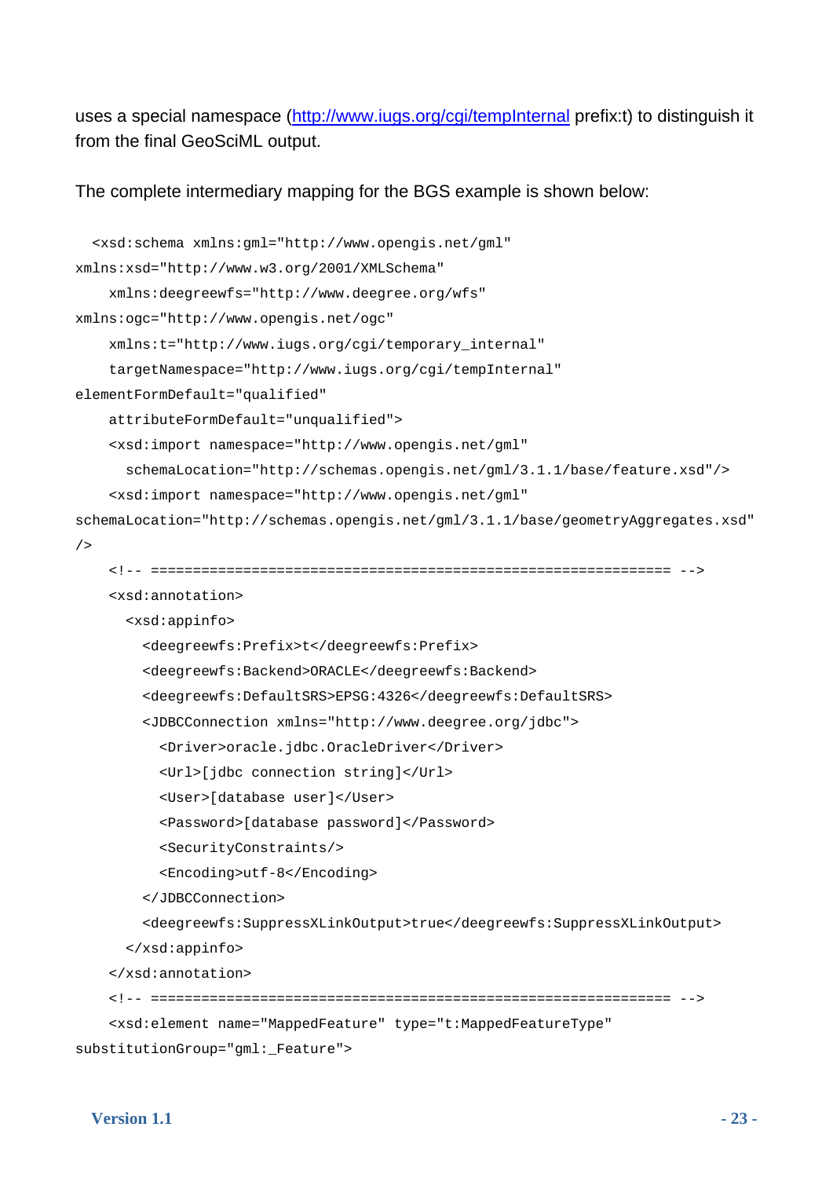uses a special namespace (http://www.iugs.org/cgi/tempInternal prefix:t) to distinguish it from the final GeoSciML output.

The complete intermediary mapping for the BGS example is shown below:

```
  <xsd:schema xmlns:gml="http://www.opengis.net/gml"
xmlns:xsd="http://www.w3.org/2001/XMLSchema"
    xmlns:deegreewfs="http://www.deegree.org/wfs"
xmlns:ogc="http://www.opengis.net/ogc"
    xmlns:t="http://www.iugs.org/cgi/temporary_internal"
    targetNamespace="http://www.iugs.org/cgi/tempInternal"
elementFormDefault="qualified"
    attributeFormDefault="unqualified">
    <xsd:import namespace="http://www.opengis.net/gml"
      schemaLocation="http://schemas.opengis.net/gml/3.1.1/base/feature.xsd"/>
    <xsd:import namespace="http://www.opengis.net/gml"
schemaLocation="http://schemas.opengis.net/gml/3.1.1/base/geometryAggregates.xsd"
/>
    <!-- ============================================================ -->
    <xsd:annotation>
      <xsd:appinfo>
        <deegreewfs:Prefix>t</deegreewfs:Prefix>
        <deegreewfs:Backend>ORACLE</deegreewfs:Backend>
        <deegreewfs:DefaultSRS>EPSG:4326</deegreewfs:DefaultSRS>
        <JDBCConnection xmlns="http://www.deegree.org/jdbc">
          <Driver>oracle.jdbc.OracleDriver</Driver>
          <Url>[jdbc connection string]</Url>
          <User>[database user]</User>
          <Password>[database password]</Password>
          <SecurityConstraints/>
          <Encoding>utf-8</Encoding>
        </JDBCConnection>
        <deegreewfs:SuppressXLinkOutput>true</deegreewfs:SuppressXLinkOutput>
      </xsd:appinfo>
    </xsd:annotation>
    <!-- ============================================================ -->
    <xsd:element name="MappedFeature" type="t:MappedFeatureType"
substitutionGroup="gml:_Feature">
```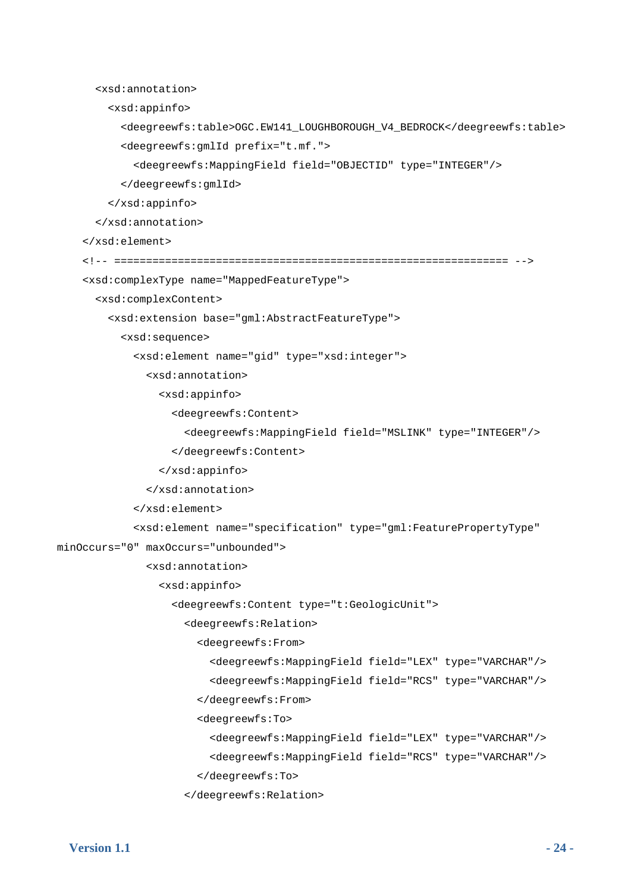```
      <xsd:annotation>
        <xsd:appinfo>
          <deegreewfs:table>OGC.EW141_LOUGHBOROUGH_V4_BEDROCK</deegreewfs:table>
          <deegreewfs:gmlId prefix="t.mf.">
            <deegreewfs:MappingField field="OBJECTID" type="INTEGER"/>
          </deegreewfs:gmlId>
        </xsd:appinfo>
      </xsd:annotation>
    </xsd:element>
    <!-- ============================================================== -->
    <xsd:complexType name="MappedFeatureType">
      <xsd:complexContent>
        <xsd:extension base="gml:AbstractFeatureType">
          <xsd:sequence>
            <xsd:element name="gid" type="xsd:integer">
              <xsd:annotation>
                <xsd:appinfo>
                  <deegreewfs:Content>
                    <deegreewfs:MappingField field="MSLINK" type="INTEGER"/>
                  </deegreewfs:Content>
                </xsd:appinfo>
              </xsd:annotation>
            </xsd:element>
            <xsd:element name="specification" type="gml:FeaturePropertyType"
minOccurs="0" maxOccurs="unbounded">
              <xsd:annotation>
                <xsd:appinfo>
                  <deegreewfs:Content type="t:GeologicUnit">
                    <deegreewfs:Relation>
                      <deegreewfs:From>
                        <deegreewfs:MappingField field="LEX" type="VARCHAR"/>
                        <deegreewfs:MappingField field="RCS" type="VARCHAR"/>
                      </deegreewfs:From>
                      <deegreewfs:To>
                        <deegreewfs:MappingField field="LEX" type="VARCHAR"/>
                        <deegreewfs:MappingField field="RCS" type="VARCHAR"/>
                      </deegreewfs:To>
                    </deegreewfs:Relation>
```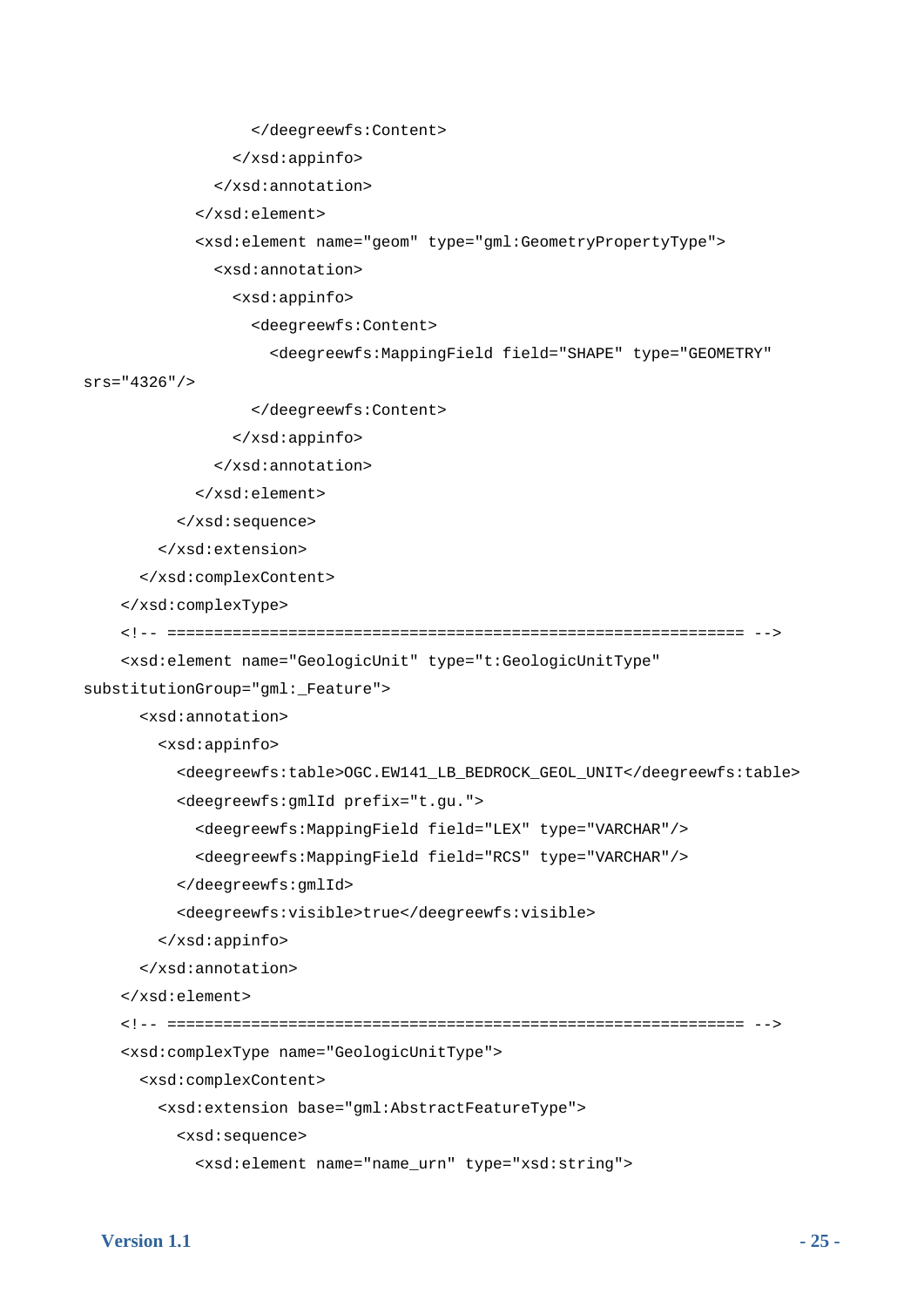```
                </deegreewfs:Content>
              </xsd:appinfo>
            </xsd:annotation>
          </xsd:element>
          <xsd:element name="geom" type="gml:GeometryPropertyType">
            <xsd:annotation>
              <xsd:appinfo>
                <deegreewfs:Content>
                  <deegreewfs:MappingField field="SHAPE" type="GEOMETRY"
srs="4326"/>
                </deegreewfs:Content>
              </xsd:appinfo>
            </xsd:annotation>
          </xsd:element>
        </xsd:sequence>
      </xsd:extension>
    </xsd:complexContent>
  </xsd:complexType>
  <!-- ============================================================ -->
  <xsd:element name="GeologicUnit" type="t:GeologicUnitType"
substitutionGroup="gml:_Feature">
    <xsd:annotation>
      <xsd:appinfo>
        <deegreewfs:table>OGC.EW141_LB_BEDROCK_GEOL_UNIT</deegreewfs:table>
        <deegreewfs:gmlId prefix="t.gu.">
          <deegreewfs:MappingField field="LEX" type="VARCHAR"/>
          <deegreewfs:MappingField field="RCS" type="VARCHAR"/>
        </deegreewfs:gmlId>
        <deegreewfs:visible>true</deegreewfs:visible>
      </xsd:appinfo>
    </xsd:annotation>
  </xsd:element>
  <!-- ============================================================ -->
  <xsd:complexType name="GeologicUnitType">
    <xsd:complexContent>
      <xsd:extension base="gml:AbstractFeatureType">
        <xsd:sequence>
          <xsd:element name="name_urn" type="xsd:string">
```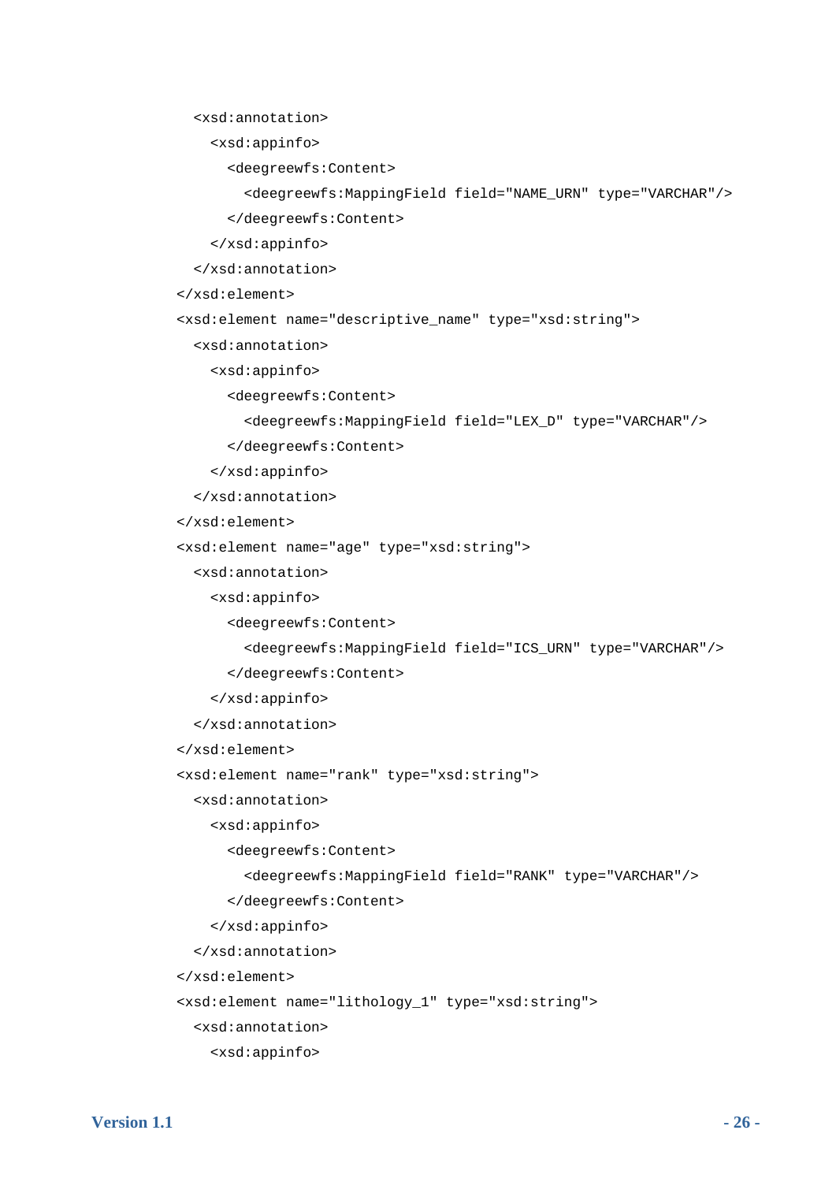```
      <xsd:annotation>
        <xsd:appinfo>
          <deegreewfs:Content>
            <deegreewfs:MappingField field="NAME_URN" type="VARCHAR"/>
          </deegreewfs:Content>
        </xsd:appinfo>
      </xsd:annotation>
    </xsd:element>
    <xsd:element name="descriptive_name" type="xsd:string">
      <xsd:annotation>
        <xsd:appinfo>
          <deegreewfs:Content>
            <deegreewfs:MappingField field="LEX_D" type="VARCHAR"/>
          </deegreewfs:Content>
        </xsd:appinfo>
      </xsd:annotation>
    </xsd:element>
    <xsd:element name="age" type="xsd:string">
      <xsd:annotation>
        <xsd:appinfo>
          <deegreewfs:Content>
            <deegreewfs:MappingField field="ICS_URN" type="VARCHAR"/>
          </deegreewfs:Content>
        </xsd:appinfo>
      </xsd:annotation>
    </xsd:element>
    <xsd:element name="rank" type="xsd:string">
      <xsd:annotation>
        <xsd:appinfo>
          <deegreewfs:Content>
            <deegreewfs:MappingField field="RANK" type="VARCHAR"/>
          </deegreewfs:Content>
        </xsd:appinfo>
      </xsd:annotation>
    </xsd:element>
    <xsd:element name="lithology_1" type="xsd:string">
      <xsd:annotation>
        <xsd:appinfo>
```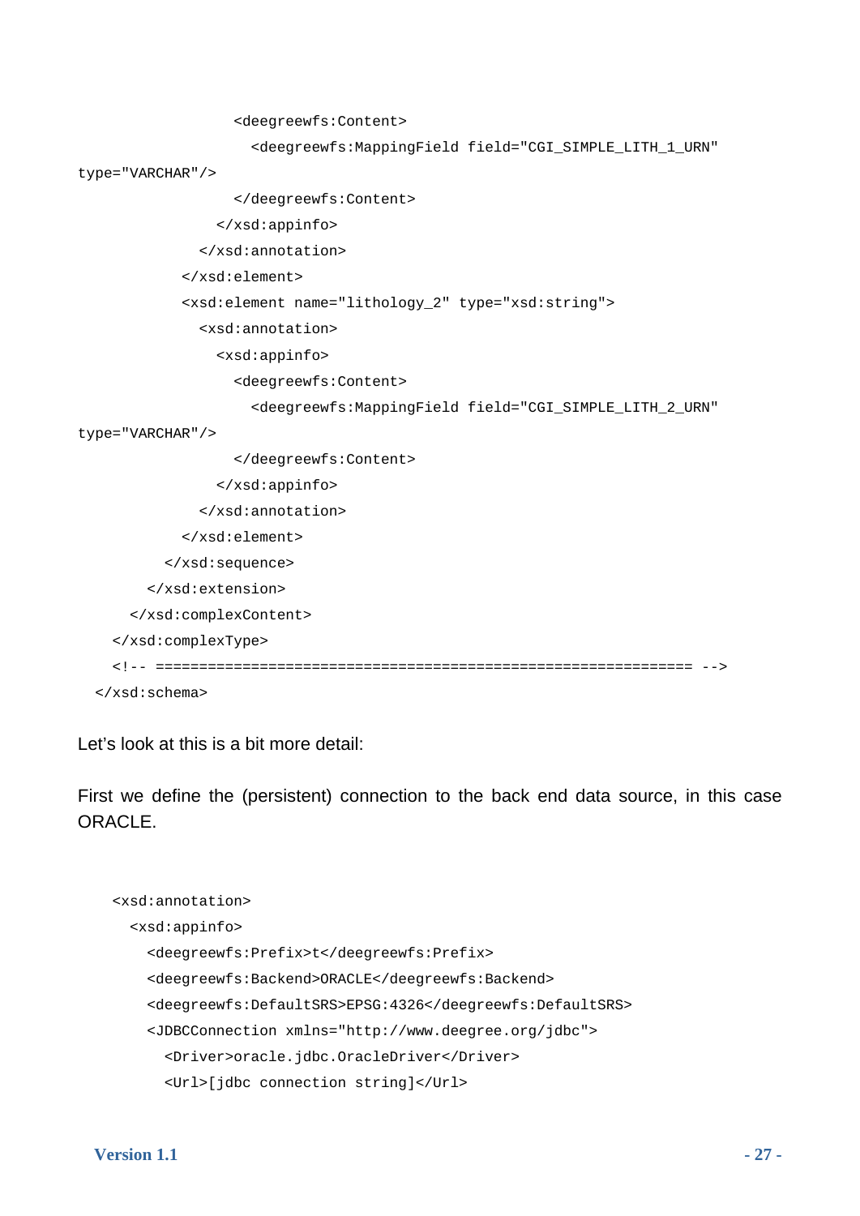```
                  <deegreewfs:Content>
                    <deegreewfs:MappingField field="CGI_SIMPLE_LITH_1_URN"
type="VARCHAR"/>
                  </deegreewfs:Content>
                </xsd:appinfo>
              </xsd:annotation>
            </xsd:element>
            <xsd:element name="lithology_2" type="xsd:string">
              <xsd:annotation>
                <xsd:appinfo>
                  <deegreewfs:Content>
                    <deegreewfs:MappingField field="CGI_SIMPLE_LITH_2_URN"
type="VARCHAR"/>
                  </deegreewfs:Content>
                </xsd:appinfo>
              </xsd:annotation>
            </xsd:element>
          </xsd:sequence>
        </xsd:extension>
      </xsd:complexContent>
    </xsd:complexType>
    <!-- ============================================================== -->
  </xsd:schema>
```

Let's look at this is a bit more detail:

First we define the (persistent) connection to the back end data source, in this case ORACLE.

```
    <xsd:annotation>
      <xsd:appinfo>
        <deegreewfs:Prefix>t</deegreewfs:Prefix>
        <deegreewfs:Backend>ORACLE</deegreewfs:Backend>
        <deegreewfs:DefaultSRS>EPSG:4326</deegreewfs:DefaultSRS>
        <JDBCConnection xmlns="http://www.deegree.org/jdbc">
          <Driver>oracle.jdbc.OracleDriver</Driver>
          <Url>[jdbc connection string]</Url>
```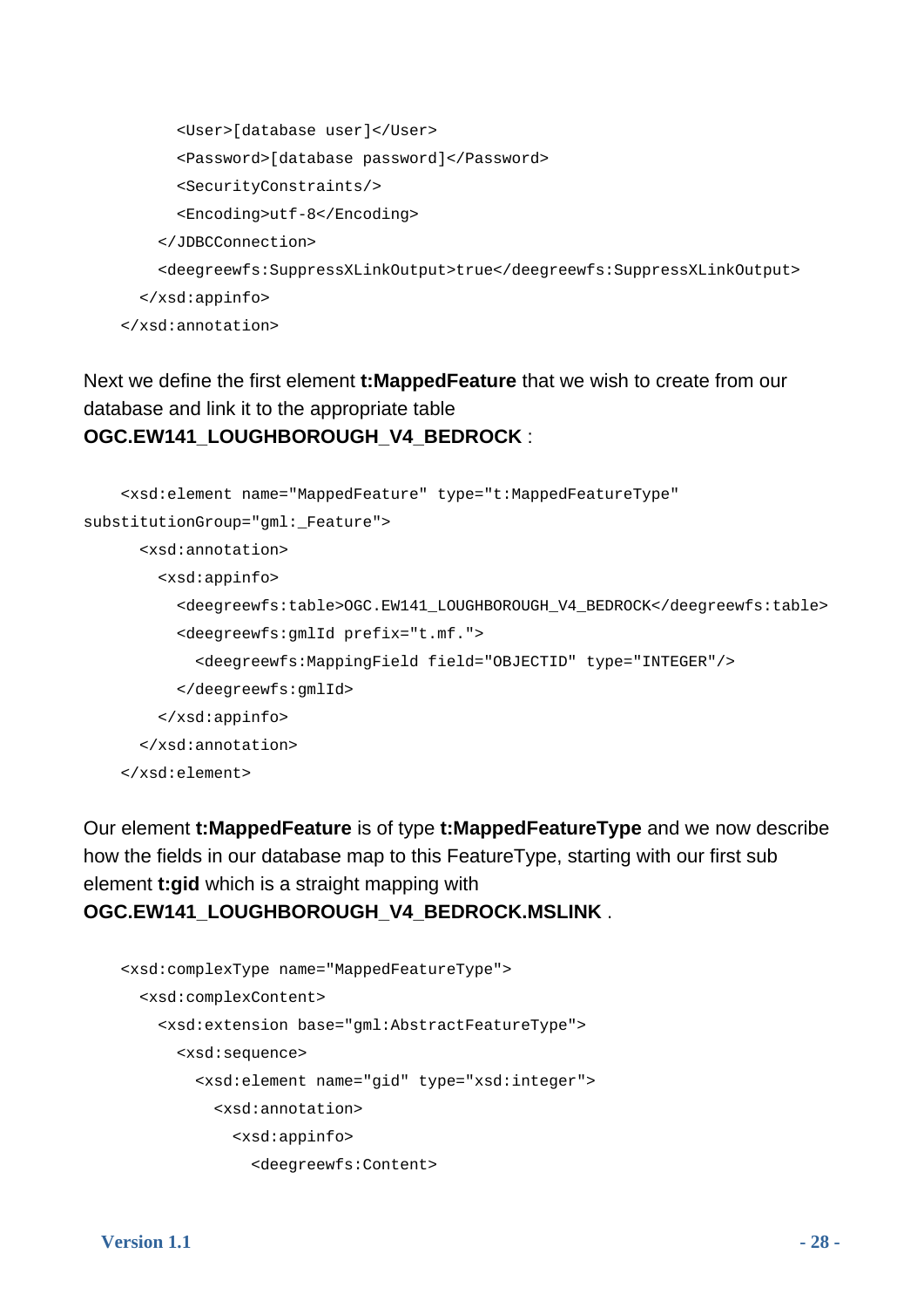```
        <User>[database user]</User>
        <Password>[database password]</Password>
        <SecurityConstraints/>
        <Encoding>utf-8</Encoding>
      </JDBCConnection>
      <deegreewfs:SuppressXLinkOutput>true</deegreewfs:SuppressXLinkOutput>
    </xsd:appinfo>
  </xsd:annotation>
```

Next we define the first element **t:MappedFeature** that we wish to create from our database and link it to the appropriate table **OGC.EW141_LOUGHBOROUGH_V4_BEDROCK** :

```
  <xsd:element name="MappedFeature" type="t:MappedFeatureType"
substitutionGroup="gml:_Feature">
    <xsd:annotation>
      <xsd:appinfo>
        <deegreewfs:table>OGC.EW141_LOUGHBOROUGH_V4_BEDROCK</deegreewfs:table>
        <deegreewfs:gmlId prefix="t.mf.">
          <deegreewfs:MappingField field="OBJECTID" type="INTEGER"/>
        </deegreewfs:gmlId>
      </xsd:appinfo>
    </xsd:annotation>
  </xsd:element>
```

Our element **t:MappedFeature** is of type **t:MappedFeatureType** and we now describe how the fields in our database map to this FeatureType, starting with our first sub element **t:gid** which is a straight mapping with **OGC.EW141_LOUGHBOROUGH_V4_BEDROCK.MSLINK** .

```
  <xsd:complexType name="MappedFeatureType">
    <xsd:complexContent>
      <xsd:extension base="gml:AbstractFeatureType">
        <xsd:sequence>
          <xsd:element name="gid" type="xsd:integer">
            <xsd:annotation>
              <xsd:appinfo>
                <deegreewfs:Content>
```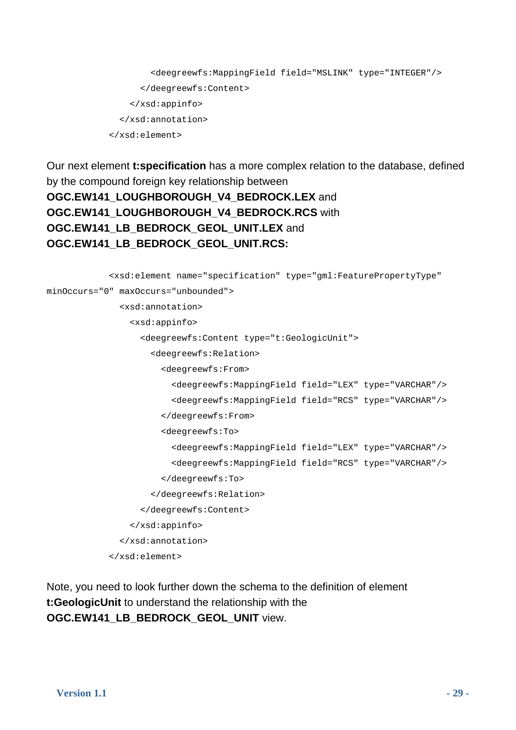```
          <deegreewfs:MappingField field="MSLINK" type="INTEGER"/>
        </deegreewfs:Content>
      </xsd:appinfo>
    </xsd:annotation>
  </xsd:element>
```

Our next element **t:specification** has a more complex relation to the database, defined by the compound foreign key relationship between **OGC.EW141_LOUGHBOROUGH_V4_BEDROCK.LEX** and **OGC.EW141_LOUGHBOROUGH_V4_BEDROCK.RCS** with **OGC.EW141_LB_BEDROCK_GEOL_UNIT.LEX** and **OGC.EW141_LB_BEDROCK_GEOL_UNIT.RCS:**

```
  <xsd:element name="specification" type="gml:FeaturePropertyType"
minOccurs="0" maxOccurs="unbounded">
    <xsd:annotation>
      <xsd:appinfo>
        <deegreewfs:Content type="t:GeologicUnit">
          <deegreewfs:Relation>
            <deegreewfs:From>
              <deegreewfs:MappingField field="LEX" type="VARCHAR"/>
              <deegreewfs:MappingField field="RCS" type="VARCHAR"/>
            </deegreewfs:From>
            <deegreewfs:To>
              <deegreewfs:MappingField field="LEX" type="VARCHAR"/>
              <deegreewfs:MappingField field="RCS" type="VARCHAR"/>
            </deegreewfs:To>
          </deegreewfs:Relation>
        </deegreewfs:Content>
      </xsd:appinfo>
    </xsd:annotation>
  </xsd:element>
```

Note, you need to look further down the schema to the definition of element **t:GeologicUnit** to understand the relationship with the **OGC.EW141_LB_BEDROCK_GEOL_UNIT** view.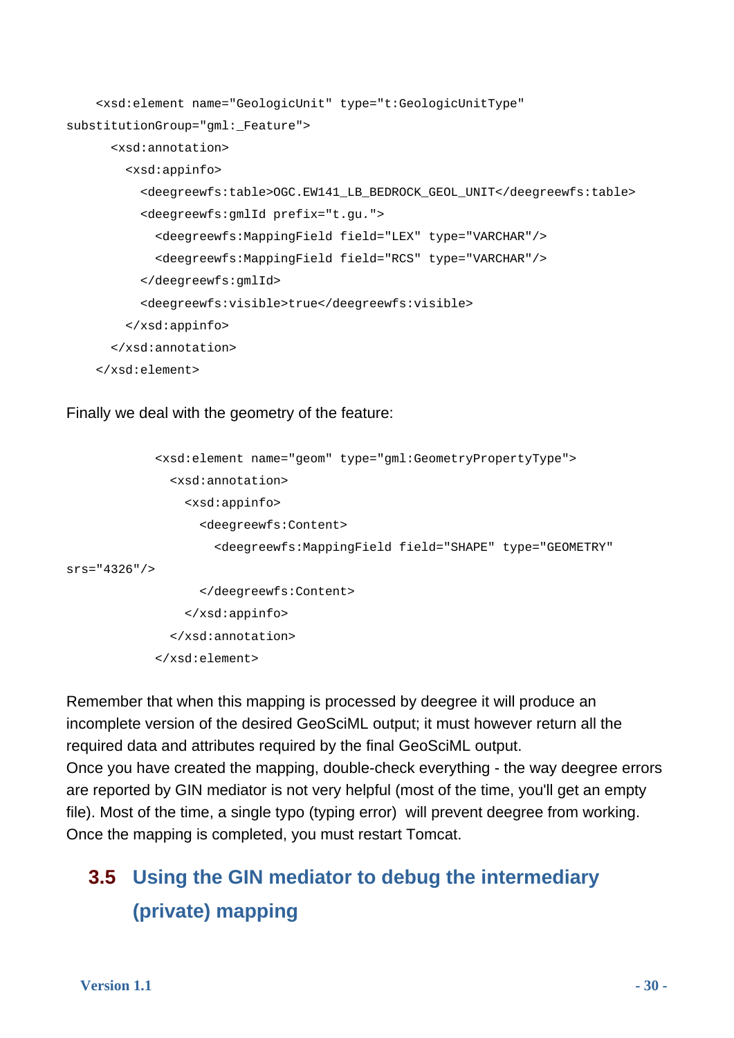```
    <xsd:element name="GeologicUnit" type="t:GeologicUnitType"
substitutionGroup="gml:_Feature">
      <xsd:annotation>
        <xsd:appinfo>
          <deegreewfs:table>OGC.EW141_LB_BEDROCK_GEOL_UNIT</deegreewfs:table>
          <deegreewfs:gmlId prefix="t.gu.">
            <deegreewfs:MappingField field="LEX" type="VARCHAR"/>
            <deegreewfs:MappingField field="RCS" type="VARCHAR"/>
          </deegreewfs:gmlId>
          <deegreewfs:visible>true</deegreewfs:visible>
        </xsd:appinfo>
      </xsd:annotation>
    </xsd:element>
```

Finally we deal with the geometry of the feature:

```
            <xsd:element name="geom" type="gml:GeometryPropertyType">
              <xsd:annotation>
                <xsd:appinfo>
                  <deegreewfs:Content>
                    <deegreewfs:MappingField field="SHAPE" type="GEOMETRY"
srs="4326"/>
                  </deegreewfs:Content>
                </xsd:appinfo>
              </xsd:annotation>
            </xsd:element>
```

Remember that when this mapping is processed by deegree it will produce an incomplete version of the desired GeoSciML output; it must however return all the required data and attributes required by the final GeoSciML output.
Once you have created the mapping, double-check everything - the way deegree errors are reported by GIN mediator is not very helpful (most of the time, you'll get an empty file). Most of the time, a single typo (typing error) will prevent deegree from working. Once the mapping is completed, you must restart Tomcat.

## 3.5 Using the GIN mediator to debug the intermediary (private) mapping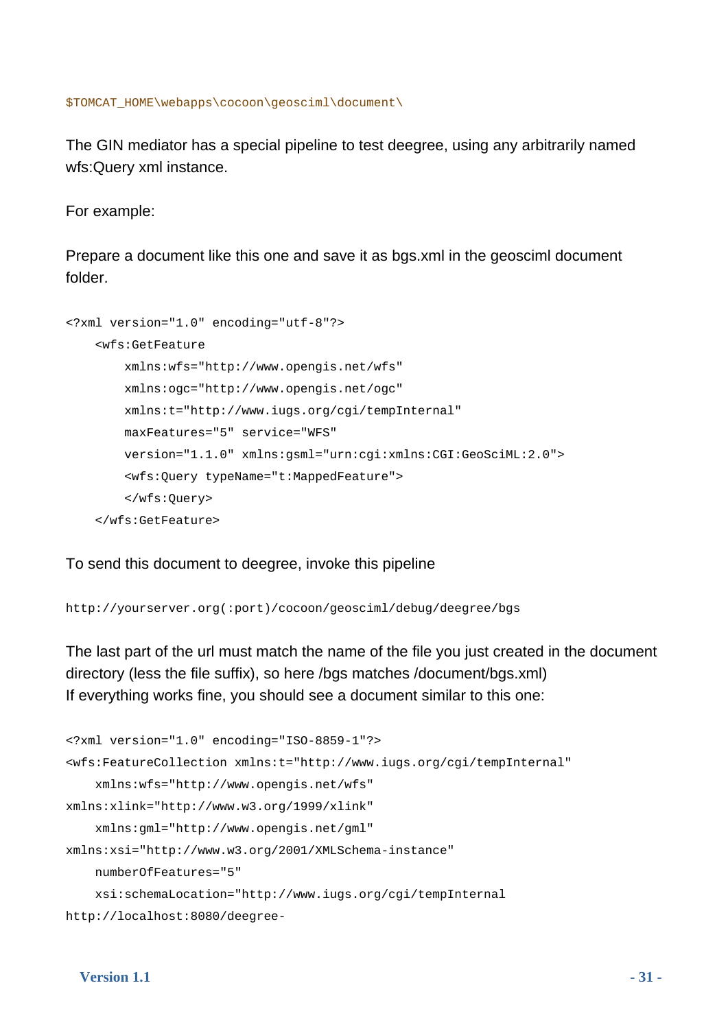```
$TOMCAT_HOME\webapps\cocoon\geosciml\document\
```

The GIN mediator has a special pipeline to test deegree, using any arbitrarily named wfs:Query xml instance.

For example:

Prepare a document like this one and save it as bgs.xml in the geosciml document folder.

```
<?xml version="1.0" encoding="utf-8"?>
    <wfs:GetFeature
        xmlns:wfs="http://www.opengis.net/wfs"
        xmlns:ogc="http://www.opengis.net/ogc"
        xmlns:t="http://www.iugs.org/cgi/tempInternal"
        maxFeatures="5" service="WFS"
        version="1.1.0" xmlns:gsml="urn:cgi:xmlns:CGI:GeoSciML:2.0">
        <wfs:Query typeName="t:MappedFeature">
        </wfs:Query>
    </wfs:GetFeature>
```

To send this document to deegree, invoke this pipeline

```
http://yourserver.org(:port)/cocoon/geosciml/debug/deegree/bgs
```

The last part of the url must match the name of the file you just created in the document directory (less the file suffix), so here /bgs matches /document/bgs.xml)
If everything works fine, you should see a document similar to this one:

```
<?xml version="1.0" encoding="ISO-8859-1"?>
<wfs:FeatureCollection xmlns:t="http://www.iugs.org/cgi/tempInternal"
    xmlns:wfs="http://www.opengis.net/wfs"
xmlns:xlink="http://www.w3.org/1999/xlink"
    xmlns:gml="http://www.opengis.net/gml"
xmlns:xsi="http://www.w3.org/2001/XMLSchema-instance"
    numberOfFeatures="5"
    xsi:schemaLocation="http://www.iugs.org/cgi/tempInternal
http://localhost:8080/deegree-
```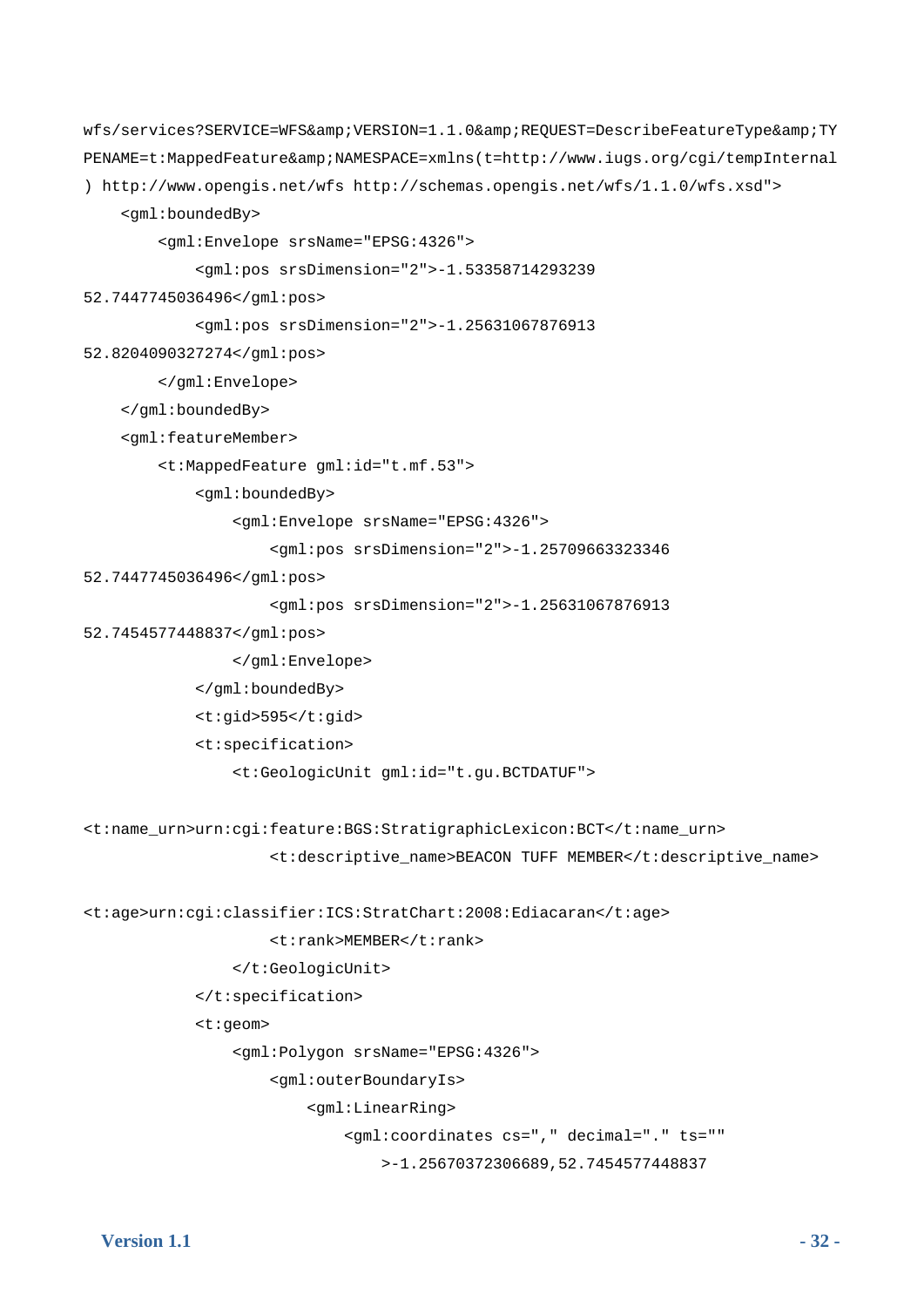```
wfs/services?SERVICE=WFS&amp;VERSION=1.1.0&amp;REQUEST=DescribeFeatureType&amp;TY
PENAME=t:MappedFeature&amp;NAMESPACE=xmlns(t=http://www.iugs.org/cgi/tempInternal
) http://www.opengis.net/wfs http://schemas.opengis.net/wfs/1.1.0/wfs.xsd">
    <gml:boundedBy>
        <gml:Envelope srsName="EPSG:4326">
            <gml:pos srsDimension="2">-1.53358714293239
52.7447745036496</gml:pos>
            <gml:pos srsDimension="2">-1.25631067876913
52.8204090327274</gml:pos>
        </gml:Envelope>
    </gml:boundedBy>
    <gml:featureMember>
        <t:MappedFeature gml:id="t.mf.53">
            <gml:boundedBy>
                <gml:Envelope srsName="EPSG:4326">
                    <gml:pos srsDimension="2">-1.25709663323346
52.7447745036496</gml:pos>
                    <gml:pos srsDimension="2">-1.25631067876913
52.7454577448837</gml:pos>
                </gml:Envelope>
            </gml:boundedBy>
            <t:gid>595</t:gid>
            <t:specification>
                <t:GeologicUnit gml:id="t.gu.BCTDATUF">

<t:name_urn>urn:cgi:feature:BGS:StratigraphicLexicon:BCT</t:name_urn>
                    <t:descriptive_name>BEACON TUFF MEMBER</t:descriptive_name>

<t:age>urn:cgi:classifier:ICS:StratChart:2008:Ediacaran</t:age>
                    <t:rank>MEMBER</t:rank>
                </t:GeologicUnit>
            </t:specification>
            <t:geom>
                <gml:Polygon srsName="EPSG:4326">
                    <gml:outerBoundaryIs>
                        <gml:LinearRing>
                            <gml:coordinates cs="," decimal="." ts=""
                                >-1.25670372306689,52.7454577448837
```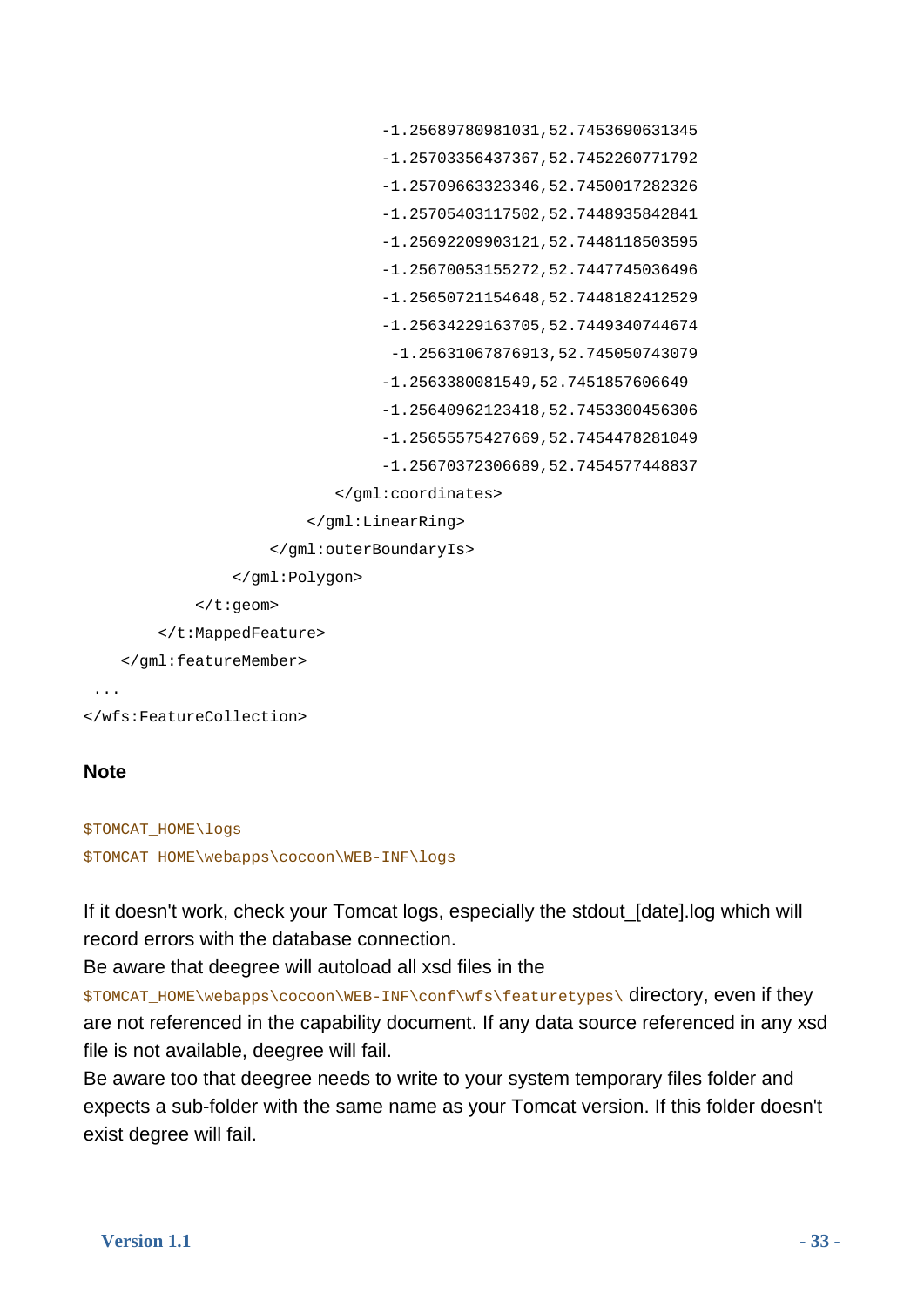```
                                        -1.25689780981031,52.7453690631345
                                        -1.25703356437367,52.7452260771792
                                        -1.25709663323346,52.7450017282326
                                        -1.25705403117502,52.7448935842841
                                        -1.25692209903121,52.7448118503595
                                        -1.25670053155272,52.7447745036496
                                        -1.25650721154648,52.7448182412529
                                        -1.25634229163705,52.7449340744674
                                         -1.25631067876913,52.745050743079
                                        -1.2563380081549,52.7451857606649
                                        -1.25640962123418,52.7453300456306
                                        -1.25655575427669,52.7454478281049
                                        -1.25670372306689,52.7454577448837
                                   </gml:coordinates>
                                </gml:LinearRing>
                            </gml:outerBoundaryIs>
                        </gml:Polygon>
                    </t:geom>
                </t:MappedFeature>
            </gml:featureMember>
 ...
</wfs:FeatureCollection>
```

**Note**

```
$TOMCAT_HOME\logs
$TOMCAT_HOME\webapps\cocoon\WEB-INF\logs
```

If it doesn't work, check your Tomcat logs, especially the stdout_[date].log which will record errors with the database connection.
Be aware that deegree will autoload all xsd files in the `$TOMCAT_HOME\webapps\cocoon\WEB-INF\conf\wfs\featuretypes\` directory, even if they are not referenced in the capability document. If any data source referenced in any xsd file is not available, deegree will fail.
Be aware too that deegree needs to write to your system temporary files folder and expects a sub-folder with the same name as your Tomcat version. If this folder doesn't exist degree will fail.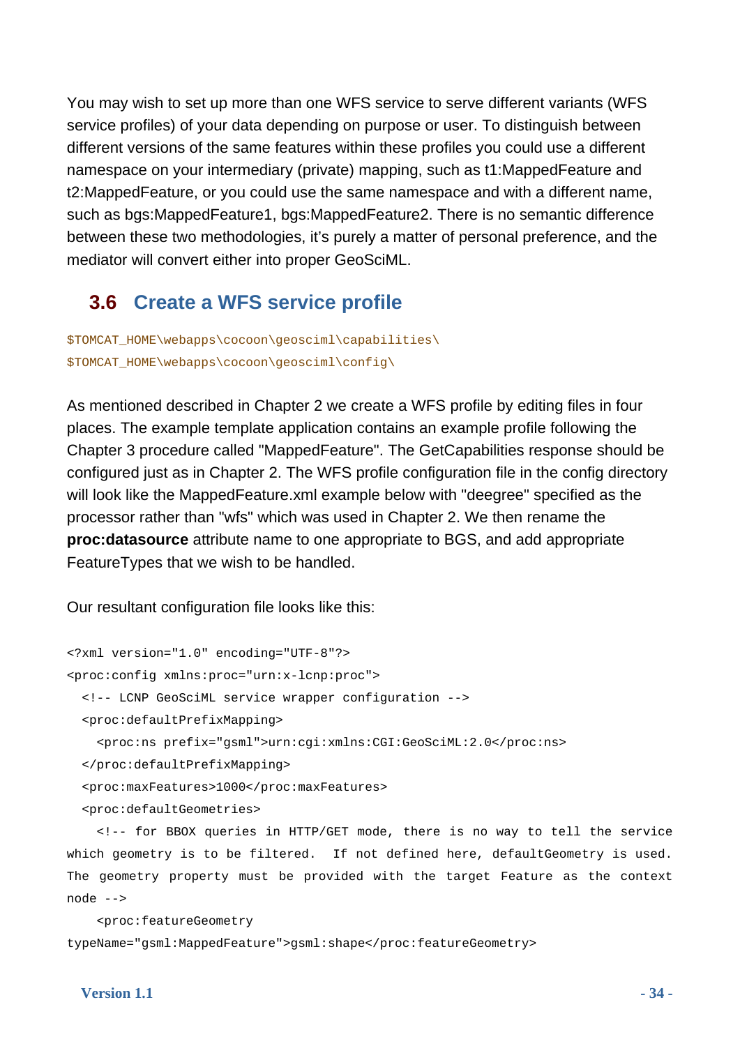You may wish to set up more than one WFS service to serve different variants (WFS service profiles) of your data depending on purpose or user. To distinguish between different versions of the same features within these profiles you could use a different namespace on your intermediary (private) mapping, such as t1:MappedFeature and t2:MappedFeature, or you could use the same namespace and with a different name, such as bgs:MappedFeature1, bgs:MappedFeature2. There is no semantic difference between these two methodologies, it's purely a matter of personal preference, and the mediator will convert either into proper GeoSciML.

## 3.6 Create a WFS service profile

```
$TOMCAT_HOME\webapps\cocoon\geosciml\capabilities\
$TOMCAT_HOME\webapps\cocoon\geosciml\config\
```

As mentioned described in Chapter 2 we create a WFS profile by editing files in four places. The example template application contains an example profile following the Chapter 3 procedure called "MappedFeature". The GetCapabilities response should be configured just as in Chapter 2. The WFS profile configuration file in the config directory will look like the MappedFeature.xml example below with "deegree" specified as the processor rather than "wfs" which was used in Chapter 2. We then rename the **proc:datasource** attribute name to one appropriate to BGS, and add appropriate FeatureTypes that we wish to be handled.

Our resultant configuration file looks like this:

```
<?xml version="1.0" encoding="UTF-8"?>
<proc:config xmlns:proc="urn:x-lcnp:proc">
  <!-- LCNP GeoSciML service wrapper configuration -->
  <proc:defaultPrefixMapping>
    <proc:ns prefix="gsml">urn:cgi:xmlns:CGI:GeoSciML:2.0</proc:ns>
  </proc:defaultPrefixMapping>
  <proc:maxFeatures>1000</proc:maxFeatures>
  <proc:defaultGeometries>
    <!-- for BBOX queries in HTTP/GET mode, there is no way to tell the service
which geometry is to be filtered.  If not defined here, defaultGeometry is used.
The geometry property must be provided with the target Feature as the context
node -->
    <proc:featureGeometry
typeName="gsml:MappedFeature">gsml:shape</proc:featureGeometry>
```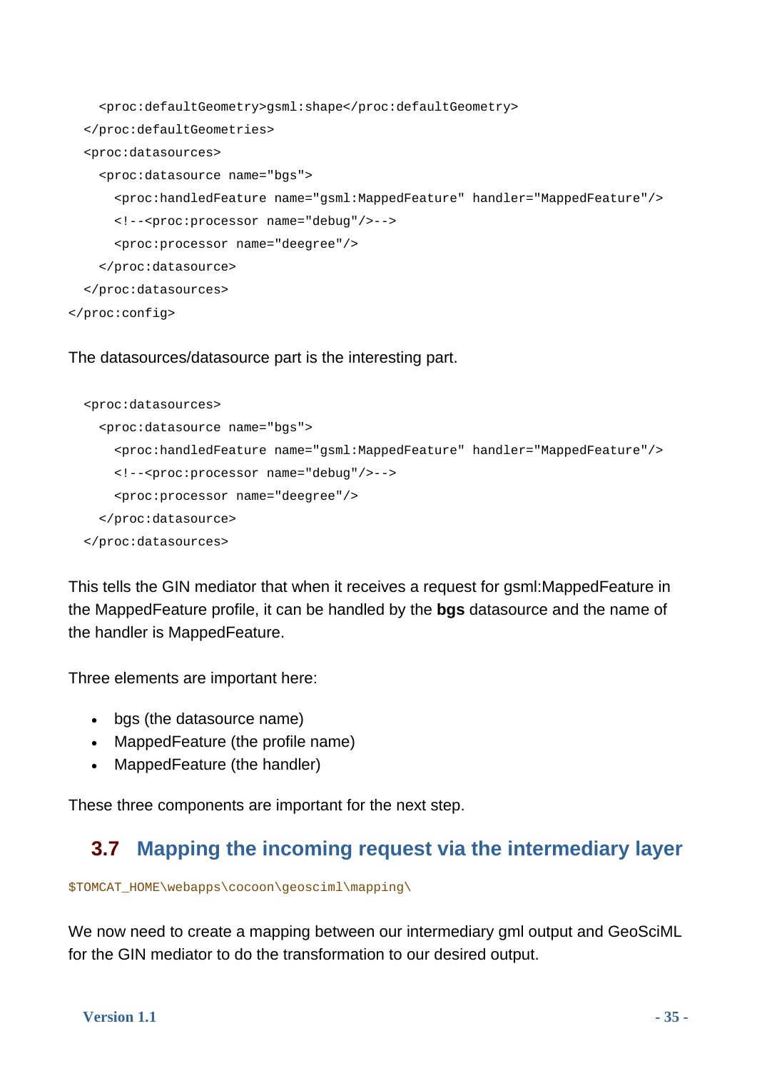```
    <proc:defaultGeometry>gsml:shape</proc:defaultGeometry>
  </proc:defaultGeometries>
  <proc:datasources>
    <proc:datasource name="bgs">
      <proc:handledFeature name="gsml:MappedFeature" handler="MappedFeature"/>
      <!--<proc:processor name="debug"/>-->
      <proc:processor name="deegree"/>
    </proc:datasource>
  </proc:datasources>
</proc:config>
```

The datasources/datasource part is the interesting part.

```
  <proc:datasources>
    <proc:datasource name="bgs">
      <proc:handledFeature name="gsml:MappedFeature" handler="MappedFeature"/>
      <!--<proc:processor name="debug"/>-->
      <proc:processor name="deegree"/>
    </proc:datasource>
  </proc:datasources>
```

This tells the GIN mediator that when it receives a request for gsml:MappedFeature in the MappedFeature profile, it can be handled by the **bgs** datasource and the name of the handler is MappedFeature.

Three elements are important here:

- bgs (the datasource name)
- MappedFeature (the profile name)
- MappedFeature (the handler)

These three components are important for the next step.

## 3.7 Mapping the incoming request via the intermediary layer

```
$TOMCAT_HOME\webapps\cocoon\geosciml\mapping\
```

We now need to create a mapping between our intermediary gml output and GeoSciML for the GIN mediator to do the transformation to our desired output.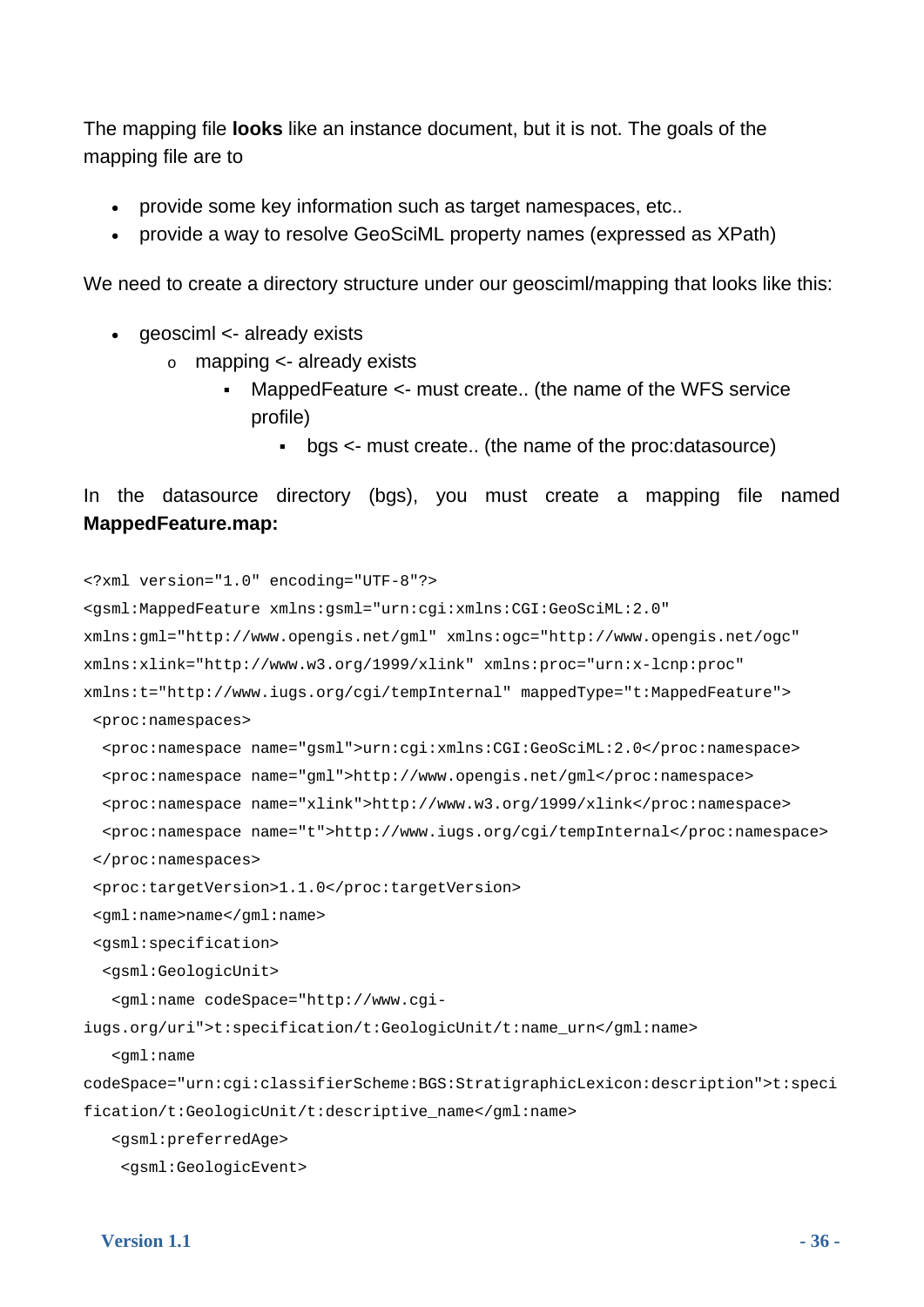The mapping file **looks** like an instance document, but it is not. The goals of the mapping file are to

- provide some key information such as target namespaces, etc..
- provide a way to resolve GeoSciML property names (expressed as XPath)

We need to create a directory structure under our geosciml/mapping that looks like this:

- geosciml <- already exists
  - mapping <- already exists
    - MappedFeature <- must create.. (the name of the WFS service profile)
      - bgs <- must create.. (the name of the proc:datasource)

In the datasource directory (bgs), you must create a mapping file named **MappedFeature.map:**

```
<?xml version="1.0" encoding="UTF-8"?>
<gsml:MappedFeature xmlns:gsml="urn:cgi:xmlns:CGI:GeoSciML:2.0"
xmlns:gml="http://www.opengis.net/gml" xmlns:ogc="http://www.opengis.net/ogc"
xmlns:xlink="http://www.w3.org/1999/xlink" xmlns:proc="urn:x-lcnp:proc"
xmlns:t="http://www.iugs.org/cgi/tempInternal" mappedType="t:MappedFeature">
 <proc:namespaces>
  <proc:namespace name="gsml">urn:cgi:xmlns:CGI:GeoSciML:2.0</proc:namespace>
  <proc:namespace name="gml">http://www.opengis.net/gml</proc:namespace>
  <proc:namespace name="xlink">http://www.w3.org/1999/xlink</proc:namespace>
  <proc:namespace name="t">http://www.iugs.org/cgi/tempInternal</proc:namespace>
 </proc:namespaces>
 <proc:targetVersion>1.1.0</proc:targetVersion>
 <gml:name>name</gml:name>
 <gsml:specification>
  <gsml:GeologicUnit>
   <gml:name codeSpace="http://www.cgi-
iugs.org/uri">t:specification/t:GeologicUnit/t:name_urn</gml:name>
   <gml:name
codeSpace="urn:cgi:classifierScheme:BGS:StratigraphicLexicon:description">t:speci
fication/t:GeologicUnit/t:descriptive_name</gml:name>
   <gsml:preferredAge>
    <gsml:GeologicEvent>
```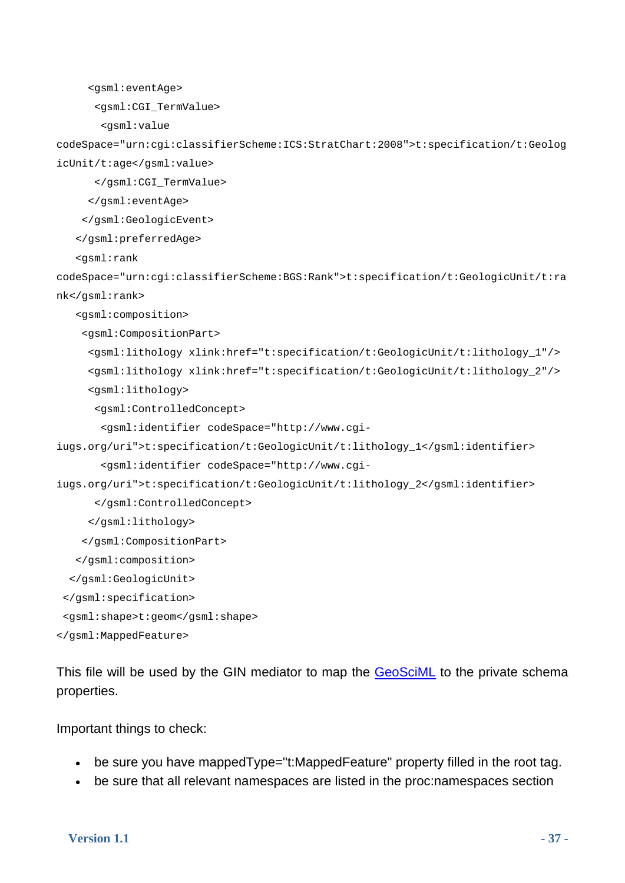```
      <gsml:eventAge>
       <gsml:CGI_TermValue>
        <gsml:value
codeSpace="urn:cgi:classifierScheme:ICS:StratChart:2008">t:specification/t:GeologicUnit/t:age</gsml:value>
       </gsml:CGI_TermValue>
      </gsml:eventAge>
     </gsml:GeologicEvent>
    </gsml:preferredAge>
    <gsml:rank
codeSpace="urn:cgi:classifierScheme:BGS:Rank">t:specification/t:GeologicUnit/t:rank</gsml:rank>
    <gsml:composition>
     <gsml:CompositionPart>
      <gsml:lithology xlink:href="t:specification/t:GeologicUnit/t:lithology_1"/>
      <gsml:lithology xlink:href="t:specification/t:GeologicUnit/t:lithology_2"/>
      <gsml:lithology>
       <gsml:ControlledConcept>
        <gsml:identifier codeSpace="http://www.cgi-iugs.org/uri">t:specification/t:GeologicUnit/t:lithology_1</gsml:identifier>
        <gsml:identifier codeSpace="http://www.cgi-iugs.org/uri">t:specification/t:GeologicUnit/t:lithology_2</gsml:identifier>
       </gsml:ControlledConcept>
      </gsml:lithology>
     </gsml:CompositionPart>
    </gsml:composition>
   </gsml:GeologicUnit>
  </gsml:specification>
  <gsml:shape>t:geom</gsml:shape>
</gsml:MappedFeature>
```

This file will be used by the GIN mediator to map the GeoSciML to the private schema properties.

Important things to check:

- be sure you have mappedType="t:MappedFeature" property filled in the root tag.
- be sure that all relevant namespaces are listed in the proc:namespaces section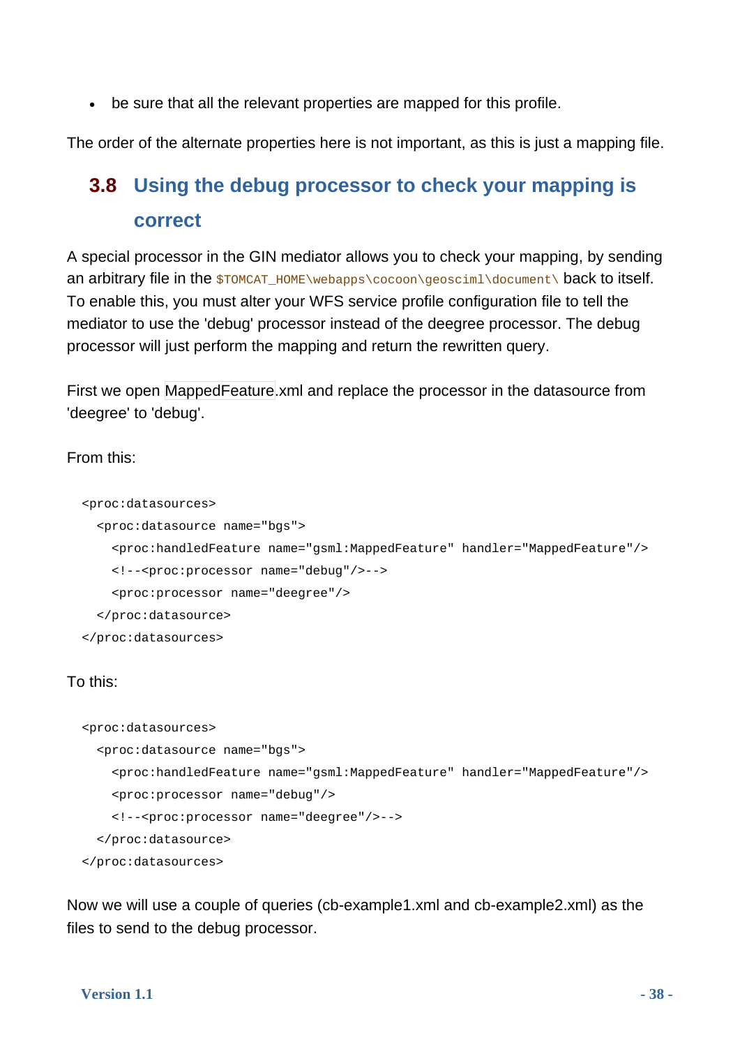- be sure that all the relevant properties are mapped for this profile.

The order of the alternate properties here is not important, as this is just a mapping file.

## 3.8 Using the debug processor to check your mapping is correct

A special processor in the GIN mediator allows you to check your mapping, by sending an arbitrary file in the `$TOMCAT_HOME\webapps\cocoon\geosciml\document\` back to itself. To enable this, you must alter your WFS service profile configuration file to tell the mediator to use the 'debug' processor instead of the deegree processor. The debug processor will just perform the mapping and return the rewritten query.

First we open MappedFeature.xml and replace the processor in the datasource from 'deegree' to 'debug'.

From this:

```
<proc:datasources>
  <proc:datasource name="bgs">
    <proc:handledFeature name="gsml:MappedFeature" handler="MappedFeature"/>
    <!--<proc:processor name="debug"/>-->
    <proc:processor name="deegree"/>
  </proc:datasource>
</proc:datasources>
```

To this:

```
<proc:datasources>
  <proc:datasource name="bgs">
    <proc:handledFeature name="gsml:MappedFeature" handler="MappedFeature"/>
    <proc:processor name="debug"/>
    <!--<proc:processor name="deegree"/>-->
  </proc:datasource>
</proc:datasources>
```

Now we will use a couple of queries (cb-example1.xml and cb-example2.xml) as the files to send to the debug processor.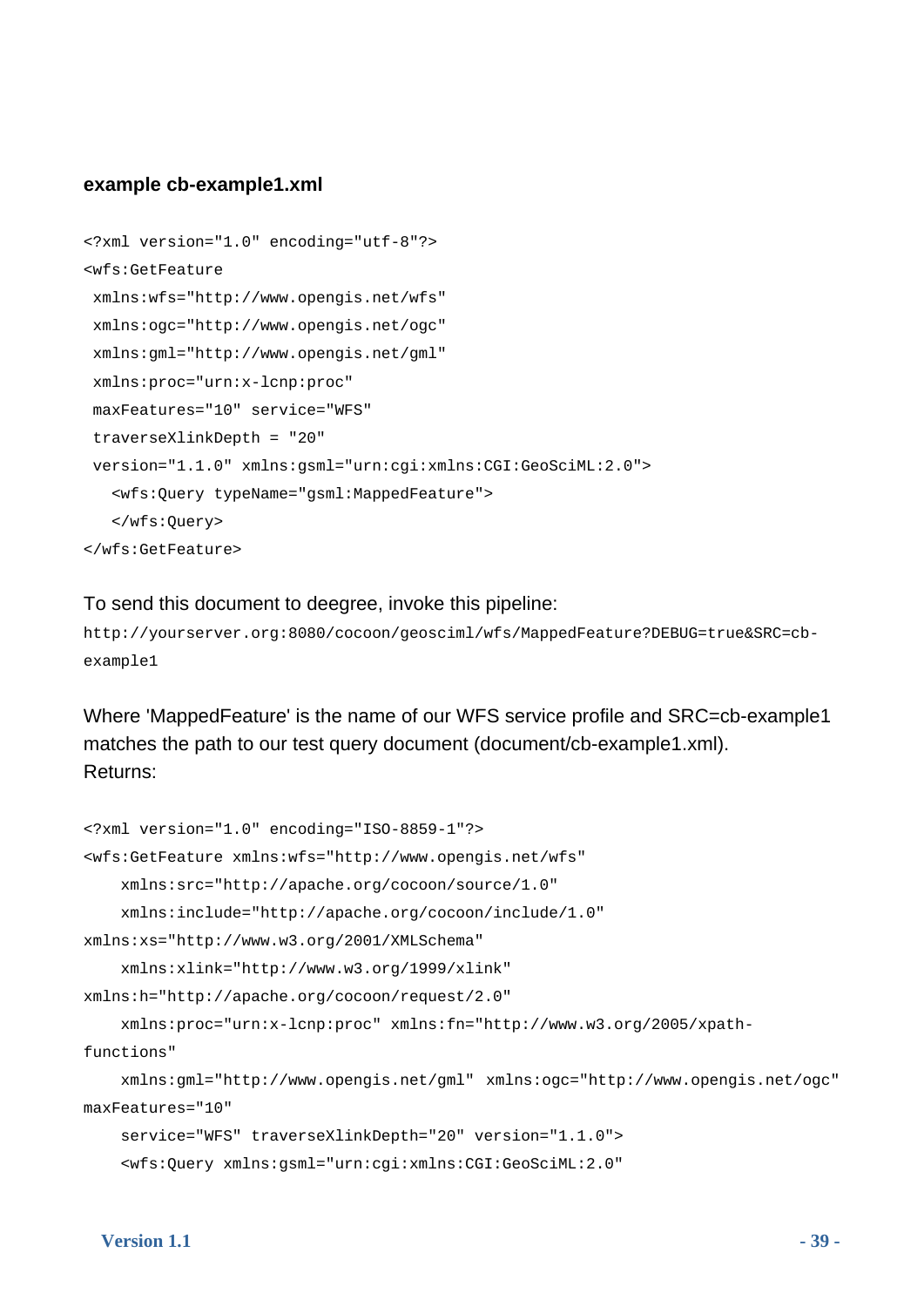**example cb-example1.xml**

```
<?xml version="1.0" encoding="utf-8"?>
<wfs:GetFeature
 xmlns:wfs="http://www.opengis.net/wfs"
 xmlns:ogc="http://www.opengis.net/ogc"
 xmlns:gml="http://www.opengis.net/gml"
 xmlns:proc="urn:x-lcnp:proc"
 maxFeatures="10" service="WFS"
 traverseXlinkDepth = "20"
 version="1.1.0" xmlns:gsml="urn:cgi:xmlns:CGI:GeoSciML:2.0">
   <wfs:Query typeName="gsml:MappedFeature">
   </wfs:Query>
</wfs:GetFeature>
```

To send this document to deegree, invoke this pipeline:
`http://yourserver.org:8080/cocoon/geosciml/wfs/MappedFeature?DEBUG=true&SRC=cb-example1`

Where 'MappedFeature' is the name of our WFS service profile and SRC=cb-example1 matches the path to our test query document (document/cb-example1.xml).
Returns:

```
<?xml version="1.0" encoding="ISO-8859-1"?>
<wfs:GetFeature xmlns:wfs="http://www.opengis.net/wfs"
    xmlns:src="http://apache.org/cocoon/source/1.0"
    xmlns:include="http://apache.org/cocoon/include/1.0"
xmlns:xs="http://www.w3.org/2001/XMLSchema"
    xmlns:xlink="http://www.w3.org/1999/xlink"
xmlns:h="http://apache.org/cocoon/request/2.0"
    xmlns:proc="urn:x-lcnp:proc" xmlns:fn="http://www.w3.org/2005/xpath-
functions"
    xmlns:gml="http://www.opengis.net/gml" xmlns:ogc="http://www.opengis.net/ogc"
maxFeatures="10"
    service="WFS" traverseXlinkDepth="20" version="1.1.0">
    <wfs:Query xmlns:gsml="urn:cgi:xmlns:CGI:GeoSciML:2.0"
```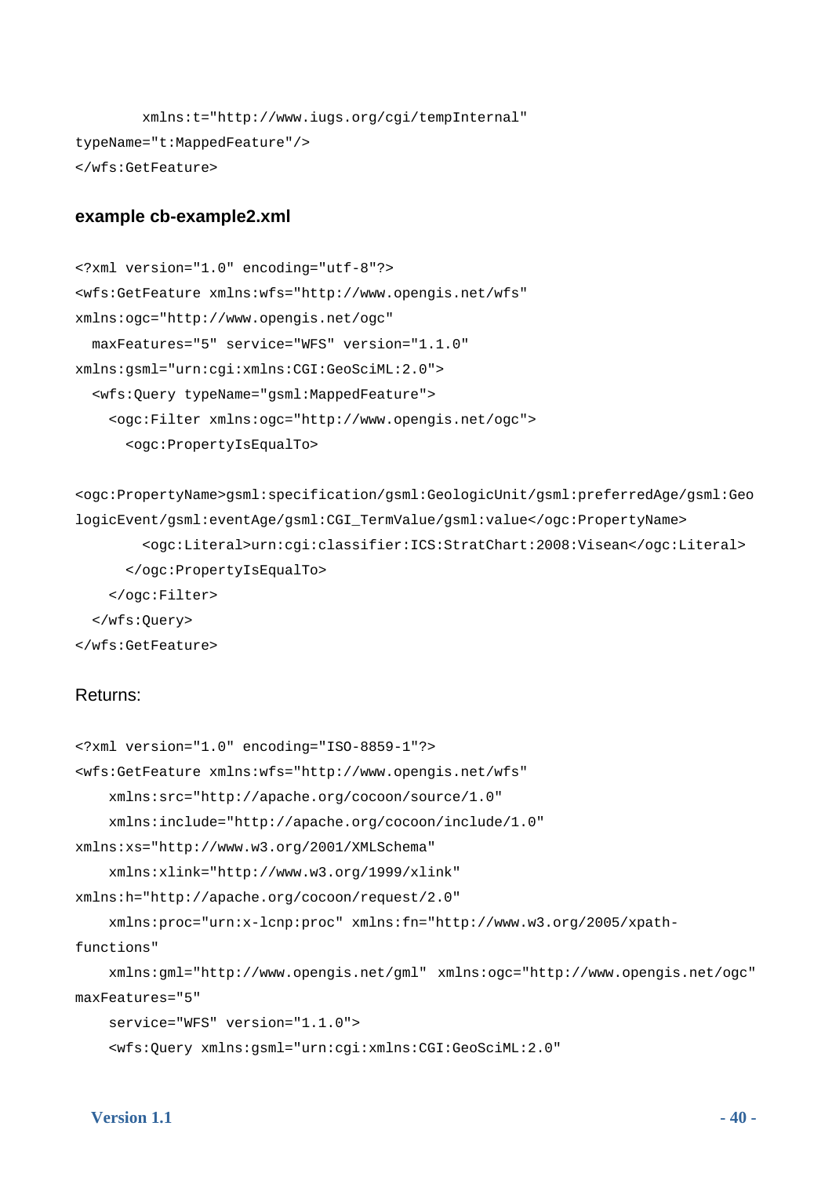```
        xmlns:t="http://www.iugs.org/cgi/tempInternal"
typeName="t:MappedFeature"/>
</wfs:GetFeature>
```

### example cb-example2.xml

```
<?xml version="1.0" encoding="utf-8"?>
<wfs:GetFeature xmlns:wfs="http://www.opengis.net/wfs"
xmlns:ogc="http://www.opengis.net/ogc"
  maxFeatures="5" service="WFS" version="1.1.0"
xmlns:gsml="urn:cgi:xmlns:CGI:GeoSciML:2.0">
  <wfs:Query typeName="gsml:MappedFeature">
    <ogc:Filter xmlns:ogc="http://www.opengis.net/ogc">
      <ogc:PropertyIsEqualTo>

<ogc:PropertyName>gsml:specification/gsml:GeologicUnit/gsml:preferredAge/gsml:Geo
logicEvent/gsml:eventAge/gsml:CGI_TermValue/gsml:value</ogc:PropertyName>
        <ogc:Literal>urn:cgi:classifier:ICS:StratChart:2008:Visean</ogc:Literal>
      </ogc:PropertyIsEqualTo>
    </ogc:Filter>
  </wfs:Query>
</wfs:GetFeature>
```

Returns:

```
<?xml version="1.0" encoding="ISO-8859-1"?>
<wfs:GetFeature xmlns:wfs="http://www.opengis.net/wfs"
    xmlns:src="http://apache.org/cocoon/source/1.0"
    xmlns:include="http://apache.org/cocoon/include/1.0"
xmlns:xs="http://www.w3.org/2001/XMLSchema"
    xmlns:xlink="http://www.w3.org/1999/xlink"
xmlns:h="http://apache.org/cocoon/request/2.0"
    xmlns:proc="urn:x-lcnp:proc" xmlns:fn="http://www.w3.org/2005/xpath-
functions"
    xmlns:gml="http://www.opengis.net/gml" xmlns:ogc="http://www.opengis.net/ogc"
maxFeatures="5"
    service="WFS" version="1.1.0">
    <wfs:Query xmlns:gsml="urn:cgi:xmlns:CGI:GeoSciML:2.0"
```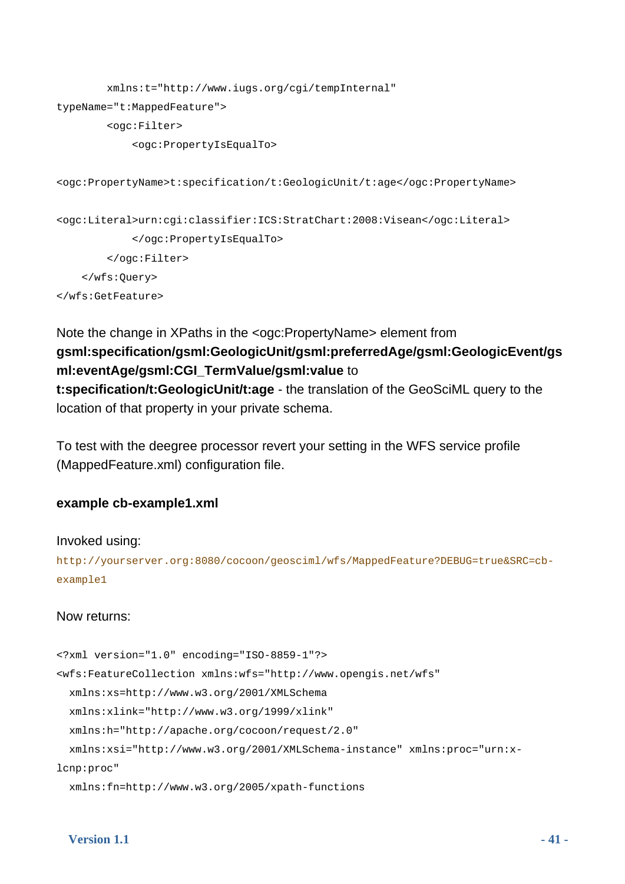```
        xmlns:t="http://www.iugs.org/cgi/tempInternal"
typeName="t:MappedFeature">
        <ogc:Filter>
            <ogc:PropertyIsEqualTo>

<ogc:PropertyName>t:specification/t:GeologicUnit/t:age</ogc:PropertyName>

<ogc:Literal>urn:cgi:classifier:ICS:StratChart:2008:Visean</ogc:Literal>
            </ogc:PropertyIsEqualTo>
        </ogc:Filter>
    </wfs:Query>
</wfs:GetFeature>
```

Note the change in XPaths in the <ogc:PropertyName> element from **gsml:specification/gsml:GeologicUnit/gsml:preferredAge/gsml:GeologicEvent/gsml:eventAge/gsml:CGI_TermValue/gsml:value** to **t:specification/t:GeologicUnit/t:age** - the translation of the GeoSciML query to the location of that property in your private schema.

To test with the deegree processor revert your setting in the WFS service profile (MappedFeature.xml) configuration file.

**example cb-example1.xml**

Invoked using:

http://yourserver.org:8080/cocoon/geosciml/wfs/MappedFeature?DEBUG=true&SRC=cb-example1

Now returns:

```
<?xml version="1.0" encoding="ISO-8859-1"?>
<wfs:FeatureCollection xmlns:wfs="http://www.opengis.net/wfs"
  xmlns:xs=http://www.w3.org/2001/XMLSchema
  xmlns:xlink="http://www.w3.org/1999/xlink"
  xmlns:h="http://apache.org/cocoon/request/2.0"
  xmlns:xsi="http://www.w3.org/2001/XMLSchema-instance" xmlns:proc="urn:x-
lcnp:proc"
  xmlns:fn=http://www.w3.org/2005/xpath-functions
```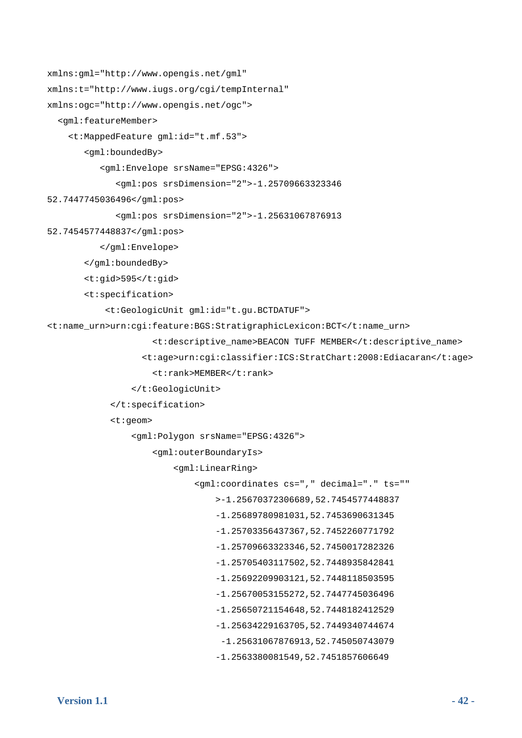```
xmlns:gml="http://www.opengis.net/gml"
xmlns:t="http://www.iugs.org/cgi/tempInternal"
xmlns:ogc="http://www.opengis.net/ogc">
  <gml:featureMember>
    <t:MappedFeature gml:id="t.mf.53">
       <gml:boundedBy>
          <gml:Envelope srsName="EPSG:4326">
             <gml:pos srsDimension="2">-1.25709663323346
52.7447745036496</gml:pos>
             <gml:pos srsDimension="2">-1.25631067876913
52.7454577448837</gml:pos>
          </gml:Envelope>
       </gml:boundedBy>
       <t:gid>595</t:gid>
       <t:specification>
           <t:GeologicUnit gml:id="t.gu.BCTDATUF">
<t:name_urn>urn:cgi:feature:BGS:StratigraphicLexicon:BCT</t:name_urn>
                    <t:descriptive_name>BEACON TUFF MEMBER</t:descriptive_name>
                  <t:age>urn:cgi:classifier:ICS:StratChart:2008:Ediacaran</t:age>
                    <t:rank>MEMBER</t:rank>
                </t:GeologicUnit>
            </t:specification>
            <t:geom>
                <gml:Polygon srsName="EPSG:4326">
                    <gml:outerBoundaryIs>
                        <gml:LinearRing>
                            <gml:coordinates cs="," decimal="." ts=""
                                >-1.25670372306689,52.7454577448837
                                -1.25689780981031,52.7453690631345
                                -1.25703356437367,52.7452260771792
                                -1.25709663323346,52.7450017282326
                                -1.25705403117502,52.7448935842841
                                -1.25692209903121,52.7448118503595
                                -1.25670053155272,52.7447745036496
                                -1.25650721154648,52.7448182412529
                                -1.25634229163705,52.7449340744674
                                 -1.25631067876913,52.745050743079
                                -1.2563380081549,52.7451857606649
```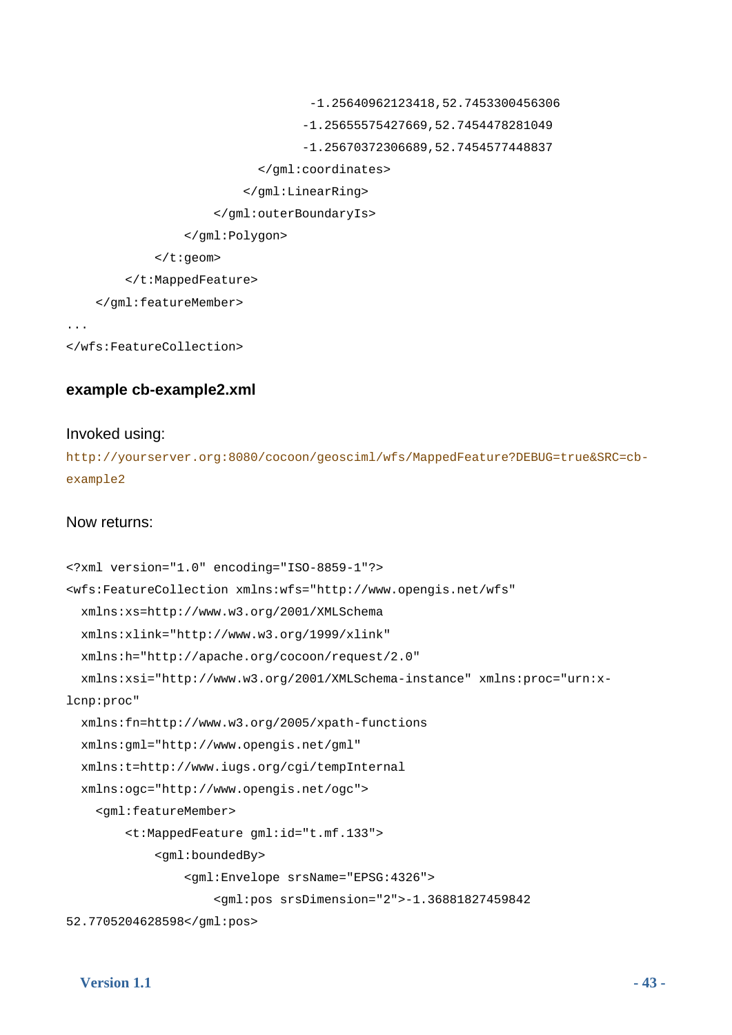```
                                      -1.25640962123418,52.7453300456306
                                     -1.25655575427669,52.7454478281049
                                     -1.25670372306689,52.7454577448837
                               </gml:coordinates>
                             </gml:LinearRing>
                         </gml:outerBoundaryIs>
                     </gml:Polygon>
                 </t:geom>
             </t:MappedFeature>
         </gml:featureMember>
...
</wfs:FeatureCollection>
```

### example cb-example2.xml

Invoked using:

http://yourserver.org:8080/cocoon/geosciml/wfs/MappedFeature?DEBUG=true&SRC=cb-example2

Now returns:

```
<?xml version="1.0" encoding="ISO-8859-1"?>
<wfs:FeatureCollection xmlns:wfs="http://www.opengis.net/wfs"
  xmlns:xs=http://www.w3.org/2001/XMLSchema
  xmlns:xlink="http://www.w3.org/1999/xlink"
  xmlns:h="http://apache.org/cocoon/request/2.0"
  xmlns:xsi="http://www.w3.org/2001/XMLSchema-instance" xmlns:proc="urn:x-
lcnp:proc"
  xmlns:fn=http://www.w3.org/2005/xpath-functions
  xmlns:gml="http://www.opengis.net/gml"
  xmlns:t=http://www.iugs.org/cgi/tempInternal
  xmlns:ogc="http://www.opengis.net/ogc">
    <gml:featureMember>
        <t:MappedFeature gml:id="t.mf.133">
            <gml:boundedBy>
                <gml:Envelope srsName="EPSG:4326">
                    <gml:pos srsDimension="2">-1.36881827459842
52.7705204628598</gml:pos>
```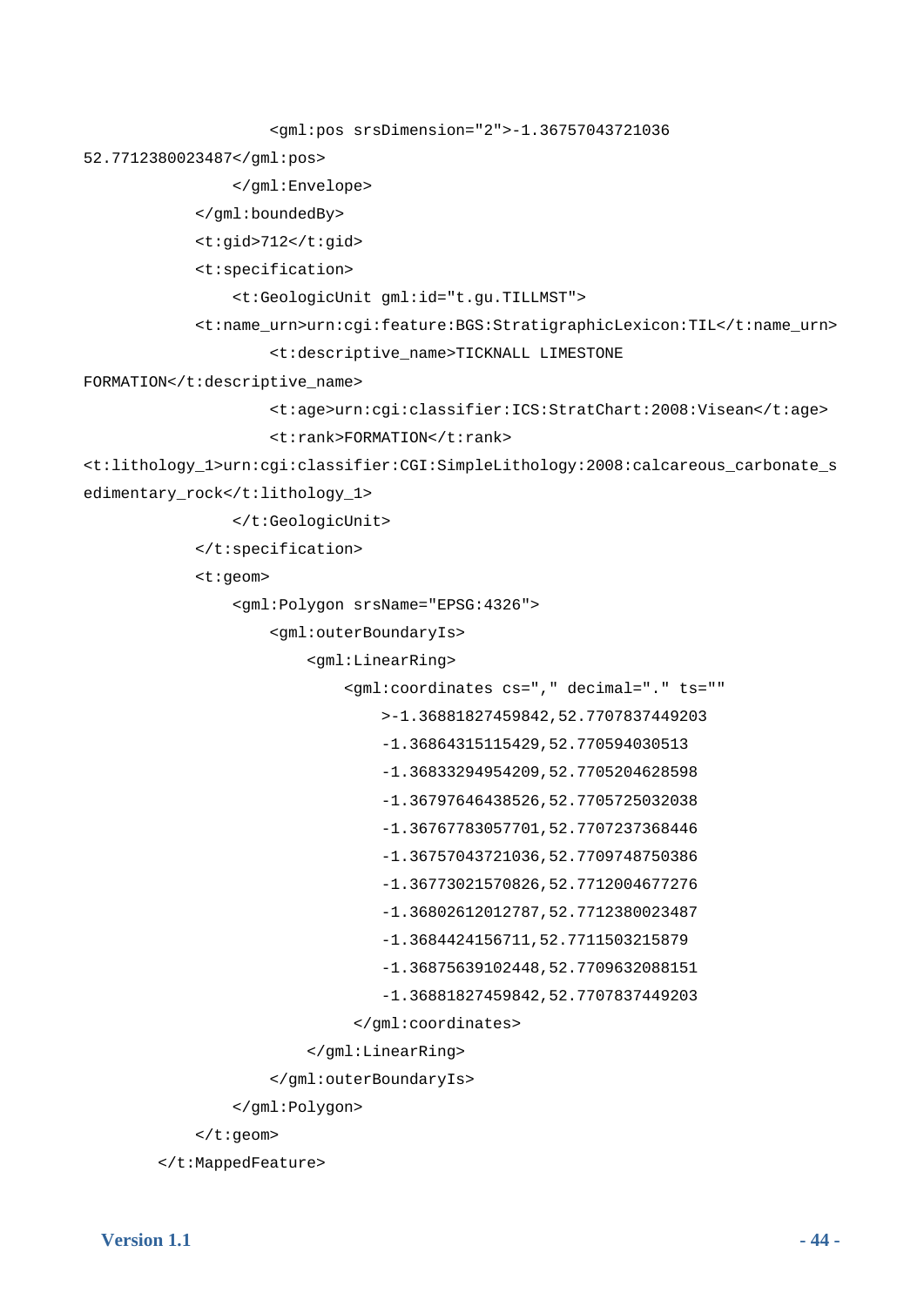```
                    <gml:pos srsDimension="2">-1.36757043721036
52.7712380023487</gml:pos>
                </gml:Envelope>
            </gml:boundedBy>
            <t:gid>712</t:gid>
            <t:specification>
                <t:GeologicUnit gml:id="t.gu.TILLMST">
            <t:name_urn>urn:cgi:feature:BGS:StratigraphicLexicon:TIL</t:name_urn>
                    <t:descriptive_name>TICKNALL LIMESTONE
FORMATION</t:descriptive_name>
                    <t:age>urn:cgi:classifier:ICS:StratChart:2008:Visean</t:age>
                    <t:rank>FORMATION</t:rank>
<t:lithology_1>urn:cgi:classifier:CGI:SimpleLithology:2008:calcareous_carbonate_s
edimentary_rock</t:lithology_1>
                </t:GeologicUnit>
            </t:specification>
            <t:geom>
                <gml:Polygon srsName="EPSG:4326">
                    <gml:outerBoundaryIs>
                        <gml:LinearRing>
                            <gml:coordinates cs="," decimal="." ts=""
                                >-1.36881827459842,52.7707837449203
                                -1.36864315115429,52.770594030513
                                -1.36833294954209,52.7705204628598
                                -1.36797646438526,52.7705725032038
                                -1.36767783057701,52.7707237368446
                                -1.36757043721036,52.7709748750386
                                -1.36773021570826,52.7712004677276
                                -1.36802612012787,52.7712380023487
                                -1.3684424156711,52.7711503215879
                                -1.36875639102448,52.7709632088151
                                -1.36881827459842,52.7707837449203
                             </gml:coordinates>
                        </gml:LinearRing>
                    </gml:outerBoundaryIs>
                </gml:Polygon>
            </t:geom>
        </t:MappedFeature>
```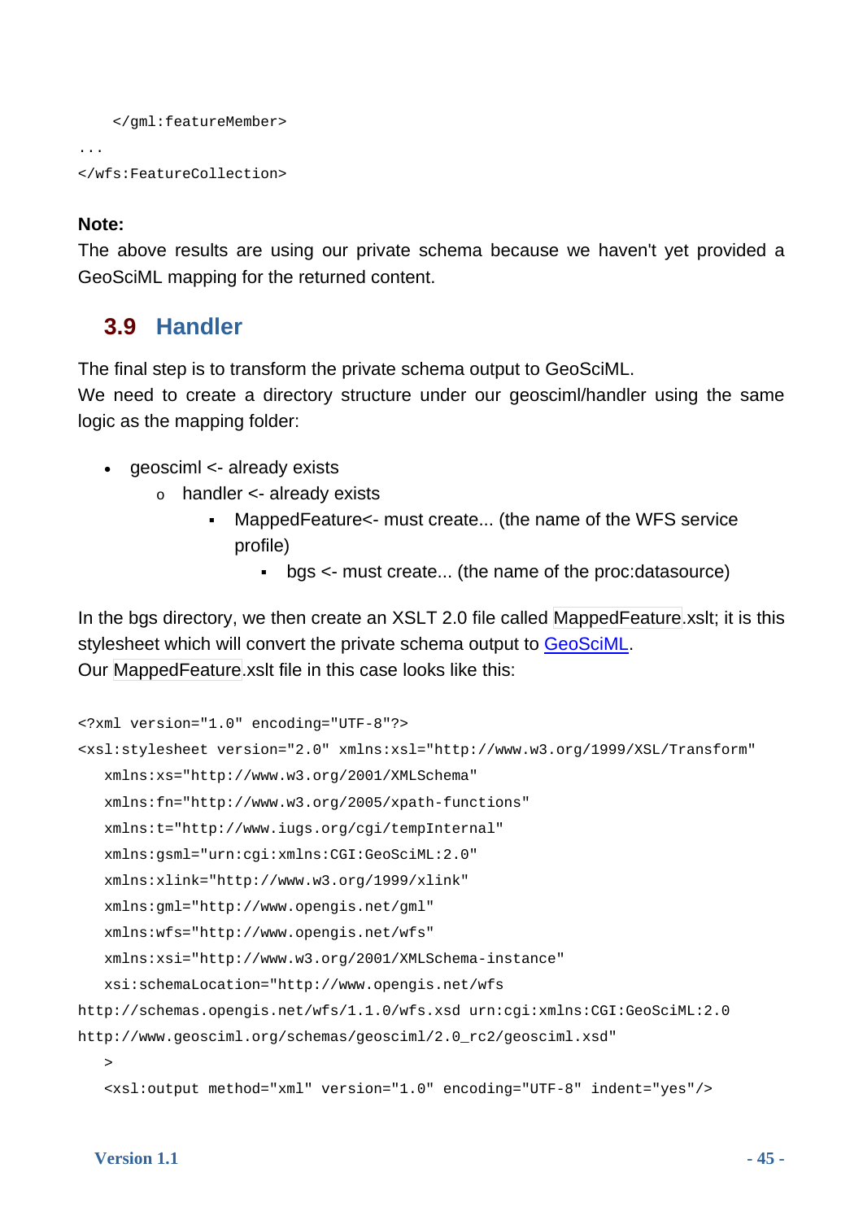```
    </gml:featureMember>
...
</wfs:FeatureCollection>
```

**Note:**
The above results are using our private schema because we haven't yet provided a GeoSciML mapping for the returned content.

## 3.9 Handler

The final step is to transform the private schema output to GeoSciML.
We need to create a directory structure under our geosciml/handler using the same logic as the mapping folder:

- geosciml <- already exists
  - handler <- already exists
    - MappedFeature<- must create... (the name of the WFS service profile)
      - bgs <- must create... (the name of the proc:datasource)

In the bgs directory, we then create an XSLT 2.0 file called MappedFeature.xslt; it is this stylesheet which will convert the private schema output to GeoSciML.
Our MappedFeature.xslt file in this case looks like this:

```
<?xml version="1.0" encoding="UTF-8"?>
<xsl:stylesheet version="2.0" xmlns:xsl="http://www.w3.org/1999/XSL/Transform"
   xmlns:xs="http://www.w3.org/2001/XMLSchema"
   xmlns:fn="http://www.w3.org/2005/xpath-functions"
   xmlns:t="http://www.iugs.org/cgi/tempInternal"
   xmlns:gsml="urn:cgi:xmlns:CGI:GeoSciML:2.0"
   xmlns:xlink="http://www.w3.org/1999/xlink"
   xmlns:gml="http://www.opengis.net/gml"
   xmlns:wfs="http://www.opengis.net/wfs"
   xmlns:xsi="http://www.w3.org/2001/XMLSchema-instance"
   xsi:schemaLocation="http://www.opengis.net/wfs
http://schemas.opengis.net/wfs/1.1.0/wfs.xsd urn:cgi:xmlns:CGI:GeoSciML:2.0
http://www.geosciml.org/schemas/geosciml/2.0_rc2/geosciml.xsd"
   >
   <xsl:output method="xml" version="1.0" encoding="UTF-8" indent="yes"/>
```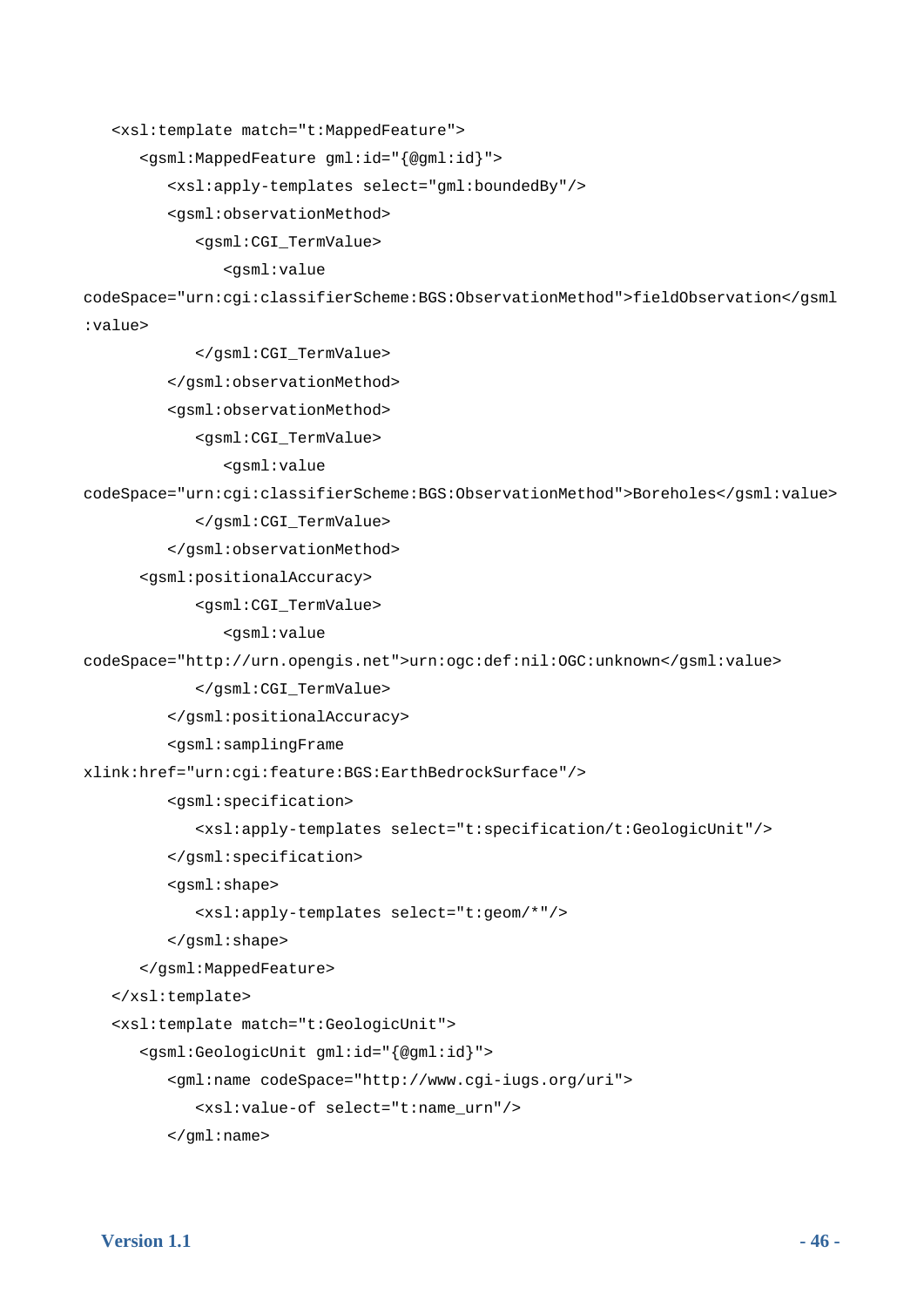```
   <xsl:template match="t:MappedFeature">
      <gsml:MappedFeature gml:id="{@gml:id}">
         <xsl:apply-templates select="gml:boundedBy"/>
         <gsml:observationMethod>
            <gsml:CGI_TermValue>
               <gsml:value
codeSpace="urn:cgi:classifierScheme:BGS:ObservationMethod">fieldObservation</gsml
:value>
            </gsml:CGI_TermValue>
         </gsml:observationMethod>
         <gsml:observationMethod>
            <gsml:CGI_TermValue>
               <gsml:value
codeSpace="urn:cgi:classifierScheme:BGS:ObservationMethod">Boreholes</gsml:value>
            </gsml:CGI_TermValue>
         </gsml:observationMethod>
      <gsml:positionalAccuracy>
            <gsml:CGI_TermValue>
               <gsml:value
codeSpace="http://urn.opengis.net">urn:ogc:def:nil:OGC:unknown</gsml:value>
            </gsml:CGI_TermValue>
         </gsml:positionalAccuracy>
         <gsml:samplingFrame
xlink:href="urn:cgi:feature:BGS:EarthBedrockSurface"/>
         <gsml:specification>
            <xsl:apply-templates select="t:specification/t:GeologicUnit"/>
         </gsml:specification>
         <gsml:shape>
            <xsl:apply-templates select="t:geom/*"/>
         </gsml:shape>
      </gsml:MappedFeature>
   </xsl:template>
   <xsl:template match="t:GeologicUnit">
      <gsml:GeologicUnit gml:id="{@gml:id}">
         <gml:name codeSpace="http://www.cgi-iugs.org/uri">
            <xsl:value-of select="t:name_urn"/>
         </gml:name>
```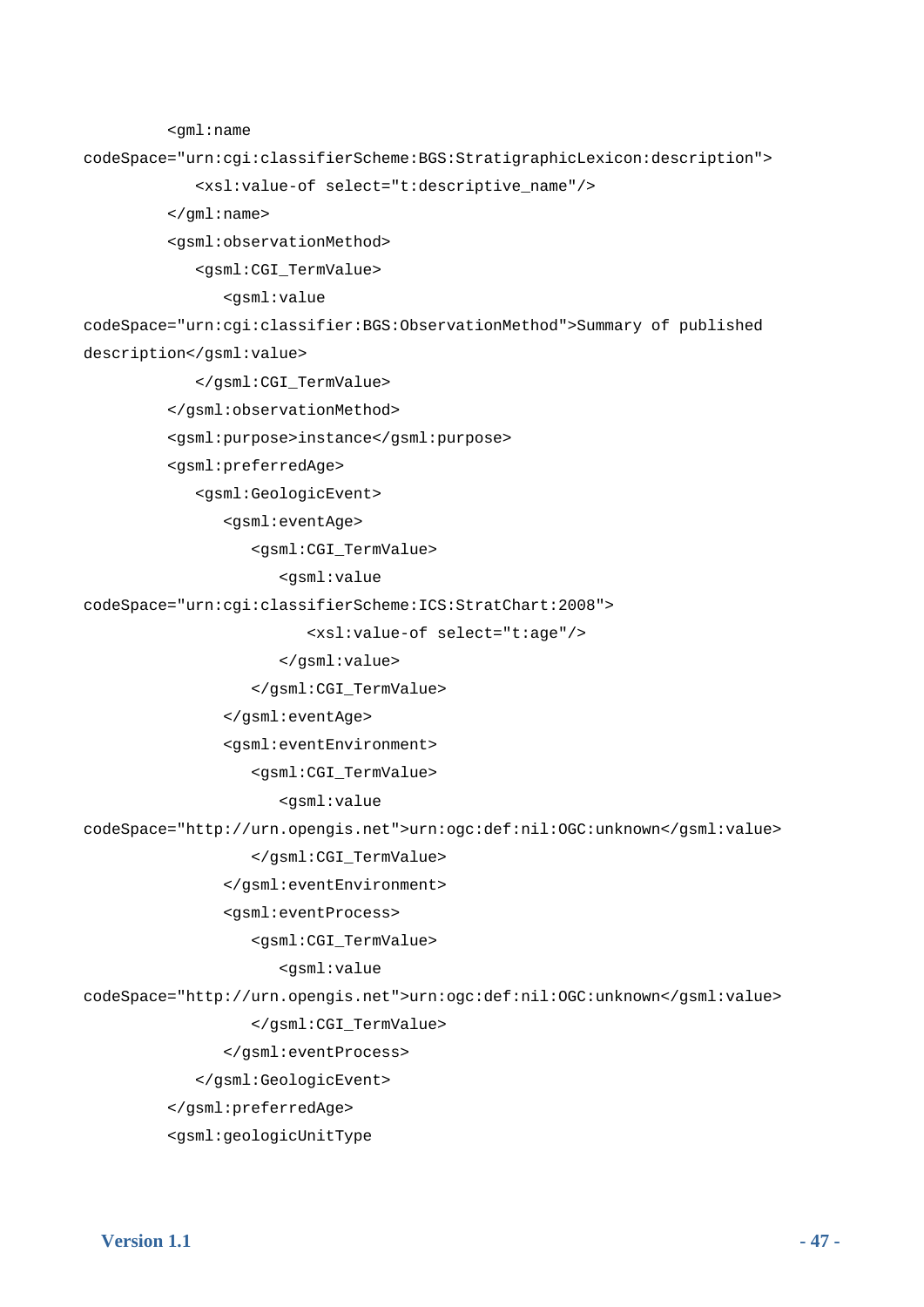```
        <gml:name
codeSpace="urn:cgi:classifierScheme:BGS:StratigraphicLexicon:description">
           <xsl:value-of select="t:descriptive_name"/>
        </gml:name>
        <gsml:observationMethod>
           <gsml:CGI_TermValue>
              <gsml:value
codeSpace="urn:cgi:classifier:BGS:ObservationMethod">Summary of published
description</gsml:value>
           </gsml:CGI_TermValue>
        </gsml:observationMethod>
        <gsml:purpose>instance</gsml:purpose>
        <gsml:preferredAge>
           <gsml:GeologicEvent>
              <gsml:eventAge>
                 <gsml:CGI_TermValue>
                    <gsml:value
codeSpace="urn:cgi:classifierScheme:ICS:StratChart:2008">
                       <xsl:value-of select="t:age"/>
                    </gsml:value>
                 </gsml:CGI_TermValue>
              </gsml:eventAge>
              <gsml:eventEnvironment>
                 <gsml:CGI_TermValue>
                    <gsml:value
codeSpace="http://urn.opengis.net">urn:ogc:def:nil:OGC:unknown</gsml:value>
                 </gsml:CGI_TermValue>
              </gsml:eventEnvironment>
              <gsml:eventProcess>
                 <gsml:CGI_TermValue>
                    <gsml:value
codeSpace="http://urn.opengis.net">urn:ogc:def:nil:OGC:unknown</gsml:value>
                 </gsml:CGI_TermValue>
              </gsml:eventProcess>
           </gsml:GeologicEvent>
        </gsml:preferredAge>
        <gsml:geologicUnitType
```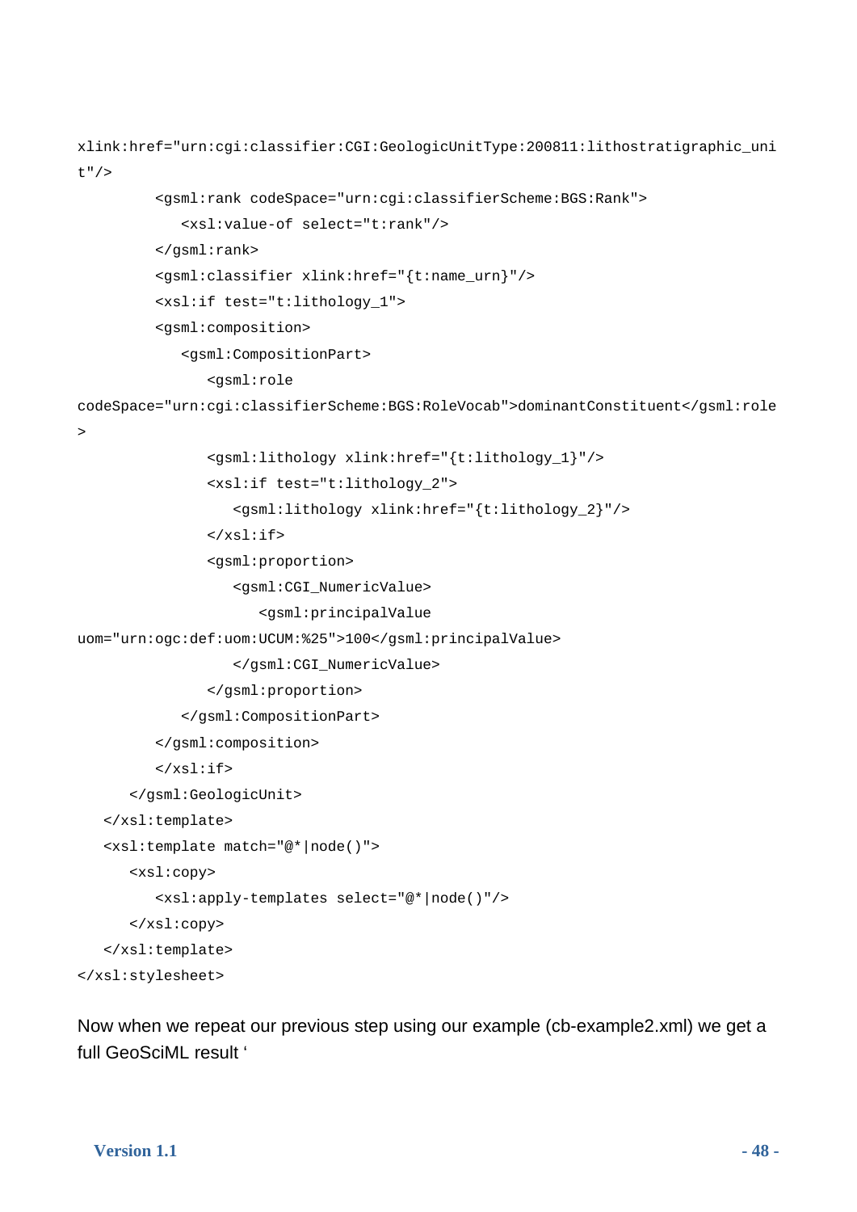```
xlink:href="urn:cgi:classifier:CGI:GeologicUnitType:200811:lithostratigraphic_uni
t"/>
         <gsml:rank codeSpace="urn:cgi:classifierScheme:BGS:Rank">
            <xsl:value-of select="t:rank"/>
         </gsml:rank>
         <gsml:classifier xlink:href="{t:name_urn}"/>
         <xsl:if test="t:lithology_1">
         <gsml:composition>
            <gsml:CompositionPart>
               <gsml:role
codeSpace="urn:cgi:classifierScheme:BGS:RoleVocab">dominantConstituent</gsml:role
>
               <gsml:lithology xlink:href="{t:lithology_1}"/>
               <xsl:if test="t:lithology_2">
                  <gsml:lithology xlink:href="{t:lithology_2}"/>
               </xsl:if>
               <gsml:proportion>
                  <gsml:CGI_NumericValue>
                     <gsml:principalValue
uom="urn:ogc:def:uom:UCUM:%25">100</gsml:principalValue>
                  </gsml:CGI_NumericValue>
               </gsml:proportion>
            </gsml:CompositionPart>
         </gsml:composition>
         </xsl:if>
      </gsml:GeologicUnit>
   </xsl:template>
   <xsl:template match="@*|node()">
      <xsl:copy>
         <xsl:apply-templates select="@*|node()"/>
      </xsl:copy>
   </xsl:template>
</xsl:stylesheet>
```

Now when we repeat our previous step using our example (cb-example2.xml) we get a full GeoSciML result ‘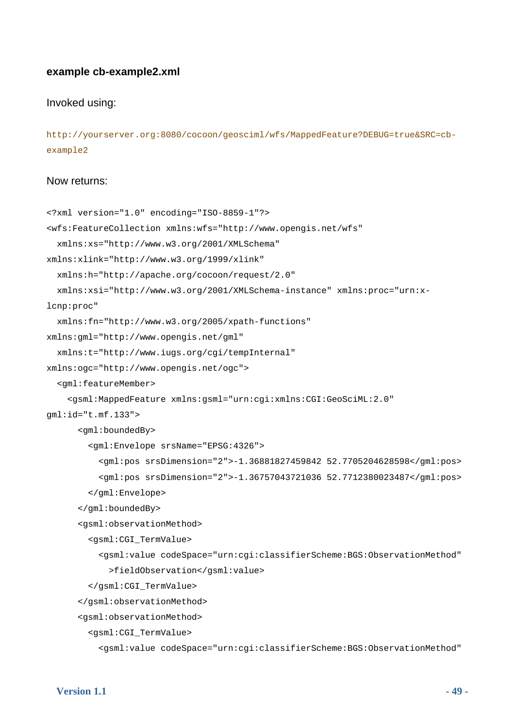**example cb-example2.xml**

Invoked using:

```
http://yourserver.org:8080/cocoon/geosciml/wfs/MappedFeature?DEBUG=true&SRC=cb-example2
```

Now returns:

```
<?xml version="1.0" encoding="ISO-8859-1"?>
<wfs:FeatureCollection xmlns:wfs="http://www.opengis.net/wfs"
  xmlns:xs="http://www.w3.org/2001/XMLSchema"
xmlns:xlink="http://www.w3.org/1999/xlink"
  xmlns:h="http://apache.org/cocoon/request/2.0"
  xmlns:xsi="http://www.w3.org/2001/XMLSchema-instance" xmlns:proc="urn:x-
lcnp:proc"
  xmlns:fn="http://www.w3.org/2005/xpath-functions"
xmlns:gml="http://www.opengis.net/gml"
  xmlns:t="http://www.iugs.org/cgi/tempInternal"
xmlns:ogc="http://www.opengis.net/ogc">
  <gml:featureMember>
    <gsml:MappedFeature xmlns:gsml="urn:cgi:xmlns:CGI:GeoSciML:2.0"
gml:id="t.mf.133">
      <gml:boundedBy>
        <gml:Envelope srsName="EPSG:4326">
          <gml:pos srsDimension="2">-1.36881827459842 52.7705204628598</gml:pos>
          <gml:pos srsDimension="2">-1.36757043721036 52.7712380023487</gml:pos>
        </gml:Envelope>
      </gml:boundedBy>
      <gsml:observationMethod>
        <gsml:CGI_TermValue>
          <gsml:value codeSpace="urn:cgi:classifierScheme:BGS:ObservationMethod"
            >fieldObservation</gsml:value>
        </gsml:CGI_TermValue>
      </gsml:observationMethod>
      <gsml:observationMethod>
        <gsml:CGI_TermValue>
          <gsml:value codeSpace="urn:cgi:classifierScheme:BGS:ObservationMethod"
```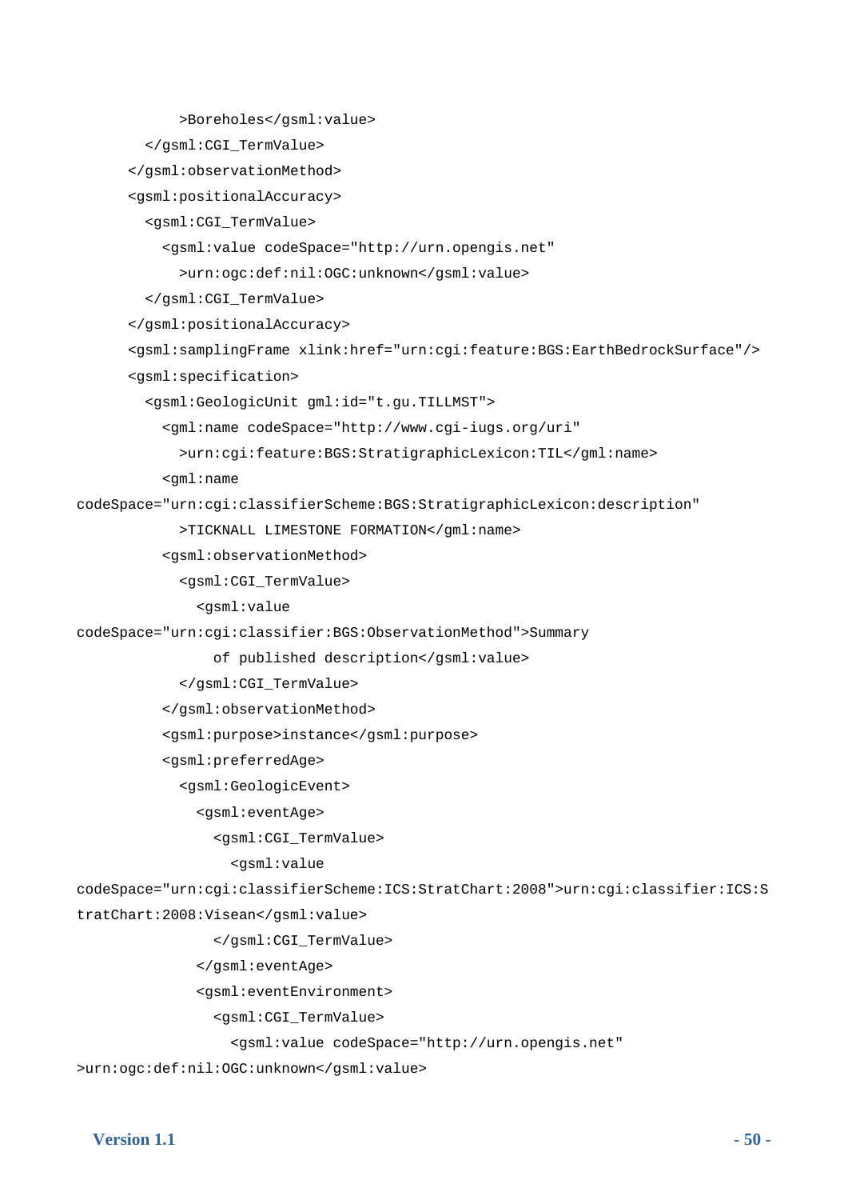```
            >Boreholes</gsml:value>
        </gsml:CGI_TermValue>
      </gsml:observationMethod>
      <gsml:positionalAccuracy>
        <gsml:CGI_TermValue>
          <gsml:value codeSpace="http://urn.opengis.net"
            >urn:ogc:def:nil:OGC:unknown</gsml:value>
        </gsml:CGI_TermValue>
      </gsml:positionalAccuracy>
      <gsml:samplingFrame xlink:href="urn:cgi:feature:BGS:EarthBedrockSurface"/>
      <gsml:specification>
        <gsml:GeologicUnit gml:id="t.gu.TILLMST">
          <gml:name codeSpace="http://www.cgi-iugs.org/uri"
            >urn:cgi:feature:BGS:StratigraphicLexicon:TIL</gml:name>
          <gml:name
codeSpace="urn:cgi:classifierScheme:BGS:StratigraphicLexicon:description"
            >TICKNALL LIMESTONE FORMATION</gml:name>
          <gsml:observationMethod>
            <gsml:CGI_TermValue>
              <gsml:value
codeSpace="urn:cgi:classifier:BGS:ObservationMethod">Summary
                of published description</gsml:value>
            </gsml:CGI_TermValue>
          </gsml:observationMethod>
          <gsml:purpose>instance</gsml:purpose>
          <gsml:preferredAge>
            <gsml:GeologicEvent>
              <gsml:eventAge>
                <gsml:CGI_TermValue>
                  <gsml:value
codeSpace="urn:cgi:classifierScheme:ICS:StratChart:2008">urn:cgi:classifier:ICS:S
tratChart:2008:Visean</gsml:value>
                </gsml:CGI_TermValue>
              </gsml:eventAge>
              <gsml:eventEnvironment>
                <gsml:CGI_TermValue>
                  <gsml:value codeSpace="http://urn.opengis.net"
>urn:ogc:def:nil:OGC:unknown</gsml:value>
```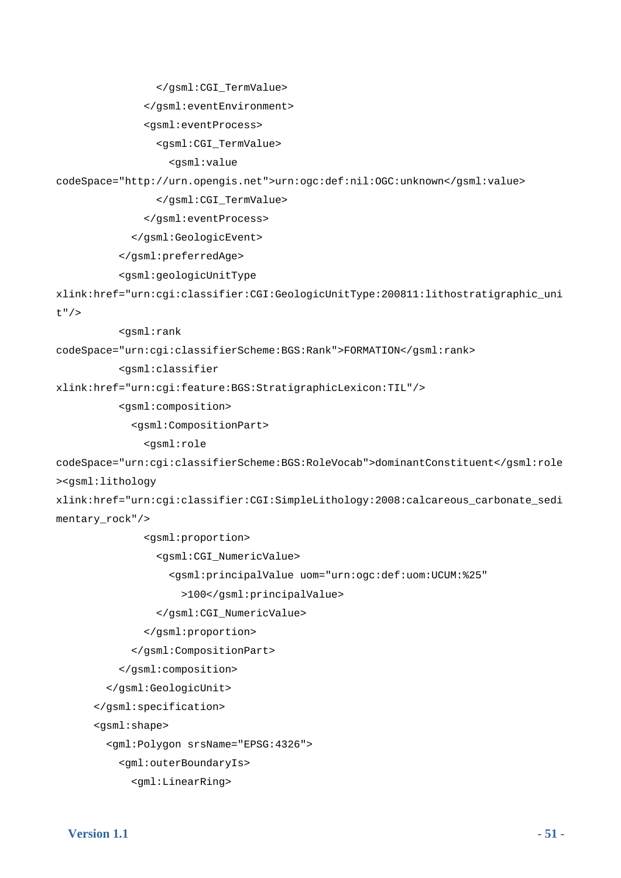```
                </gsml:CGI_TermValue>
              </gsml:eventEnvironment>
              <gsml:eventProcess>
                <gsml:CGI_TermValue>
                  <gsml:value
codeSpace="http://urn.opengis.net">urn:ogc:def:nil:OGC:unknown</gsml:value>
                </gsml:CGI_TermValue>
              </gsml:eventProcess>
            </gsml:GeologicEvent>
          </gsml:preferredAge>
          <gsml:geologicUnitType
xlink:href="urn:cgi:classifier:CGI:GeologicUnitType:200811:lithostratigraphic_uni
t"/>
          <gsml:rank
codeSpace="urn:cgi:classifierScheme:BGS:Rank">FORMATION</gsml:rank>
          <gsml:classifier
xlink:href="urn:cgi:feature:BGS:StratigraphicLexicon:TIL"/>
          <gsml:composition>
            <gsml:CompositionPart>
              <gsml:role
codeSpace="urn:cgi:classifierScheme:BGS:RoleVocab">dominantConstituent</gsml:role
><gsml:lithology
xlink:href="urn:cgi:classifier:CGI:SimpleLithology:2008:calcareous_carbonate_sedi
mentary_rock"/>
              <gsml:proportion>
                <gsml:CGI_NumericValue>
                  <gsml:principalValue uom="urn:ogc:def:uom:UCUM:%25"
                    >100</gsml:principalValue>
                </gsml:CGI_NumericValue>
              </gsml:proportion>
            </gsml:CompositionPart>
          </gsml:composition>
        </gsml:GeologicUnit>
      </gsml:specification>
      <gsml:shape>
        <gml:Polygon srsName="EPSG:4326">
          <gml:outerBoundaryIs>
            <gml:LinearRing>
```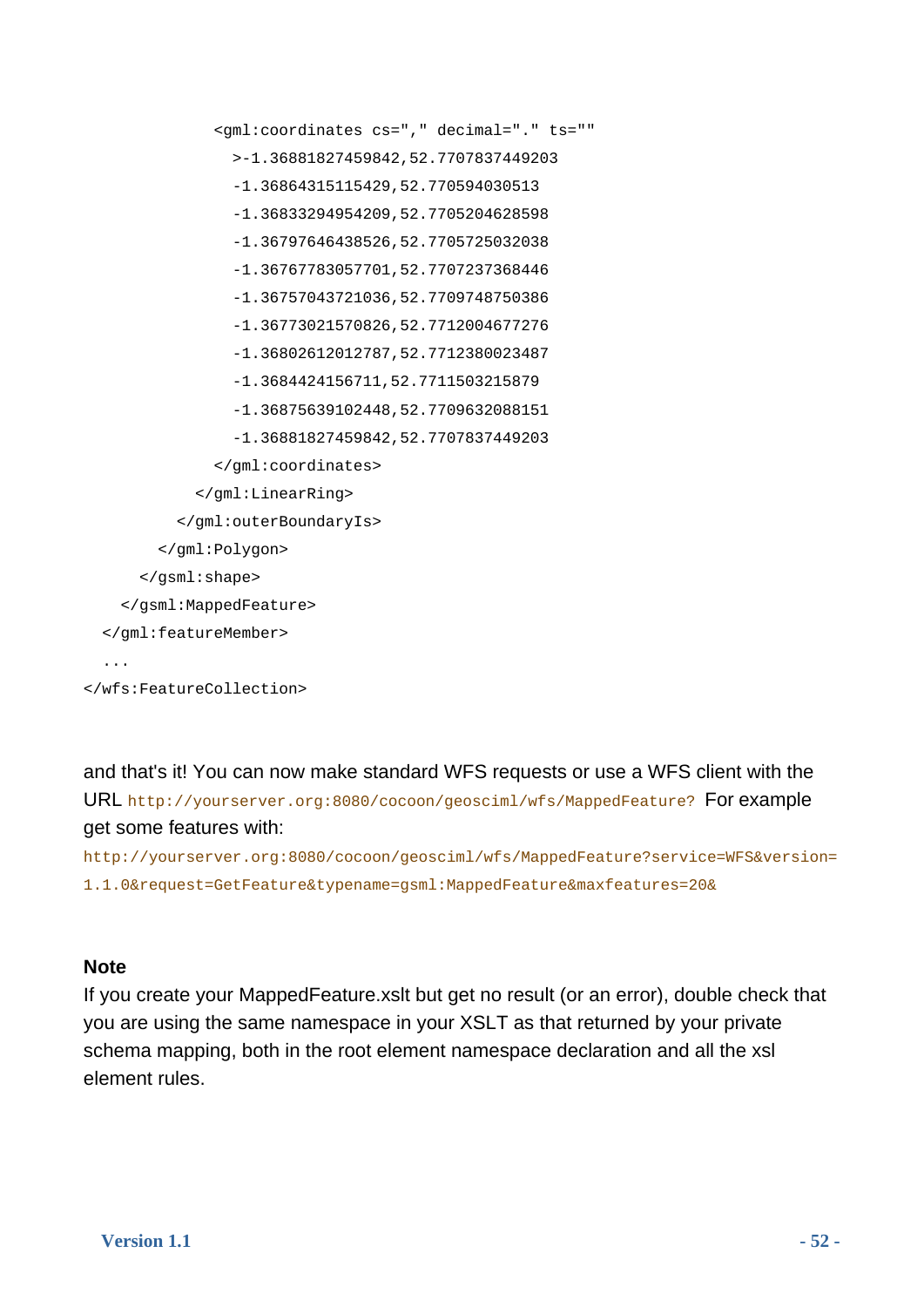```
              <gml:coordinates cs="," decimal="." ts=""
                >-1.36881827459842,52.7707837449203
                -1.36864315115429,52.770594030513
                -1.36833294954209,52.7705204628598
                -1.36797646438526,52.7705725032038
                -1.36767783057701,52.7707237368446
                -1.36757043721036,52.7709748750386
                -1.36773021570826,52.7712004677276
                -1.36802612012787,52.7712380023487
                -1.3684424156711,52.7711503215879
                -1.36875639102448,52.7709632088151
                -1.36881827459842,52.7707837449203
              </gml:coordinates>
            </gml:LinearRing>
          </gml:outerBoundaryIs>
        </gml:Polygon>
      </gsml:shape>
    </gsml:MappedFeature>
  </gml:featureMember>
  ...
</wfs:FeatureCollection>
```

and that's it! You can now make standard WFS requests or use a WFS client with the URL `http://yourserver.org:8080/cocoon/geosciml/wfs/MappedFeature?` For example get some features with:

`http://yourserver.org:8080/cocoon/geosciml/wfs/MappedFeature?service=WFS&version=1.1.0&request=GetFeature&typename=gsml:MappedFeature&maxfeatures=20&`

**Note**

If you create your MappedFeature.xslt but get no result (or an error), double check that you are using the same namespace in your XSLT as that returned by your private schema mapping, both in the root element namespace declaration and all the xsl element rules.